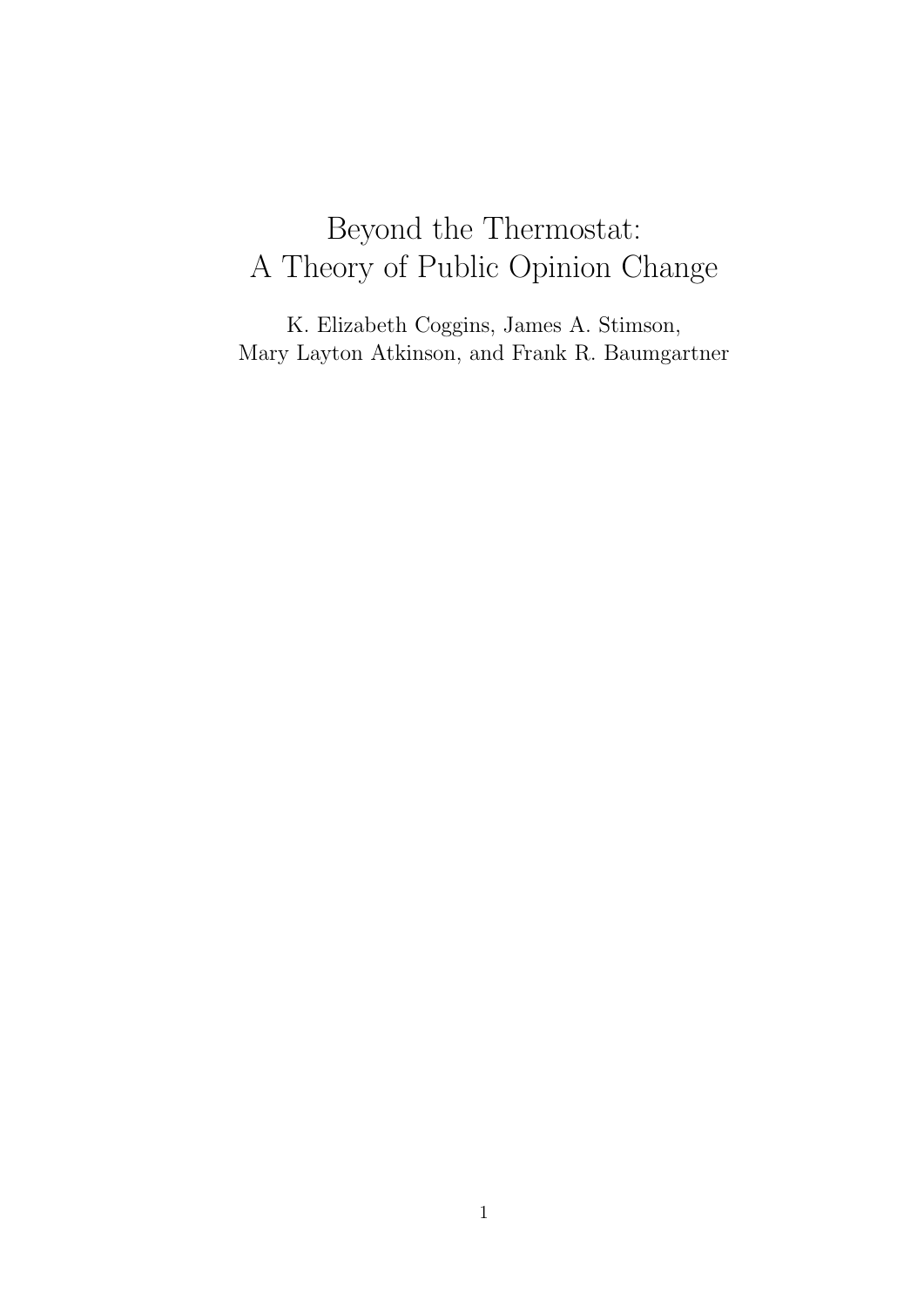# Beyond the Thermostat: A Theory of Public Opinion Change

K. Elizabeth Coggins, James A. Stimson,
Mary Layton Atkinson, and Frank R. Baumgartner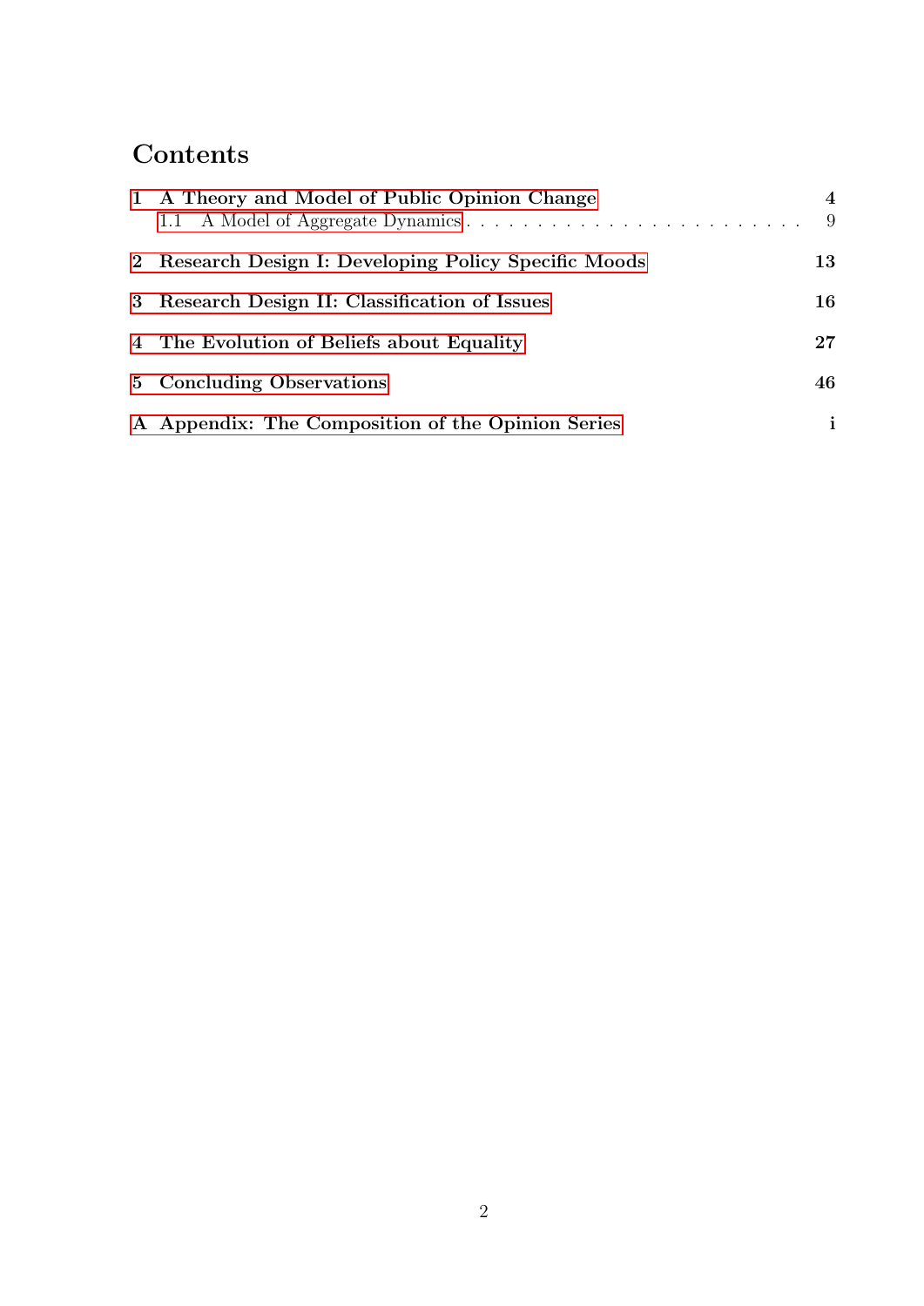# Contents

1 A Theory and Model of Public Opinion Change — 4
  1.1 A Model of Aggregate Dynamics — 9

2 Research Design I: Developing Policy Specific Moods — 13

3 Research Design II: Classification of Issues — 16

4 The Evolution of Beliefs about Equality — 27

5 Concluding Observations — 46

A Appendix: The Composition of the Opinion Series — i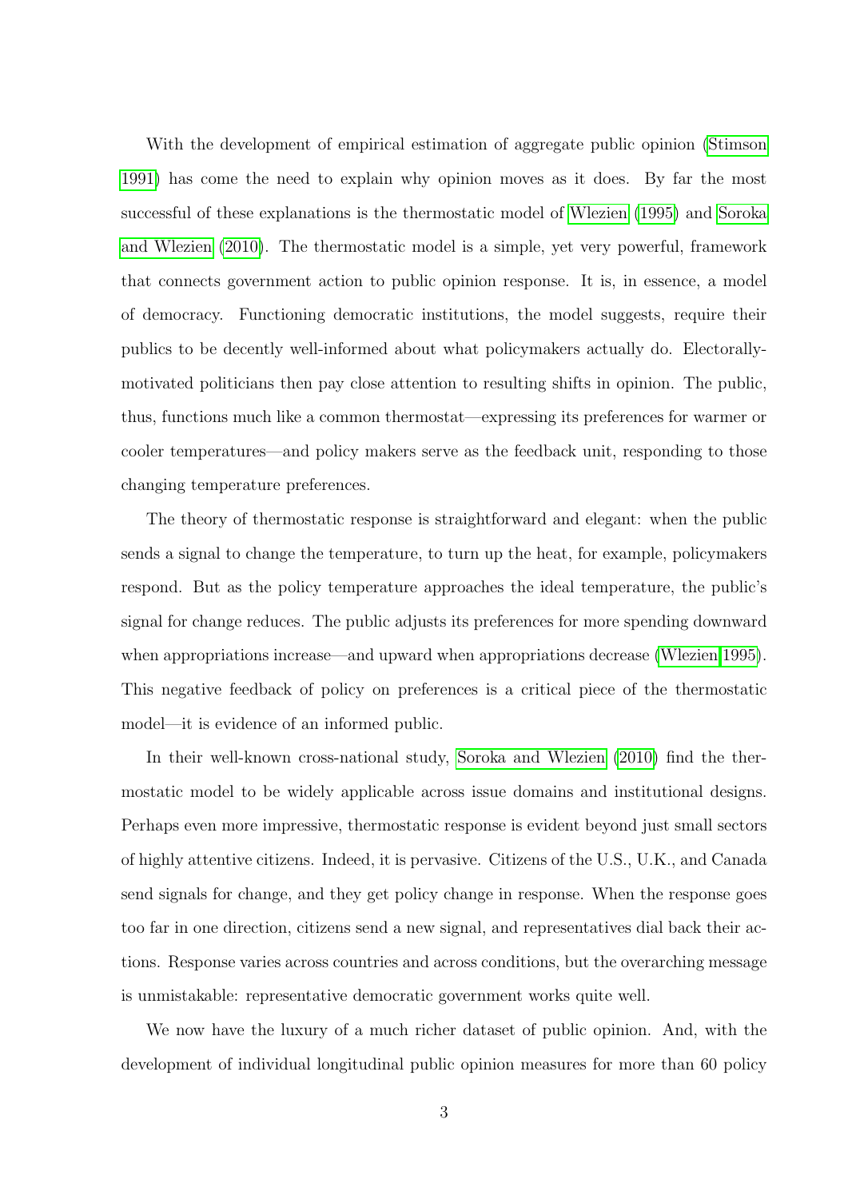With the development of empirical estimation of aggregate public opinion (Stimson 1991) has come the need to explain why opinion moves as it does. By far the most successful of these explanations is the thermostatic model of Wlezien (1995) and Soroka and Wlezien (2010). The thermostatic model is a simple, yet very powerful, framework that connects government action to public opinion response. It is, in essence, a model of democracy. Functioning democratic institutions, the model suggests, require their publics to be decently well-informed about what policymakers actually do. Electorally-motivated politicians then pay close attention to resulting shifts in opinion. The public, thus, functions much like a common thermostat—expressing its preferences for warmer or cooler temperatures—and policy makers serve as the feedback unit, responding to those changing temperature preferences.

The theory of thermostatic response is straightforward and elegant: when the public sends a signal to change the temperature, to turn up the heat, for example, policymakers respond. But as the policy temperature approaches the ideal temperature, the public's signal for change reduces. The public adjusts its preferences for more spending downward when appropriations increase—and upward when appropriations decrease (Wlezien 1995). This negative feedback of policy on preferences is a critical piece of the thermostatic model—it is evidence of an informed public.

In their well-known cross-national study, Soroka and Wlezien (2010) find the thermostatic model to be widely applicable across issue domains and institutional designs. Perhaps even more impressive, thermostatic response is evident beyond just small sectors of highly attentive citizens. Indeed, it is pervasive. Citizens of the U.S., U.K., and Canada send signals for change, and they get policy change in response. When the response goes too far in one direction, citizens send a new signal, and representatives dial back their actions. Response varies across countries and across conditions, but the overarching message is unmistakable: representative democratic government works quite well.

We now have the luxury of a much richer dataset of public opinion. And, with the development of individual longitudinal public opinion measures for more than 60 policy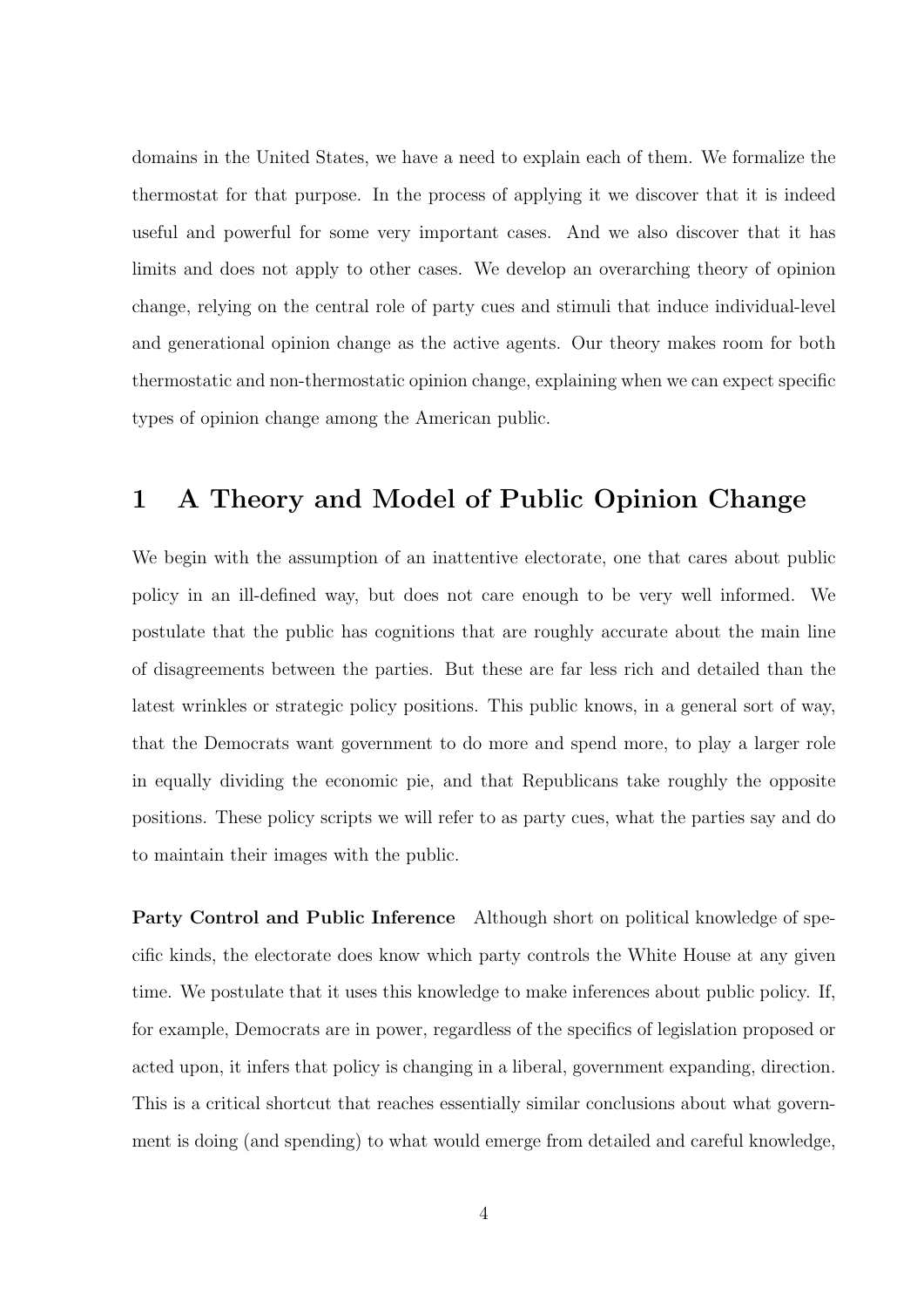domains in the United States, we have a need to explain each of them. We formalize the thermostat for that purpose. In the process of applying it we discover that it is indeed useful and powerful for some very important cases. And we also discover that it has limits and does not apply to other cases. We develop an overarching theory of opinion change, relying on the central role of party cues and stimuli that induce individual-level and generational opinion change as the active agents. Our theory makes room for both thermostatic and non-thermostatic opinion change, explaining when we can expect specific types of opinion change among the American public.

# 1 A Theory and Model of Public Opinion Change

We begin with the assumption of an inattentive electorate, one that cares about public policy in an ill-defined way, but does not care enough to be very well informed. We postulate that the public has cognitions that are roughly accurate about the main line of disagreements between the parties. But these are far less rich and detailed than the latest wrinkles or strategic policy positions. This public knows, in a general sort of way, that the Democrats want government to do more and spend more, to play a larger role in equally dividing the economic pie, and that Republicans take roughly the opposite positions. These policy scripts we will refer to as party cues, what the parties say and do to maintain their images with the public.

**Party Control and Public Inference** Although short on political knowledge of specific kinds, the electorate does know which party controls the White House at any given time. We postulate that it uses this knowledge to make inferences about public policy. If, for example, Democrats are in power, regardless of the specifics of legislation proposed or acted upon, it infers that policy is changing in a liberal, government expanding, direction. This is a critical shortcut that reaches essentially similar conclusions about what government is doing (and spending) to what would emerge from detailed and careful knowledge,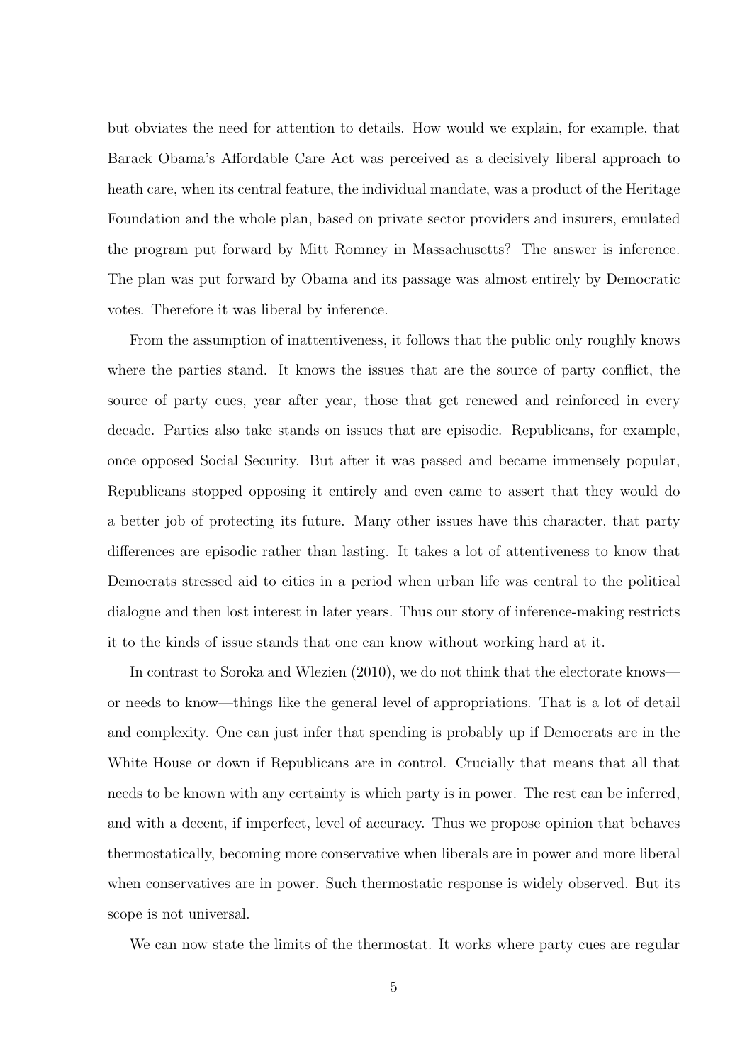but obviates the need for attention to details. How would we explain, for example, that Barack Obama's Affordable Care Act was perceived as a decisively liberal approach to heath care, when its central feature, the individual mandate, was a product of the Heritage Foundation and the whole plan, based on private sector providers and insurers, emulated the program put forward by Mitt Romney in Massachusetts? The answer is inference. The plan was put forward by Obama and its passage was almost entirely by Democratic votes. Therefore it was liberal by inference.

From the assumption of inattentiveness, it follows that the public only roughly knows where the parties stand. It knows the issues that are the source of party conflict, the source of party cues, year after year, those that get renewed and reinforced in every decade. Parties also take stands on issues that are episodic. Republicans, for example, once opposed Social Security. But after it was passed and became immensely popular, Republicans stopped opposing it entirely and even came to assert that they would do a better job of protecting its future. Many other issues have this character, that party differences are episodic rather than lasting. It takes a lot of attentiveness to know that Democrats stressed aid to cities in a period when urban life was central to the political dialogue and then lost interest in later years. Thus our story of inference-making restricts it to the kinds of issue stands that one can know without working hard at it.

In contrast to Soroka and Wlezien (2010), we do not think that the electorate knows—or needs to know—things like the general level of appropriations. That is a lot of detail and complexity. One can just infer that spending is probably up if Democrats are in the White House or down if Republicans are in control. Crucially that means that all that needs to be known with any certainty is which party is in power. The rest can be inferred, and with a decent, if imperfect, level of accuracy. Thus we propose opinion that behaves thermostatically, becoming more conservative when liberals are in power and more liberal when conservatives are in power. Such thermostatic response is widely observed. But its scope is not universal.

We can now state the limits of the thermostat. It works where party cues are regular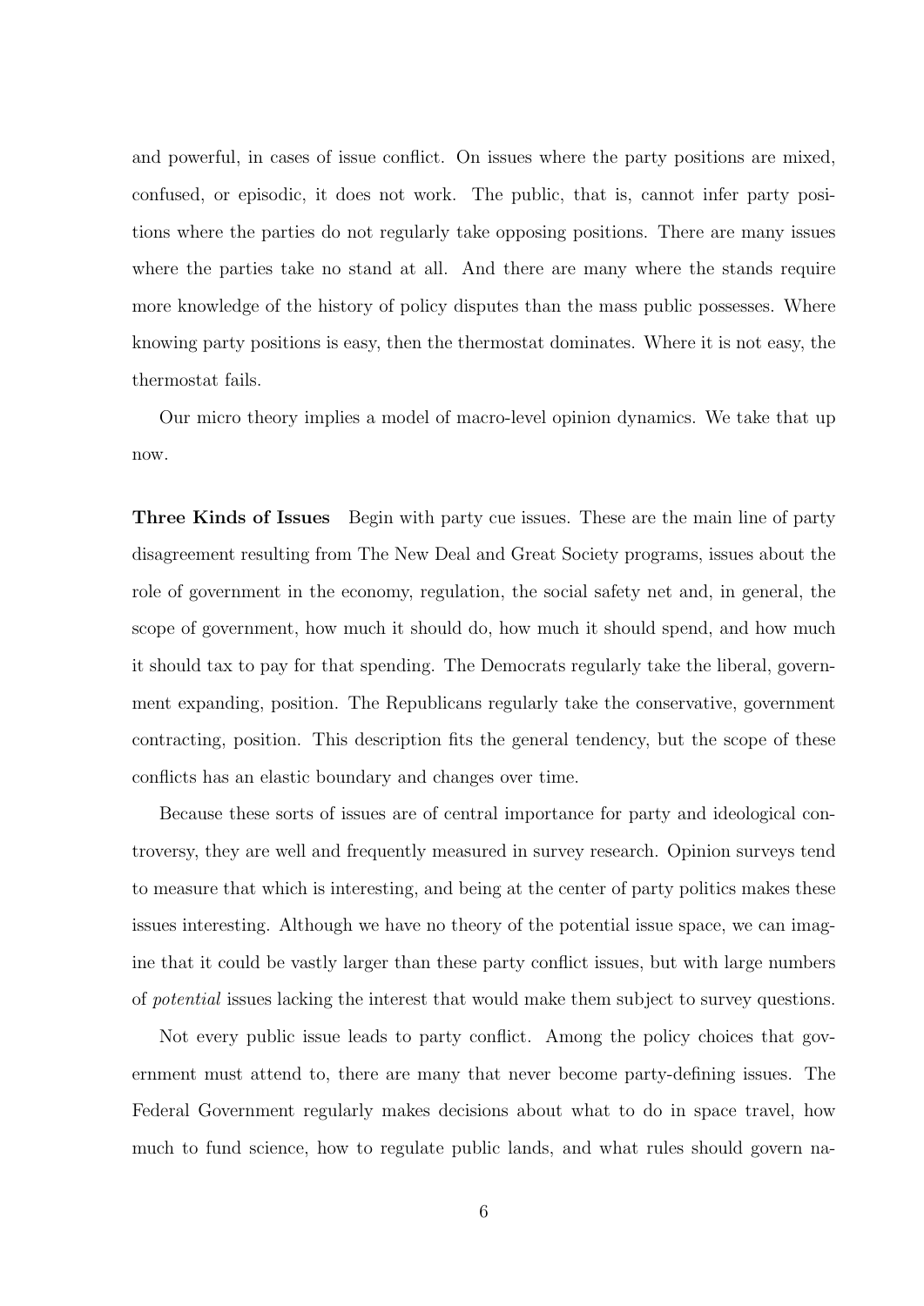and powerful, in cases of issue conflict. On issues where the party positions are mixed, confused, or episodic, it does not work. The public, that is, cannot infer party positions where the parties do not regularly take opposing positions. There are many issues where the parties take no stand at all. And there are many where the stands require more knowledge of the history of policy disputes than the mass public possesses. Where knowing party positions is easy, then the thermostat dominates. Where it is not easy, the thermostat fails.

Our micro theory implies a model of macro-level opinion dynamics. We take that up now.

**Three Kinds of Issues** Begin with party cue issues. These are the main line of party disagreement resulting from The New Deal and Great Society programs, issues about the role of government in the economy, regulation, the social safety net and, in general, the scope of government, how much it should do, how much it should spend, and how much it should tax to pay for that spending. The Democrats regularly take the liberal, government expanding, position. The Republicans regularly take the conservative, government contracting, position. This description fits the general tendency, but the scope of these conflicts has an elastic boundary and changes over time.

Because these sorts of issues are of central importance for party and ideological controversy, they are well and frequently measured in survey research. Opinion surveys tend to measure that which is interesting, and being at the center of party politics makes these issues interesting. Although we have no theory of the potential issue space, we can imagine that it could be vastly larger than these party conflict issues, but with large numbers of *potential* issues lacking the interest that would make them subject to survey questions.

Not every public issue leads to party conflict. Among the policy choices that government must attend to, there are many that never become party-defining issues. The Federal Government regularly makes decisions about what to do in space travel, how much to fund science, how to regulate public lands, and what rules should govern na-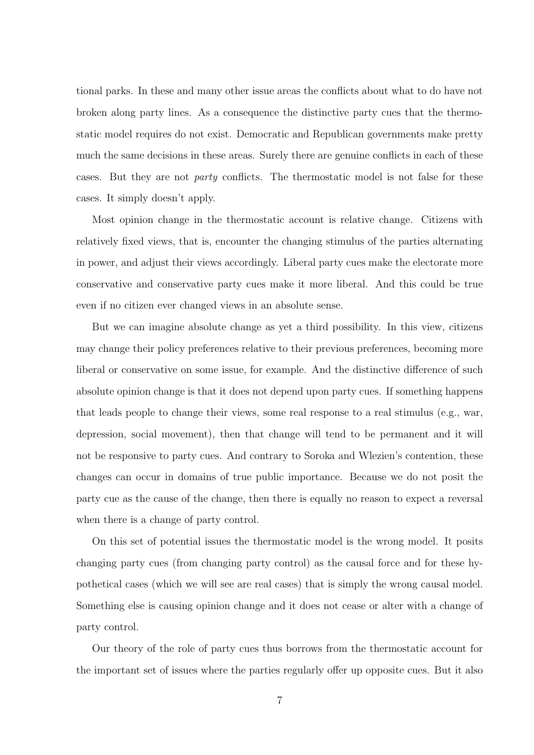tional parks. In these and many other issue areas the conflicts about what to do have not broken along party lines. As a consequence the distinctive party cues that the thermostatic model requires do not exist. Democratic and Republican governments make pretty much the same decisions in these areas. Surely there are genuine conflicts in each of these cases. But they are not *party* conflicts. The thermostatic model is not false for these cases. It simply doesn't apply.

Most opinion change in the thermostatic account is relative change. Citizens with relatively fixed views, that is, encounter the changing stimulus of the parties alternating in power, and adjust their views accordingly. Liberal party cues make the electorate more conservative and conservative party cues make it more liberal. And this could be true even if no citizen ever changed views in an absolute sense.

But we can imagine absolute change as yet a third possibility. In this view, citizens may change their policy preferences relative to their previous preferences, becoming more liberal or conservative on some issue, for example. And the distinctive difference of such absolute opinion change is that it does not depend upon party cues. If something happens that leads people to change their views, some real response to a real stimulus (e.g., war, depression, social movement), then that change will tend to be permanent and it will not be responsive to party cues. And contrary to Soroka and Wlezien's contention, these changes can occur in domains of true public importance. Because we do not posit the party cue as the cause of the change, then there is equally no reason to expect a reversal when there is a change of party control.

On this set of potential issues the thermostatic model is the wrong model. It posits changing party cues (from changing party control) as the causal force and for these hypothetical cases (which we will see are real cases) that is simply the wrong causal model. Something else is causing opinion change and it does not cease or alter with a change of party control.

Our theory of the role of party cues thus borrows from the thermostatic account for the important set of issues where the parties regularly offer up opposite cues. But it also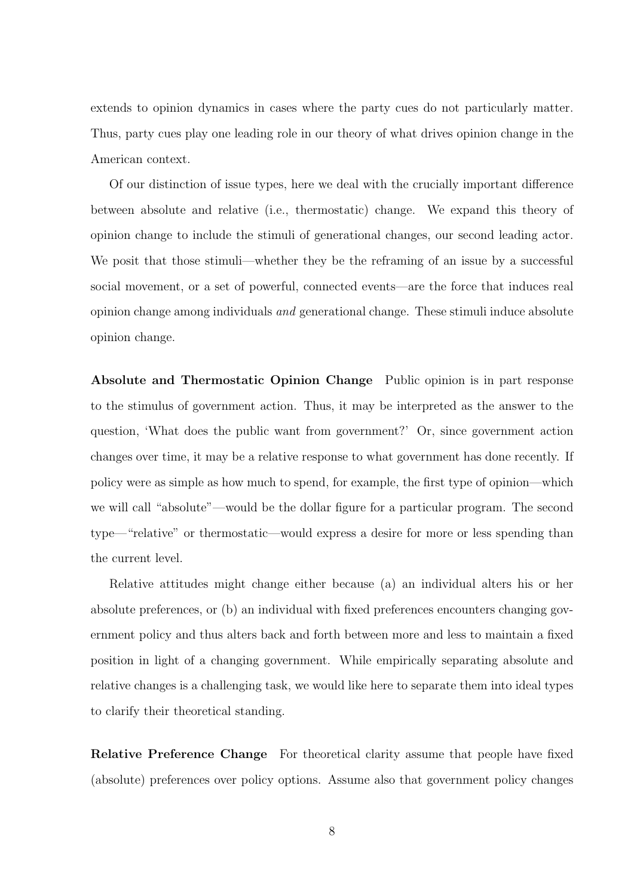extends to opinion dynamics in cases where the party cues do not particularly matter. Thus, party cues play one leading role in our theory of what drives opinion change in the American context.

Of our distinction of issue types, here we deal with the crucially important difference between absolute and relative (i.e., thermostatic) change. We expand this theory of opinion change to include the stimuli of generational changes, our second leading actor. We posit that those stimuli—whether they be the reframing of an issue by a successful social movement, or a set of powerful, connected events—are the force that induces real opinion change among individuals *and* generational change. These stimuli induce absolute opinion change.

**Absolute and Thermostatic Opinion Change** Public opinion is in part response to the stimulus of government action. Thus, it may be interpreted as the answer to the question, 'What does the public want from government?' Or, since government action changes over time, it may be a relative response to what government has done recently. If policy were as simple as how much to spend, for example, the first type of opinion—which we will call "absolute"—would be the dollar figure for a particular program. The second type—"relative" or thermostatic—would express a desire for more or less spending than the current level.

Relative attitudes might change either because (a) an individual alters his or her absolute preferences, or (b) an individual with fixed preferences encounters changing government policy and thus alters back and forth between more and less to maintain a fixed position in light of a changing government. While empirically separating absolute and relative changes is a challenging task, we would like here to separate them into ideal types to clarify their theoretical standing.

**Relative Preference Change** For theoretical clarity assume that people have fixed (absolute) preferences over policy options. Assume also that government policy changes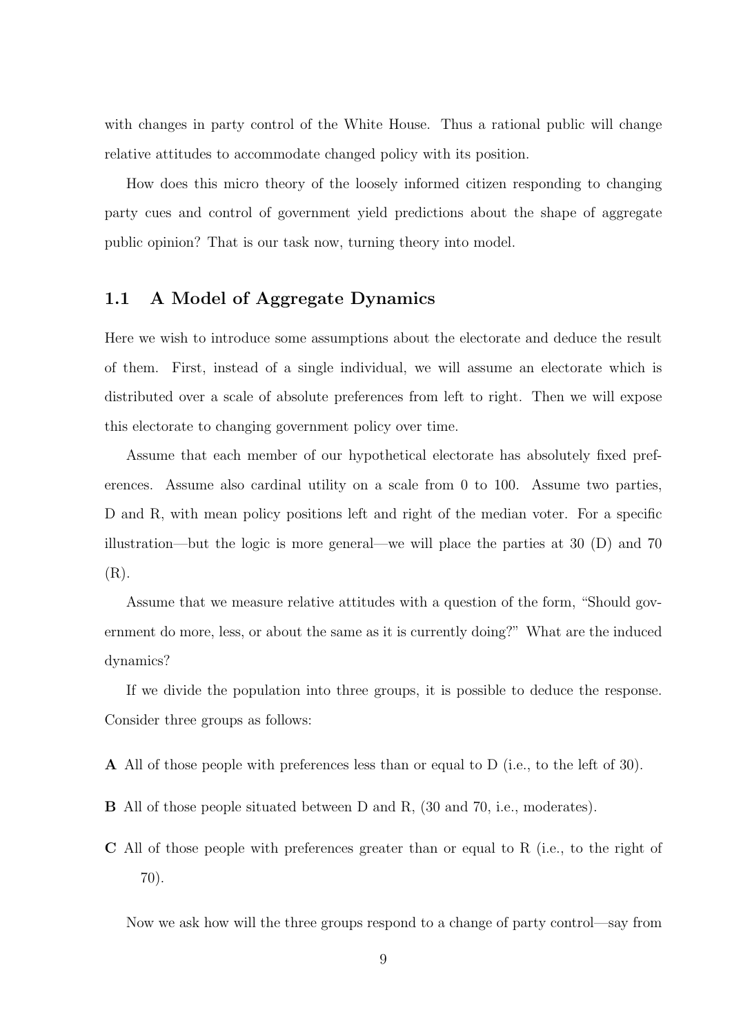with changes in party control of the White House. Thus a rational public will change relative attitudes to accommodate changed policy with its position.

How does this micro theory of the loosely informed citizen responding to changing party cues and control of government yield predictions about the shape of aggregate public opinion? That is our task now, turning theory into model.

## 1.1 A Model of Aggregate Dynamics

Here we wish to introduce some assumptions about the electorate and deduce the result of them. First, instead of a single individual, we will assume an electorate which is distributed over a scale of absolute preferences from left to right. Then we will expose this electorate to changing government policy over time.

Assume that each member of our hypothetical electorate has absolutely fixed preferences. Assume also cardinal utility on a scale from 0 to 100. Assume two parties, D and R, with mean policy positions left and right of the median voter. For a specific illustration—but the logic is more general—we will place the parties at 30 (D) and 70 (R).

Assume that we measure relative attitudes with a question of the form, "Should government do more, less, or about the same as it is currently doing?" What are the induced dynamics?

If we divide the population into three groups, it is possible to deduce the response. Consider three groups as follows:

**A** All of those people with preferences less than or equal to D (i.e., to the left of 30).

**B** All of those people situated between D and R, (30 and 70, i.e., moderates).

**C** All of those people with preferences greater than or equal to R (i.e., to the right of 70).

Now we ask how will the three groups respond to a change of party control—say from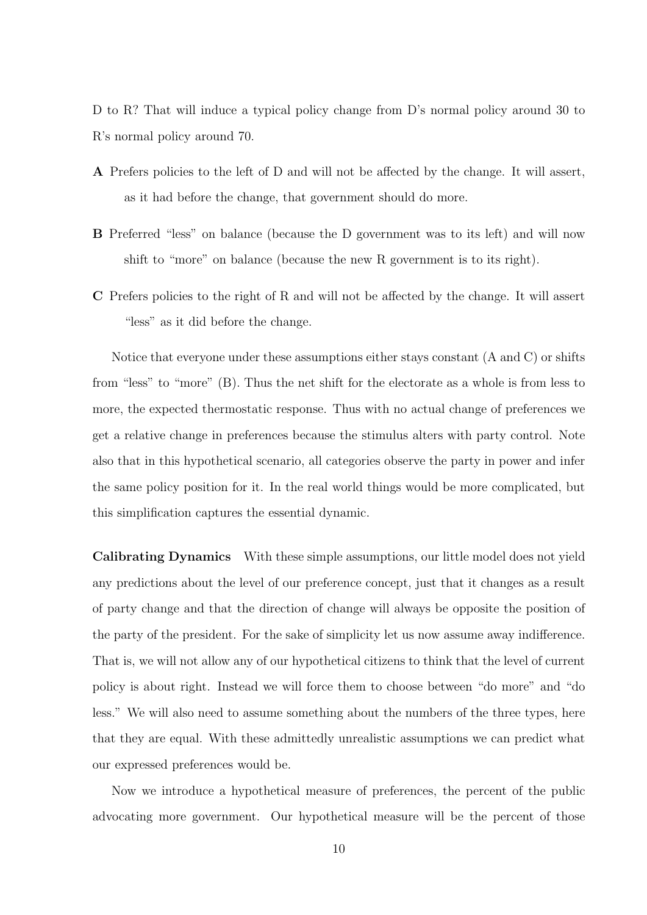D to R? That will induce a typical policy change from D's normal policy around 30 to R's normal policy around 70.

**A** Prefers policies to the left of D and will not be affected by the change. It will assert, as it had before the change, that government should do more.

**B** Preferred "less" on balance (because the D government was to its left) and will now shift to "more" on balance (because the new R government is to its right).

**C** Prefers policies to the right of R and will not be affected by the change. It will assert "less" as it did before the change.

Notice that everyone under these assumptions either stays constant (A and C) or shifts from "less" to "more" (B). Thus the net shift for the electorate as a whole is from less to more, the expected thermostatic response. Thus with no actual change of preferences we get a relative change in preferences because the stimulus alters with party control. Note also that in this hypothetical scenario, all categories observe the party in power and infer the same policy position for it. In the real world things would be more complicated, but this simplification captures the essential dynamic.

**Calibrating Dynamics** With these simple assumptions, our little model does not yield any predictions about the level of our preference concept, just that it changes as a result of party change and that the direction of change will always be opposite the position of the party of the president. For the sake of simplicity let us now assume away indifference. That is, we will not allow any of our hypothetical citizens to think that the level of current policy is about right. Instead we will force them to choose between "do more" and "do less." We will also need to assume something about the numbers of the three types, here that they are equal. With these admittedly unrealistic assumptions we can predict what our expressed preferences would be.

Now we introduce a hypothetical measure of preferences, the percent of the public advocating more government. Our hypothetical measure will be the percent of those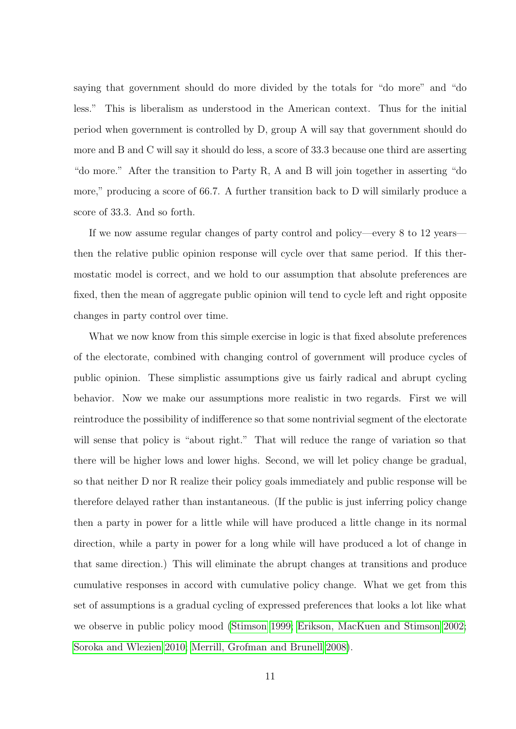saying that government should do more divided by the totals for "do more" and "do less." This is liberalism as understood in the American context. Thus for the initial period when government is controlled by D, group A will say that government should do more and B and C will say it should do less, a score of 33.3 because one third are asserting "do more." After the transition to Party R, A and B will join together in asserting "do more," producing a score of 66.7. A further transition back to D will similarly produce a score of 33.3. And so forth.

If we now assume regular changes of party control and policy—every 8 to 12 years—then the relative public opinion response will cycle over that same period. If this thermostatic model is correct, and we hold to our assumption that absolute preferences are fixed, then the mean of aggregate public opinion will tend to cycle left and right opposite changes in party control over time.

What we now know from this simple exercise in logic is that fixed absolute preferences of the electorate, combined with changing control of government will produce cycles of public opinion. These simplistic assumptions give us fairly radical and abrupt cycling behavior. Now we make our assumptions more realistic in two regards. First we will reintroduce the possibility of indifference so that some nontrivial segment of the electorate will sense that policy is "about right." That will reduce the range of variation so that there will be higher lows and lower highs. Second, we will let policy change be gradual, so that neither D nor R realize their policy goals immediately and public response will be therefore delayed rather than instantaneous. (If the public is just inferring policy change then a party in power for a little while will have produced a little change in its normal direction, while a party in power for a long while will have produced a lot of change in that same direction.) This will eliminate the abrupt changes at transitions and produce cumulative responses in accord with cumulative policy change. What we get from this set of assumptions is a gradual cycling of expressed preferences that looks a lot like what we observe in public policy mood (Stimson 1999; Erikson, MacKuen and Stimson 2002; Soroka and Wlezien 2010; Merrill, Grofman and Brunell 2008).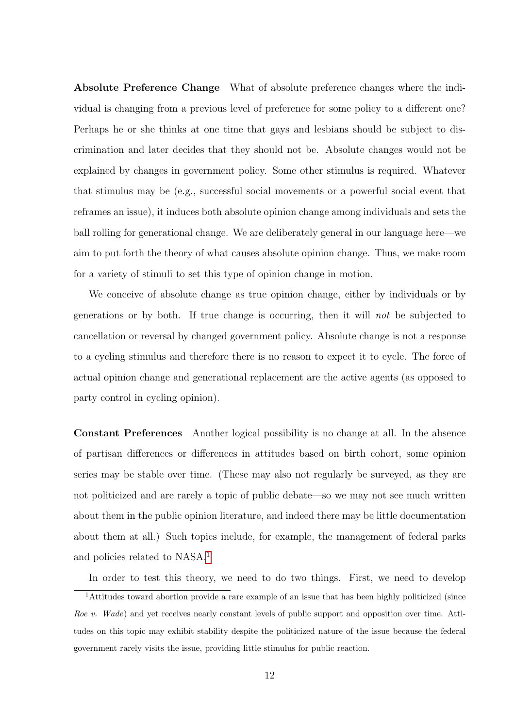**Absolute Preference Change** What of absolute preference changes where the individual is changing from a previous level of preference for some policy to a different one? Perhaps he or she thinks at one time that gays and lesbians should be subject to discrimination and later decides that they should not be. Absolute changes would not be explained by changes in government policy. Some other stimulus is required. Whatever that stimulus may be (e.g., successful social movements or a powerful social event that reframes an issue), it induces both absolute opinion change among individuals and sets the ball rolling for generational change. We are deliberately general in our language here—we aim to put forth the theory of what causes absolute opinion change. Thus, we make room for a variety of stimuli to set this type of opinion change in motion.

We conceive of absolute change as true opinion change, either by individuals or by generations or by both. If true change is occurring, then it will *not* be subjected to cancellation or reversal by changed government policy. Absolute change is not a response to a cycling stimulus and therefore there is no reason to expect it to cycle. The force of actual opinion change and generational replacement are the active agents (as opposed to party control in cycling opinion).

**Constant Preferences** Another logical possibility is no change at all. In the absence of partisan differences or differences in attitudes based on birth cohort, some opinion series may be stable over time. (These may also not regularly be surveyed, as they are not politicized and are rarely a topic of public debate—so we may not see much written about them in the public opinion literature, and indeed there may be little documentation about them at all.) Such topics include, for example, the management of federal parks and policies related to NASA.[1]

In order to test this theory, we need to do two things. First, we need to develop

[1] Attitudes toward abortion provide a rare example of an issue that has been highly politicized (since *Roe v. Wade*) and yet receives nearly constant levels of public support and opposition over time. Attitudes on this topic may exhibit stability despite the politicized nature of the issue because the federal government rarely visits the issue, providing little stimulus for public reaction.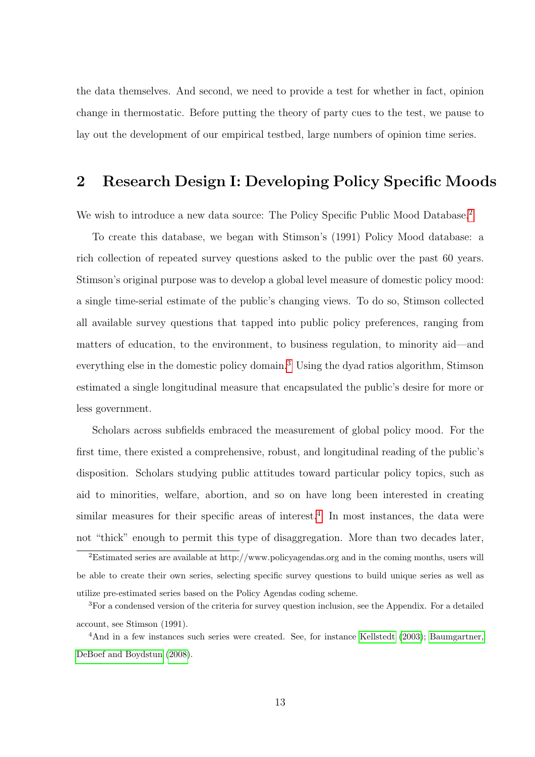the data themselves. And second, we need to provide a test for whether in fact, opinion change in thermostatic. Before putting the theory of party cues to the test, we pause to lay out the development of our empirical testbed, large numbers of opinion time series.

## 2 Research Design I: Developing Policy Specific Moods

We wish to introduce a new data source: The Policy Specific Public Mood Database.[2]

To create this database, we began with Stimson's (1991) Policy Mood database: a rich collection of repeated survey questions asked to the public over the past 60 years. Stimson's original purpose was to develop a global level measure of domestic policy mood: a single time-serial estimate of the public's changing views. To do so, Stimson collected all available survey questions that tapped into public policy preferences, ranging from matters of education, to the environment, to business regulation, to minority aid—and everything else in the domestic policy domain.[3] Using the dyad ratios algorithm, Stimson estimated a single longitudinal measure that encapsulated the public's desire for more or less government.

Scholars across subfields embraced the measurement of global policy mood. For the first time, there existed a comprehensive, robust, and longitudinal reading of the public's disposition. Scholars studying public attitudes toward particular policy topics, such as aid to minorities, welfare, abortion, and so on have long been interested in creating similar measures for their specific areas of interest.[4] In most instances, the data were not "thick" enough to permit this type of disaggregation. More than two decades later,

[2]Estimated series are available at http://www.policyagendas.org and in the coming months, users will be able to create their own series, selecting specific survey questions to build unique series as well as utilize pre-estimated series based on the Policy Agendas coding scheme.

[3]For a condensed version of the criteria for survey question inclusion, see the Appendix. For a detailed account, see Stimson (1991).

[4]And in a few instances such series were created. See, for instance Kellstedt (2003); Baumgartner, DeBoef and Boydstun (2008).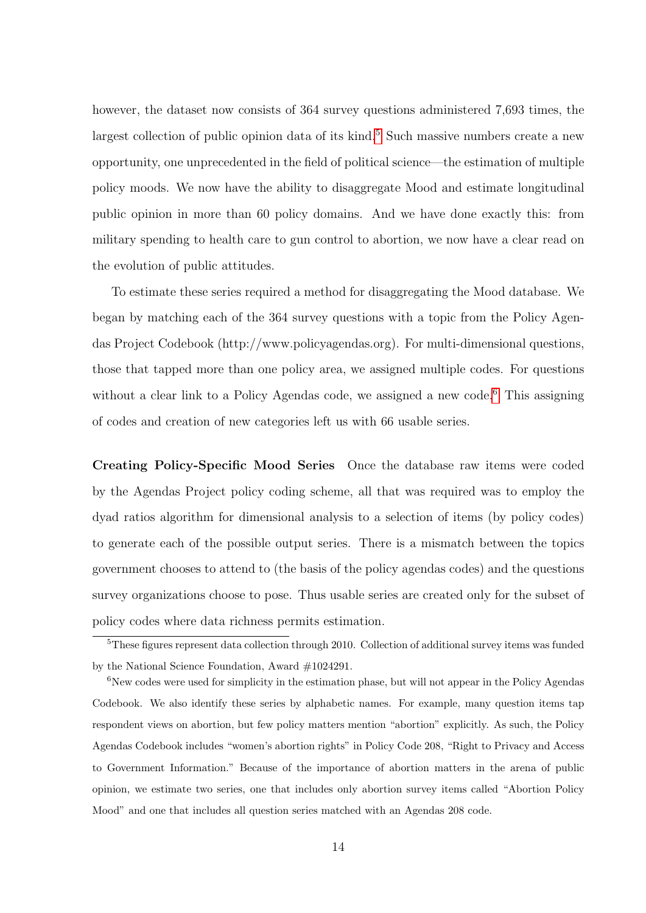however, the dataset now consists of 364 survey questions administered 7,693 times, the largest collection of public opinion data of its kind.[5] Such massive numbers create a new opportunity, one unprecedented in the field of political science—the estimation of multiple policy moods. We now have the ability to disaggregate Mood and estimate longitudinal public opinion in more than 60 policy domains. And we have done exactly this: from military spending to health care to gun control to abortion, we now have a clear read on the evolution of public attitudes.

To estimate these series required a method for disaggregating the Mood database. We began by matching each of the 364 survey questions with a topic from the Policy Agendas Project Codebook (http://www.policyagendas.org). For multi-dimensional questions, those that tapped more than one policy area, we assigned multiple codes. For questions without a clear link to a Policy Agendas code, we assigned a new code.[6] This assigning of codes and creation of new categories left us with 66 usable series.

**Creating Policy-Specific Mood Series** Once the database raw items were coded by the Agendas Project policy coding scheme, all that was required was to employ the dyad ratios algorithm for dimensional analysis to a selection of items (by policy codes) to generate each of the possible output series. There is a mismatch between the topics government chooses to attend to (the basis of the policy agendas codes) and the questions survey organizations choose to pose. Thus usable series are created only for the subset of policy codes where data richness permits estimation.

---

[5] These figures represent data collection through 2010. Collection of additional survey items was funded by the National Science Foundation, Award #1024291.

[6] New codes were used for simplicity in the estimation phase, but will not appear in the Policy Agendas Codebook. We also identify these series by alphabetic names. For example, many question items tap respondent views on abortion, but few policy matters mention "abortion" explicitly. As such, the Policy Agendas Codebook includes "women's abortion rights" in Policy Code 208, "Right to Privacy and Access to Government Information." Because of the importance of abortion matters in the arena of public opinion, we estimate two series, one that includes only abortion survey items called "Abortion Policy Mood" and one that includes all question series matched with an Agendas 208 code.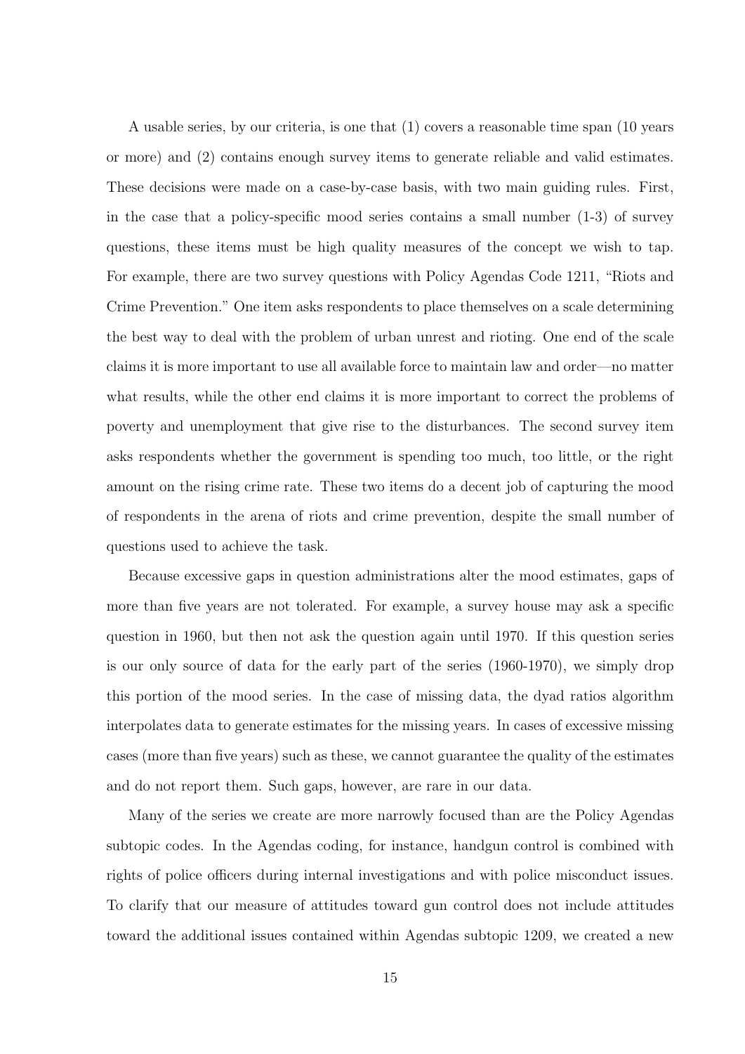A usable series, by our criteria, is one that (1) covers a reasonable time span (10 years or more) and (2) contains enough survey items to generate reliable and valid estimates. These decisions were made on a case-by-case basis, with two main guiding rules. First, in the case that a policy-specific mood series contains a small number (1-3) of survey questions, these items must be high quality measures of the concept we wish to tap. For example, there are two survey questions with Policy Agendas Code 1211, "Riots and Crime Prevention." One item asks respondents to place themselves on a scale determining the best way to deal with the problem of urban unrest and rioting. One end of the scale claims it is more important to use all available force to maintain law and order—no matter what results, while the other end claims it is more important to correct the problems of poverty and unemployment that give rise to the disturbances. The second survey item asks respondents whether the government is spending too much, too little, or the right amount on the rising crime rate. These two items do a decent job of capturing the mood of respondents in the arena of riots and crime prevention, despite the small number of questions used to achieve the task.

Because excessive gaps in question administrations alter the mood estimates, gaps of more than five years are not tolerated. For example, a survey house may ask a specific question in 1960, but then not ask the question again until 1970. If this question series is our only source of data for the early part of the series (1960-1970), we simply drop this portion of the mood series. In the case of missing data, the dyad ratios algorithm interpolates data to generate estimates for the missing years. In cases of excessive missing cases (more than five years) such as these, we cannot guarantee the quality of the estimates and do not report them. Such gaps, however, are rare in our data.

Many of the series we create are more narrowly focused than are the Policy Agendas subtopic codes. In the Agendas coding, for instance, handgun control is combined with rights of police officers during internal investigations and with police misconduct issues. To clarify that our measure of attitudes toward gun control does not include attitudes toward the additional issues contained within Agendas subtopic 1209, we created a new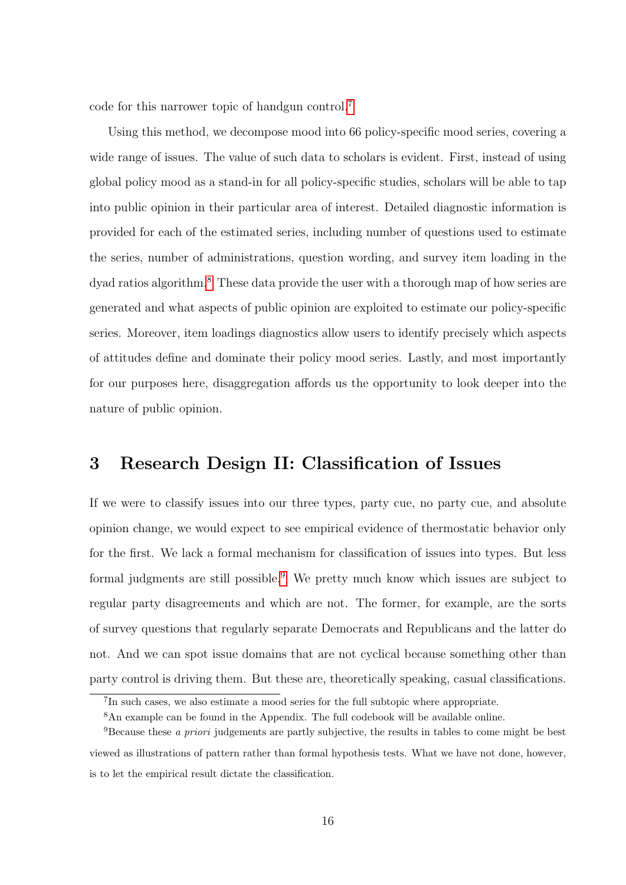code for this narrower topic of handgun control.[7]

Using this method, we decompose mood into 66 policy-specific mood series, covering a wide range of issues. The value of such data to scholars is evident. First, instead of using global policy mood as a stand-in for all policy-specific studies, scholars will be able to tap into public opinion in their particular area of interest. Detailed diagnostic information is provided for each of the estimated series, including number of questions used to estimate the series, number of administrations, question wording, and survey item loading in the dyad ratios algorithm.[8] These data provide the user with a thorough map of how series are generated and what aspects of public opinion are exploited to estimate our policy-specific series. Moreover, item loadings diagnostics allow users to identify precisely which aspects of attitudes define and dominate their policy mood series. Lastly, and most importantly for our purposes here, disaggregation affords us the opportunity to look deeper into the nature of public opinion.

## 3 Research Design II: Classification of Issues

If we were to classify issues into our three types, party cue, no party cue, and absolute opinion change, we would expect to see empirical evidence of thermostatic behavior only for the first. We lack a formal mechanism for classification of issues into types. But less formal judgments are still possible.[9] We pretty much know which issues are subject to regular party disagreements and which are not. The former, for example, are the sorts of survey questions that regularly separate Democrats and Republicans and the latter do not. And we can spot issue domains that are not cyclical because something other than party control is driving them. But these are, theoretically speaking, casual classifications.

[7] In such cases, we also estimate a mood series for the full subtopic where appropriate.

[8] An example can be found in the Appendix. The full codebook will be available online.

[9] Because these *a priori* judgements are partly subjective, the results in tables to come might be best viewed as illustrations of pattern rather than formal hypothesis tests. What we have not done, however, is to let the empirical result dictate the classification.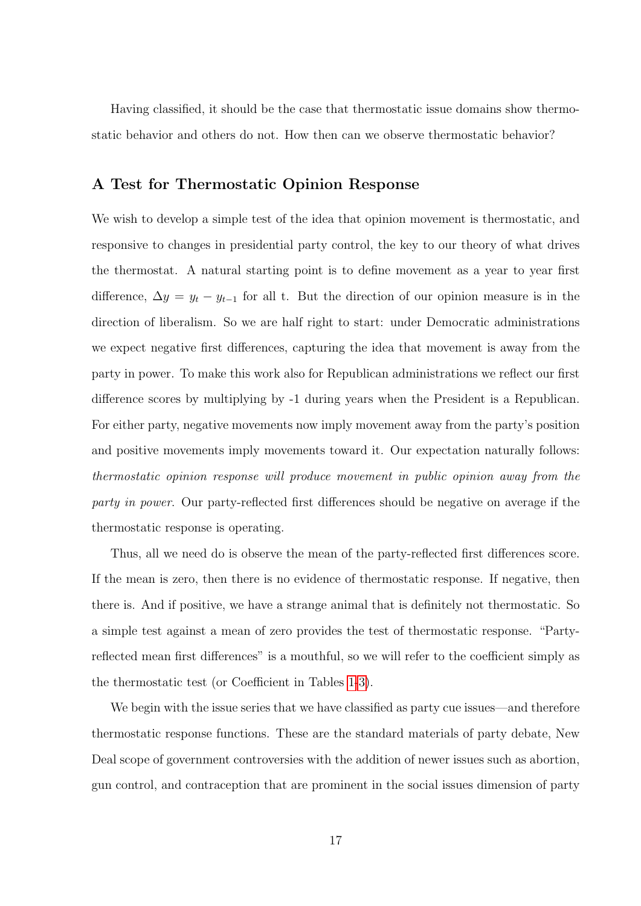Having classified, it should be the case that thermostatic issue domains show thermostatic behavior and others do not. How then can we observe thermostatic behavior?

## A Test for Thermostatic Opinion Response

We wish to develop a simple test of the idea that opinion movement is thermostatic, and responsive to changes in presidential party control, the key to our theory of what drives the thermostat. A natural starting point is to define movement as a year to year first difference, $\Delta y = y_t - y_{t-1}$ for all t. But the direction of our opinion measure is in the direction of liberalism. So we are half right to start: under Democratic administrations we expect negative first differences, capturing the idea that movement is away from the party in power. To make this work also for Republican administrations we reflect our first difference scores by multiplying by -1 during years when the President is a Republican. For either party, negative movements now imply movement away from the party's position and positive movements imply movements toward it. Our expectation naturally follows: *thermostatic opinion response will produce movement in public opinion away from the party in power*. Our party-reflected first differences should be negative on average if the thermostatic response is operating.

Thus, all we need do is observe the mean of the party-reflected first differences score. If the mean is zero, then there is no evidence of thermostatic response. If negative, then there is. And if positive, we have a strange animal that is definitely not thermostatic. So a simple test against a mean of zero provides the test of thermostatic response. "Party-reflected mean first differences" is a mouthful, so we will refer to the coefficient simply as the thermostatic test (or Coefficient in Tables 1-3).

We begin with the issue series that we have classified as party cue issues—and therefore thermostatic response functions. These are the standard materials of party debate, New Deal scope of government controversies with the addition of newer issues such as abortion, gun control, and contraception that are prominent in the social issues dimension of party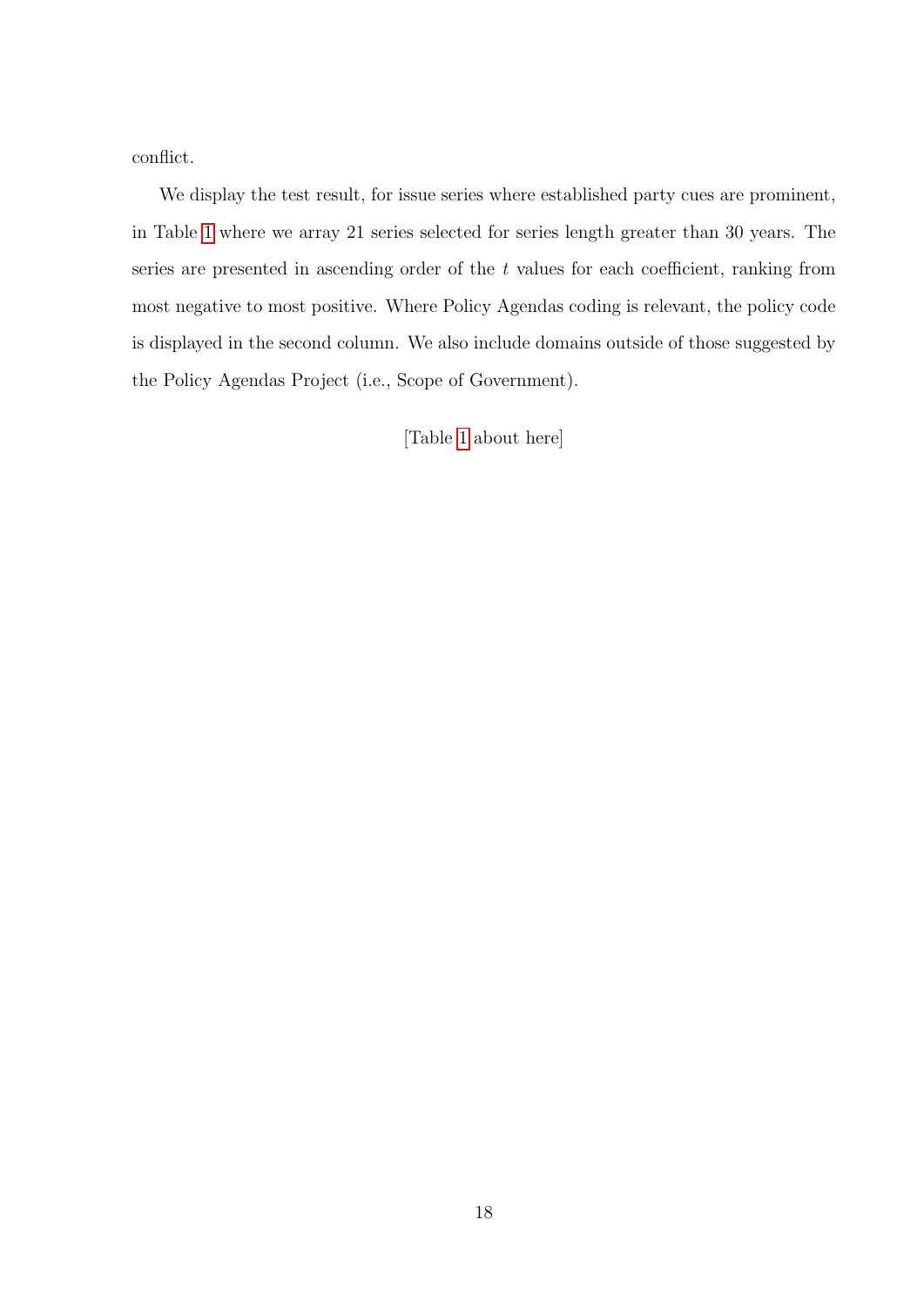conflict.

We display the test result, for issue series where established party cues are prominent, in Table 1 where we array 21 series selected for series length greater than 30 years. The series are presented in ascending order of the $t$ values for each coefficient, ranking from most negative to most positive. Where Policy Agendas coding is relevant, the policy code is displayed in the second column. We also include domains outside of those suggested by the Policy Agendas Project (i.e., Scope of Government).

[Table 1 about here]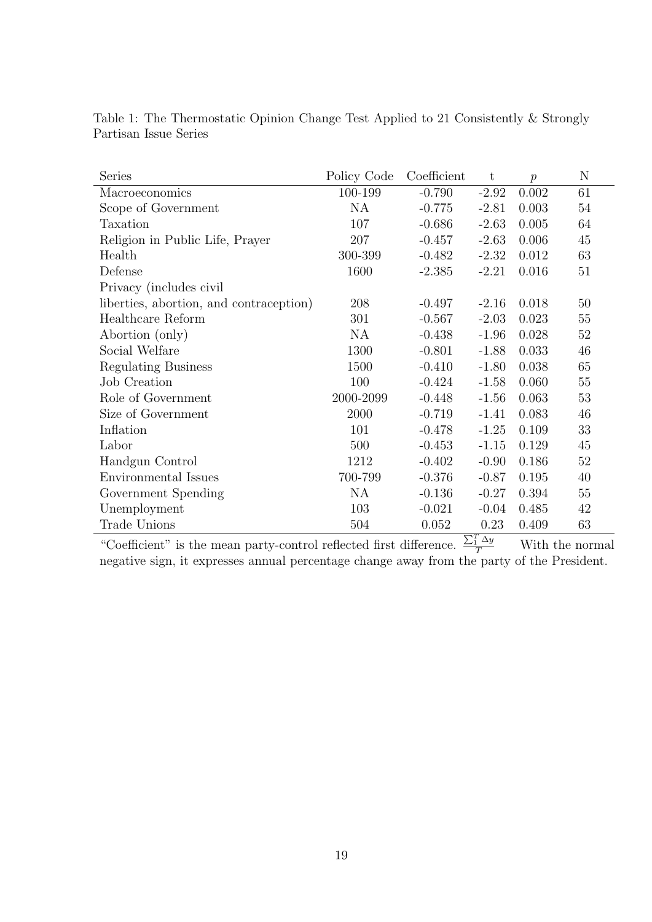Table 1: The Thermostatic Opinion Change Test Applied to 21 Consistently & Strongly Partisan Issue Series

| Series | Policy Code | Coefficient | t | $p$ | N |
|---|---|---|---|---|---|
| Macroeconomics | 100-199 | -0.790 | -2.92 | 0.002 | 61 |
| Scope of Government | NA | -0.775 | -2.81 | 0.003 | 54 |
| Taxation | 107 | -0.686 | -2.63 | 0.005 | 64 |
| Religion in Public Life, Prayer | 207 | -0.457 | -2.63 | 0.006 | 45 |
| Health | 300-399 | -0.482 | -2.32 | 0.012 | 63 |
| Defense | 1600 | -2.385 | -2.21 | 0.016 | 51 |
| Privacy (includes civil liberties, abortion, and contraception) | 208 | -0.497 | -2.16 | 0.018 | 50 |
| Healthcare Reform | 301 | -0.567 | -2.03 | 0.023 | 55 |
| Abortion (only) | NA | -0.438 | -1.96 | 0.028 | 52 |
| Social Welfare | 1300 | -0.801 | -1.88 | 0.033 | 46 |
| Regulating Business | 1500 | -0.410 | -1.80 | 0.038 | 65 |
| Job Creation | 100 | -0.424 | -1.58 | 0.060 | 55 |
| Role of Government | 2000-2099 | -0.448 | -1.56 | 0.063 | 53 |
| Size of Government | 2000 | -0.719 | -1.41 | 0.083 | 46 |
| Inflation | 101 | -0.478 | -1.25 | 0.109 | 33 |
| Labor | 500 | -0.453 | -1.15 | 0.129 | 45 |
| Handgun Control | 1212 | -0.402 | -0.90 | 0.186 | 52 |
| Environmental Issues | 700-799 | -0.376 | -0.87 | 0.195 | 40 |
| Government Spending | NA | -0.136 | -0.27 | 0.394 | 55 |
| Unemployment | 103 | -0.021 | -0.04 | 0.485 | 42 |
| Trade Unions | 504 | 0.052 | 0.23 | 0.409 | 63 |

"Coefficient" is the mean party-control reflected first difference. $\frac{\sum_1^T \Delta y}{T}$ With the normal negative sign, it expresses annual percentage change away from the party of the President.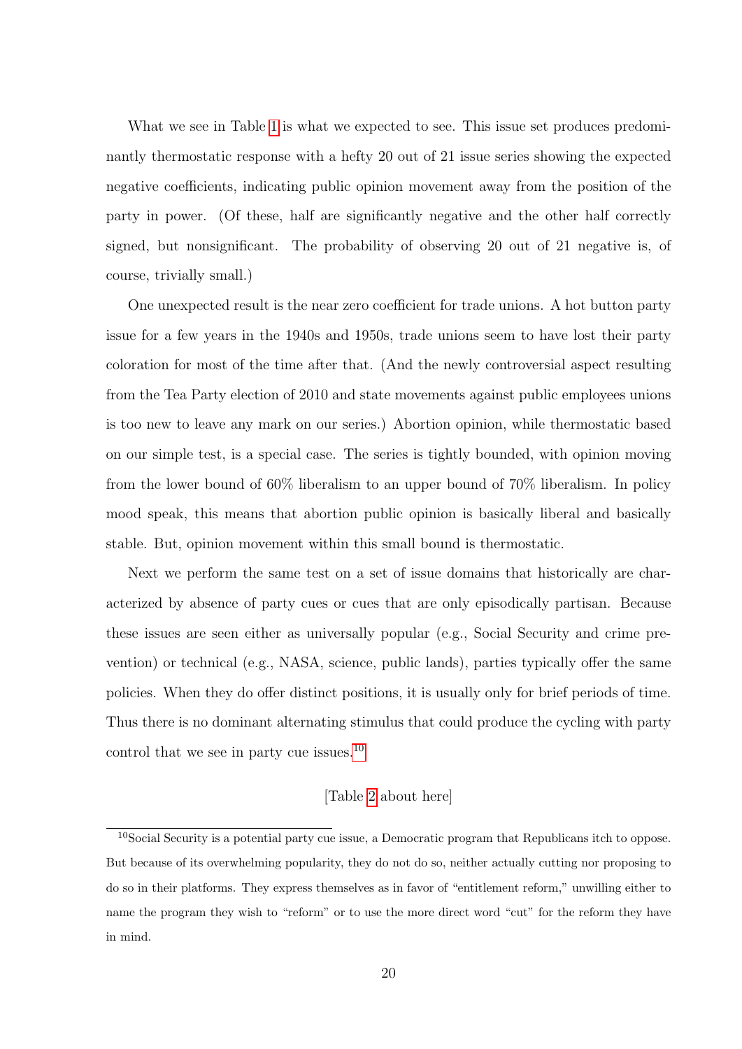What we see in Table 1 is what we expected to see. This issue set produces predominantly thermostatic response with a hefty 20 out of 21 issue series showing the expected negative coefficients, indicating public opinion movement away from the position of the party in power. (Of these, half are significantly negative and the other half correctly signed, but nonsignificant. The probability of observing 20 out of 21 negative is, of course, trivially small.)

One unexpected result is the near zero coefficient for trade unions. A hot button party issue for a few years in the 1940s and 1950s, trade unions seem to have lost their party coloration for most of the time after that. (And the newly controversial aspect resulting from the Tea Party election of 2010 and state movements against public employees unions is too new to leave any mark on our series.) Abortion opinion, while thermostatic based on our simple test, is a special case. The series is tightly bounded, with opinion moving from the lower bound of 60% liberalism to an upper bound of 70% liberalism. In policy mood speak, this means that abortion public opinion is basically liberal and basically stable. But, opinion movement within this small bound is thermostatic.

Next we perform the same test on a set of issue domains that historically are characterized by absence of party cues or cues that are only episodically partisan. Because these issues are seen either as universally popular (e.g., Social Security and crime prevention) or technical (e.g., NASA, science, public lands), parties typically offer the same policies. When they do offer distinct positions, it is usually only for brief periods of time. Thus there is no dominant alternating stimulus that could produce the cycling with party control that we see in party cue issues.[10]

[Table 2 about here]

[10] Social Security is a potential party cue issue, a Democratic program that Republicans itch to oppose. But because of its overwhelming popularity, they do not do so, neither actually cutting nor proposing to do so in their platforms. They express themselves as in favor of "entitlement reform," unwilling either to name the program they wish to "reform" or to use the more direct word "cut" for the reform they have in mind.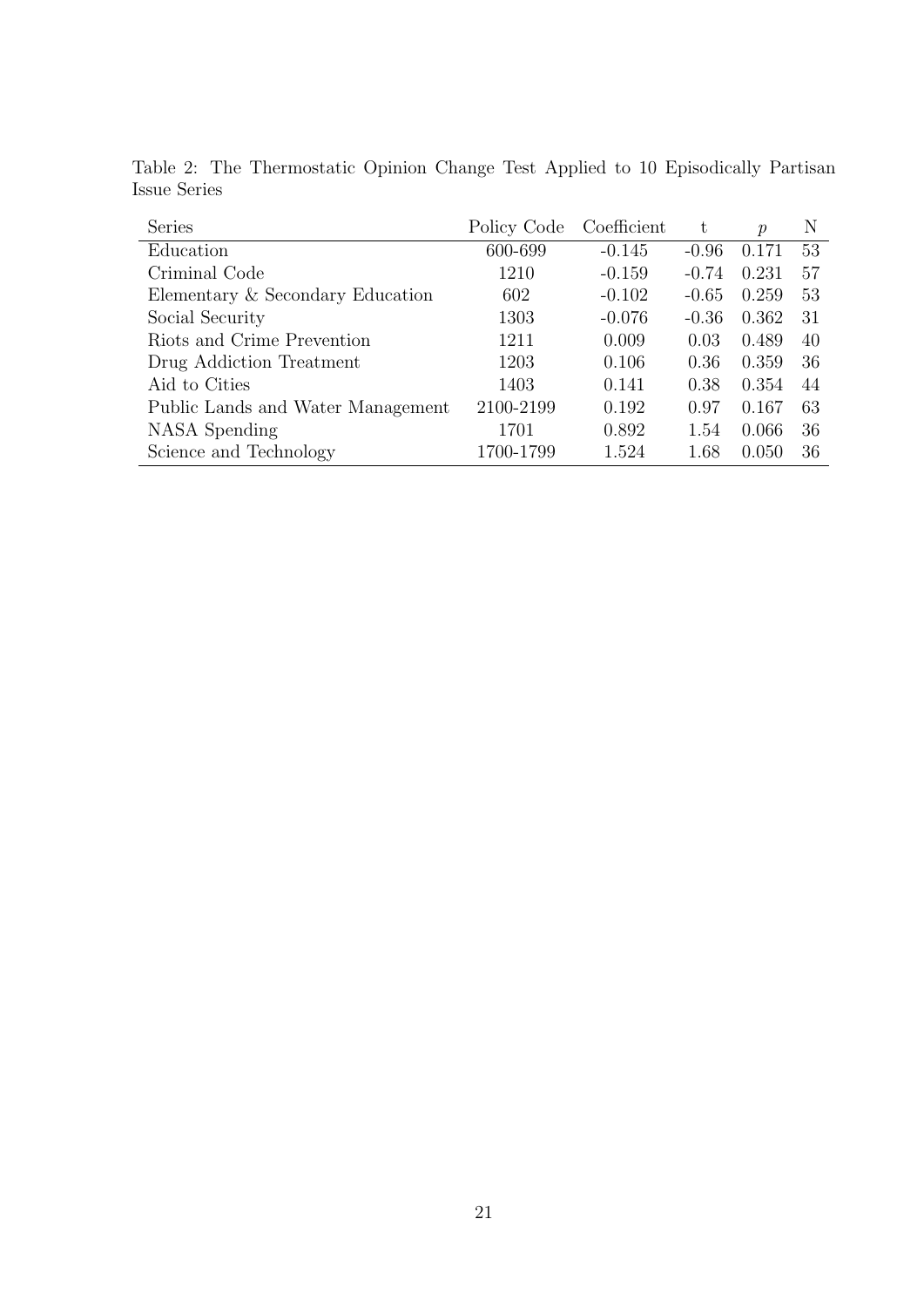Table 2: The Thermostatic Opinion Change Test Applied to 10 Episodically Partisan Issue Series

| Series | Policy Code | Coefficient | t | $p$ | N |
|---|---|---|---|---|---|
| Education | 600-699 | -0.145 | -0.96 | 0.171 | 53 |
| Criminal Code | 1210 | -0.159 | -0.74 | 0.231 | 57 |
| Elementary & Secondary Education | 602 | -0.102 | -0.65 | 0.259 | 53 |
| Social Security | 1303 | -0.076 | -0.36 | 0.362 | 31 |
| Riots and Crime Prevention | 1211 | 0.009 | 0.03 | 0.489 | 40 |
| Drug Addiction Treatment | 1203 | 0.106 | 0.36 | 0.359 | 36 |
| Aid to Cities | 1403 | 0.141 | 0.38 | 0.354 | 44 |
| Public Lands and Water Management | 2100-2199 | 0.192 | 0.97 | 0.167 | 63 |
| NASA Spending | 1701 | 0.892 | 1.54 | 0.066 | 36 |
| Science and Technology | 1700-1799 | 1.524 | 1.68 | 0.050 | 36 |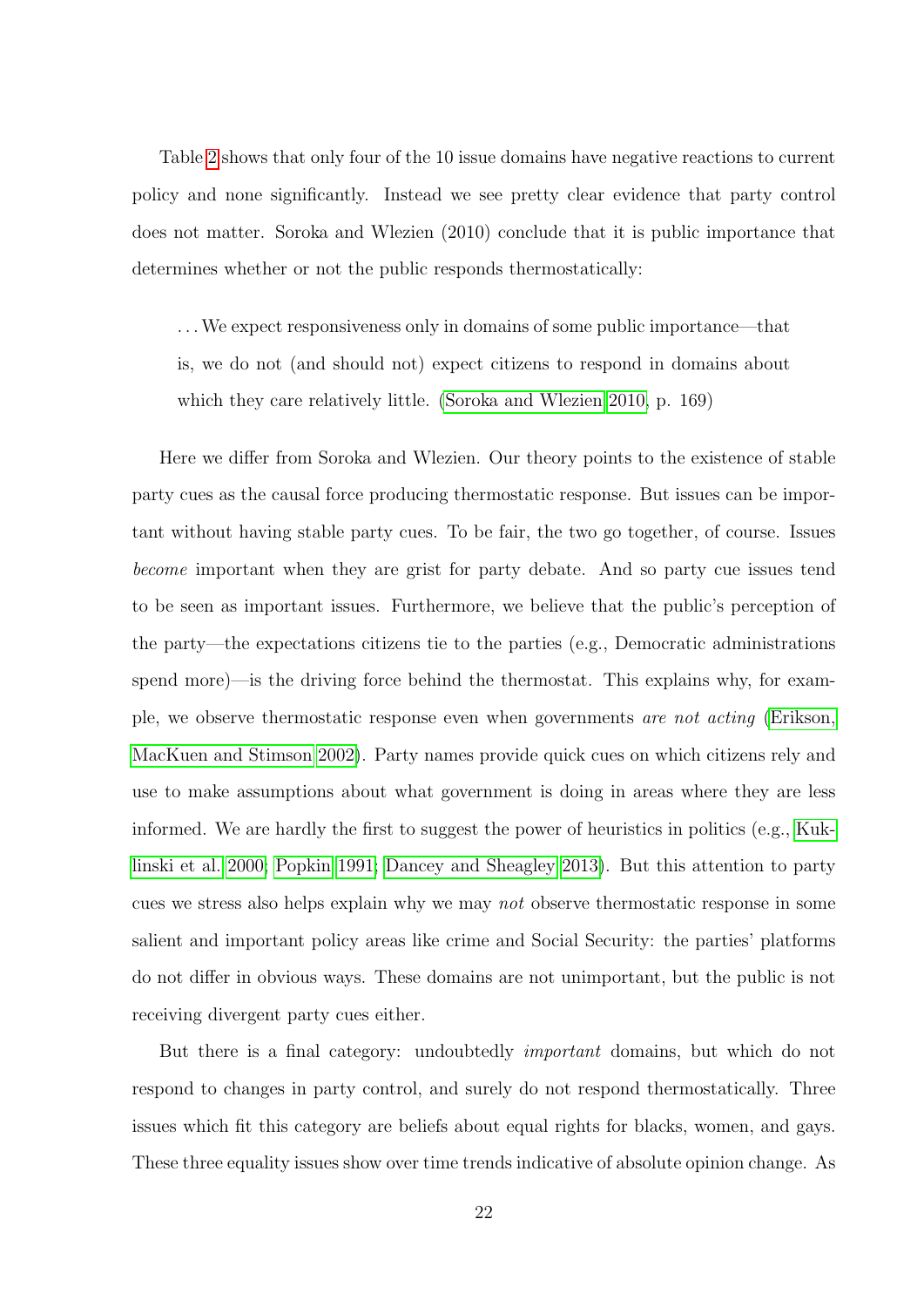Table 2 shows that only four of the 10 issue domains have negative reactions to current policy and none significantly. Instead we see pretty clear evidence that party control does not matter. Soroka and Wlezien (2010) conclude that it is public importance that determines whether or not the public responds thermostatically:

> . . . We expect responsiveness only in domains of some public importance—that is, we do not (and should not) expect citizens to respond in domains about which they care relatively little. (Soroka and Wlezien 2010, p. 169)

Here we differ from Soroka and Wlezien. Our theory points to the existence of stable party cues as the causal force producing thermostatic response. But issues can be important without having stable party cues. To be fair, the two go together, of course. Issues *become* important when they are grist for party debate. And so party cue issues tend to be seen as important issues. Furthermore, we believe that the public's perception of the party—the expectations citizens tie to the parties (e.g., Democratic administrations spend more)—is the driving force behind the thermostat. This explains why, for example, we observe thermostatic response even when governments *are not acting* (Erikson, MacKuen and Stimson 2002). Party names provide quick cues on which citizens rely and use to make assumptions about what government is doing in areas where they are less informed. We are hardly the first to suggest the power of heuristics in politics (e.g., Kuklinski et al. 2000; Popkin 1991; Dancey and Sheagley 2013). But this attention to party cues we stress also helps explain why we may *not* observe thermostatic response in some salient and important policy areas like crime and Social Security: the parties' platforms do not differ in obvious ways. These domains are not unimportant, but the public is not receiving divergent party cues either.

But there is a final category: undoubtedly *important* domains, but which do not respond to changes in party control, and surely do not respond thermostatically. Three issues which fit this category are beliefs about equal rights for blacks, women, and gays. These three equality issues show over time trends indicative of absolute opinion change. As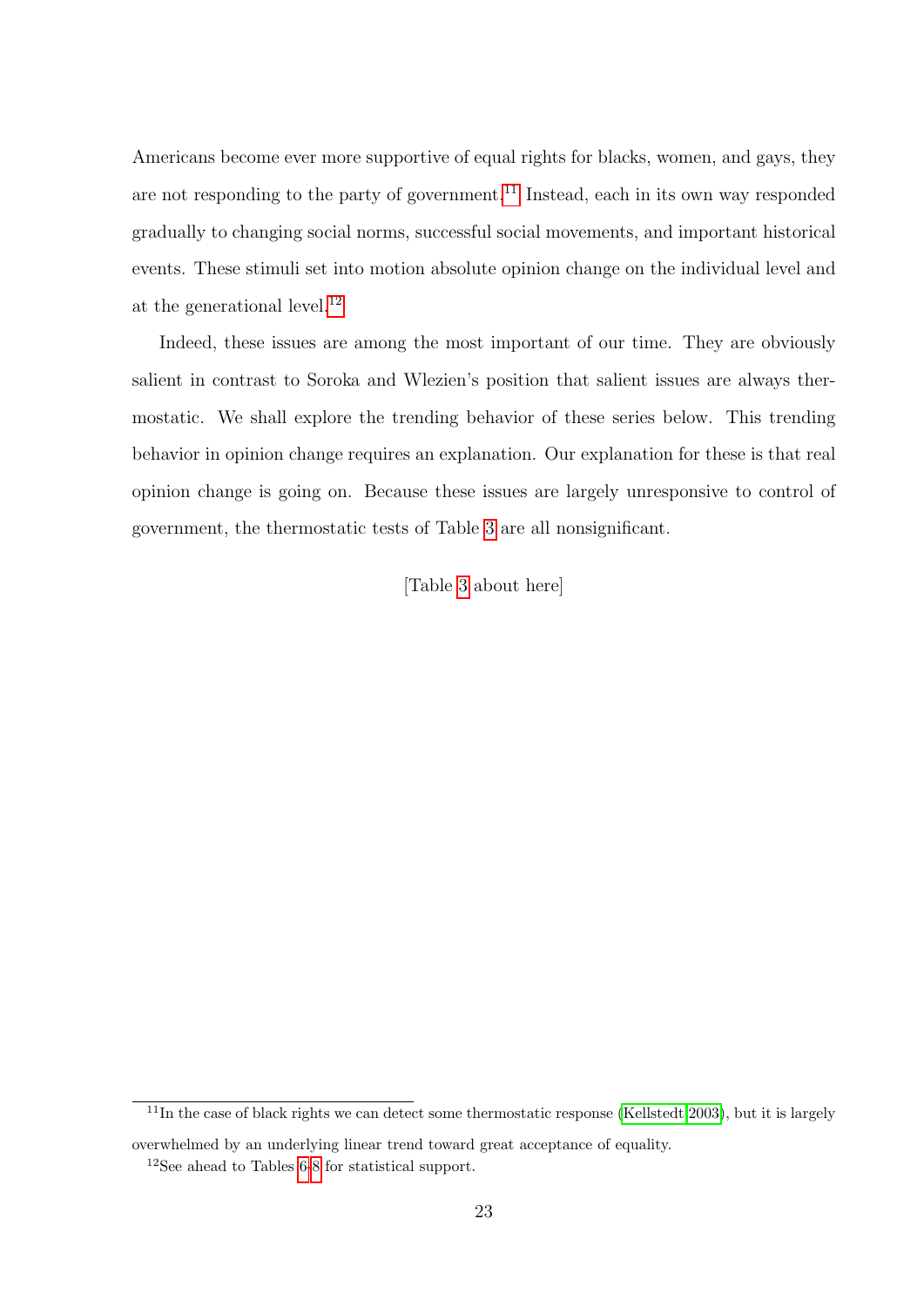Americans become ever more supportive of equal rights for blacks, women, and gays, they are not responding to the party of government.[11] Instead, each in its own way responded gradually to changing social norms, successful social movements, and important historical events. These stimuli set into motion absolute opinion change on the individual level and at the generational level.[12]

Indeed, these issues are among the most important of our time. They are obviously salient in contrast to Soroka and Wlezien's position that salient issues are always thermostatic. We shall explore the trending behavior of these series below. This trending behavior in opinion change requires an explanation. Our explanation for these is that real opinion change is going on. Because these issues are largely unresponsive to control of government, the thermostatic tests of Table 3 are all nonsignificant.

[Table 3 about here]

---

[11] In the case of black rights we can detect some thermostatic response (Kellstedt 2003), but it is largely overwhelmed by an underlying linear trend toward great acceptance of equality.

[12] See ahead to Tables 6-8 for statistical support.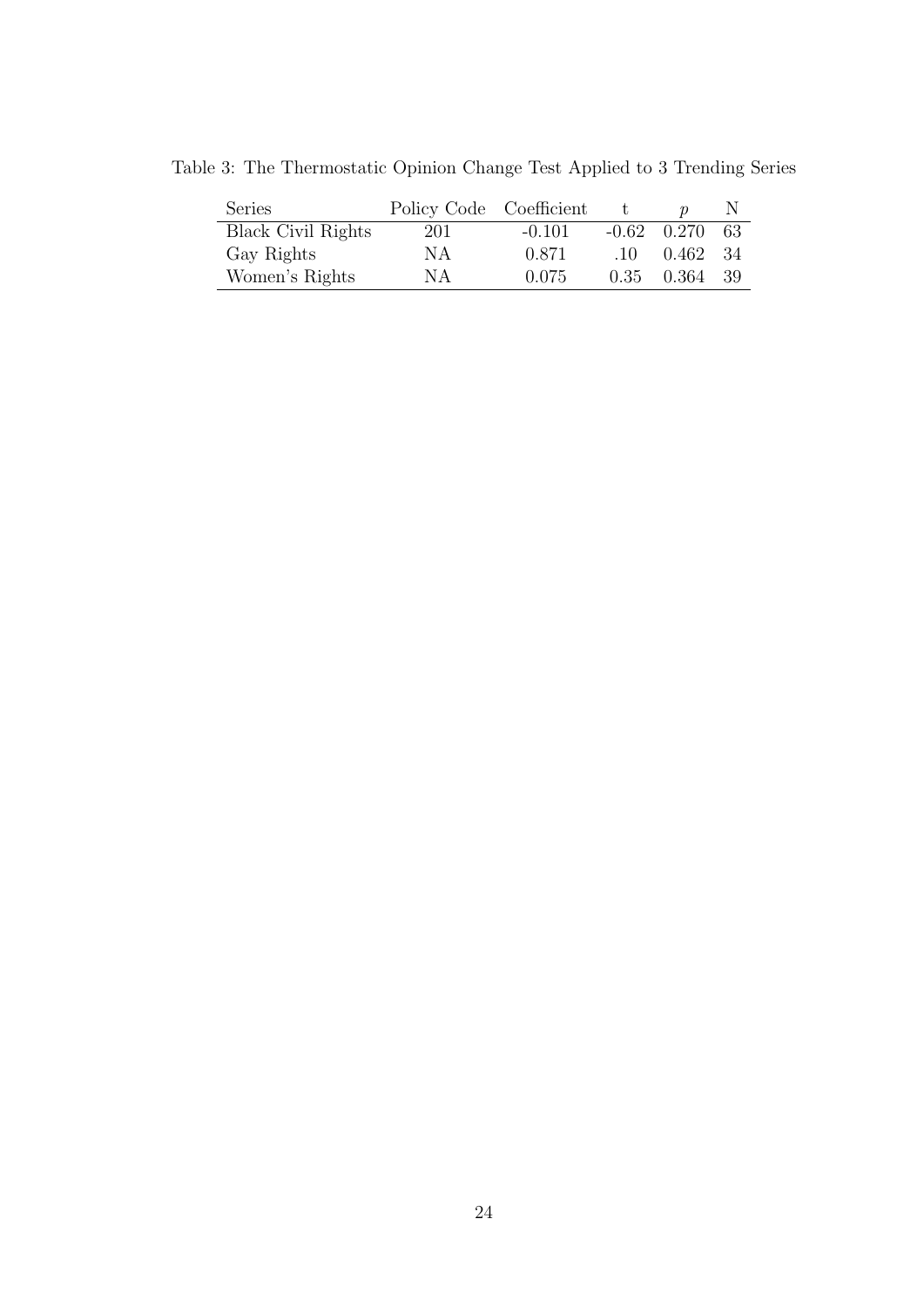Table 3: The Thermostatic Opinion Change Test Applied to 3 Trending Series

| Series | Policy Code | Coefficient | t | $p$ | N |
|---|---|---|---|---|---|
| Black Civil Rights | 201 | -0.101 | -0.62 | 0.270 | 63 |
| Gay Rights | NA | 0.871 | .10 | 0.462 | 34 |
| Women's Rights | NA | 0.075 | 0.35 | 0.364 | 39 |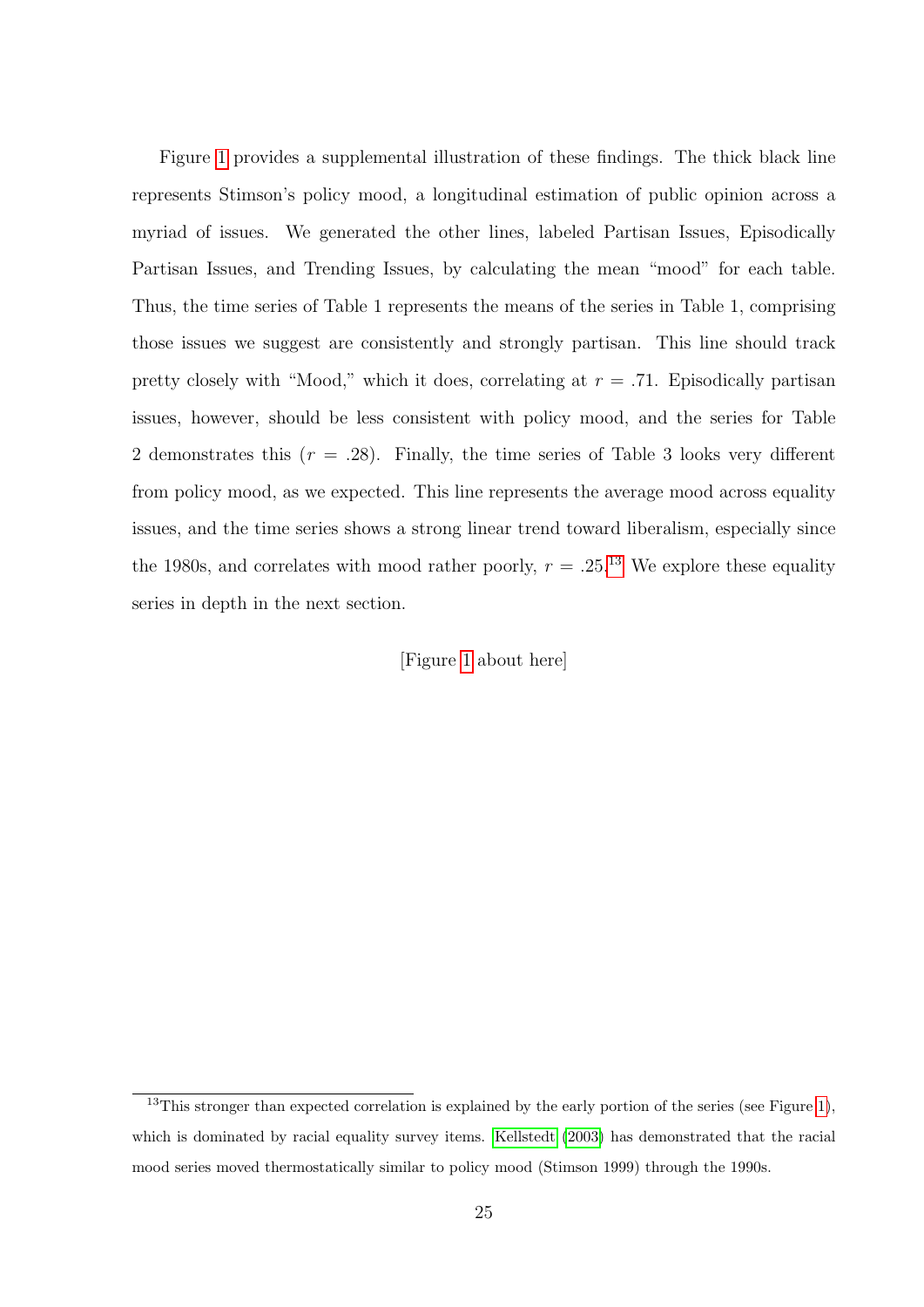Figure 1 provides a supplemental illustration of these findings. The thick black line represents Stimson's policy mood, a longitudinal estimation of public opinion across a myriad of issues. We generated the other lines, labeled Partisan Issues, Episodically Partisan Issues, and Trending Issues, by calculating the mean "mood" for each table. Thus, the time series of Table 1 represents the means of the series in Table 1, comprising those issues we suggest are consistently and strongly partisan. This line should track pretty closely with "Mood," which it does, correlating at $r = .71$. Episodically partisan issues, however, should be less consistent with policy mood, and the series for Table 2 demonstrates this ($r = .28$). Finally, the time series of Table 3 looks very different from policy mood, as we expected. This line represents the average mood across equality issues, and the time series shows a strong linear trend toward liberalism, especially since the 1980s, and correlates with mood rather poorly, $r = .25$.[13] We explore these equality series in depth in the next section.

[Figure 1 about here]

[13] This stronger than expected correlation is explained by the early portion of the series (see Figure 1), which is dominated by racial equality survey items. Kellstedt (2003) has demonstrated that the racial mood series moved thermostatically similar to policy mood (Stimson 1999) through the 1990s.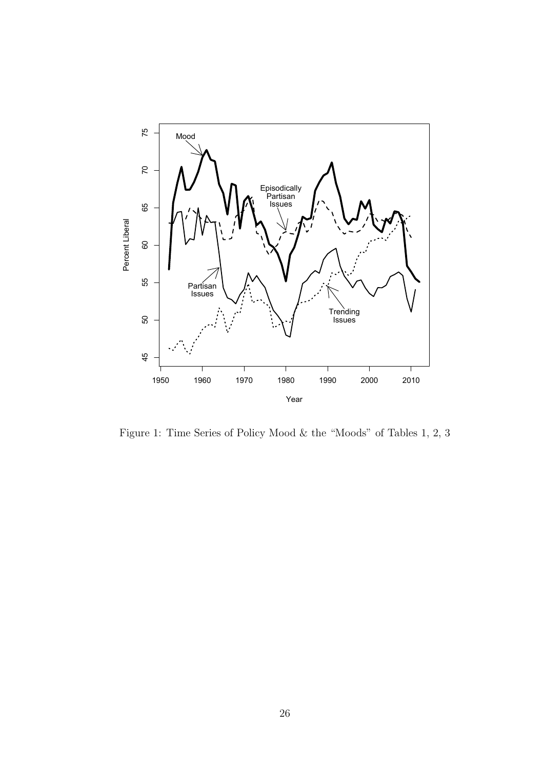Figure 1: Time Series of Policy Mood & the "Moods" of Tables 1, 2, 3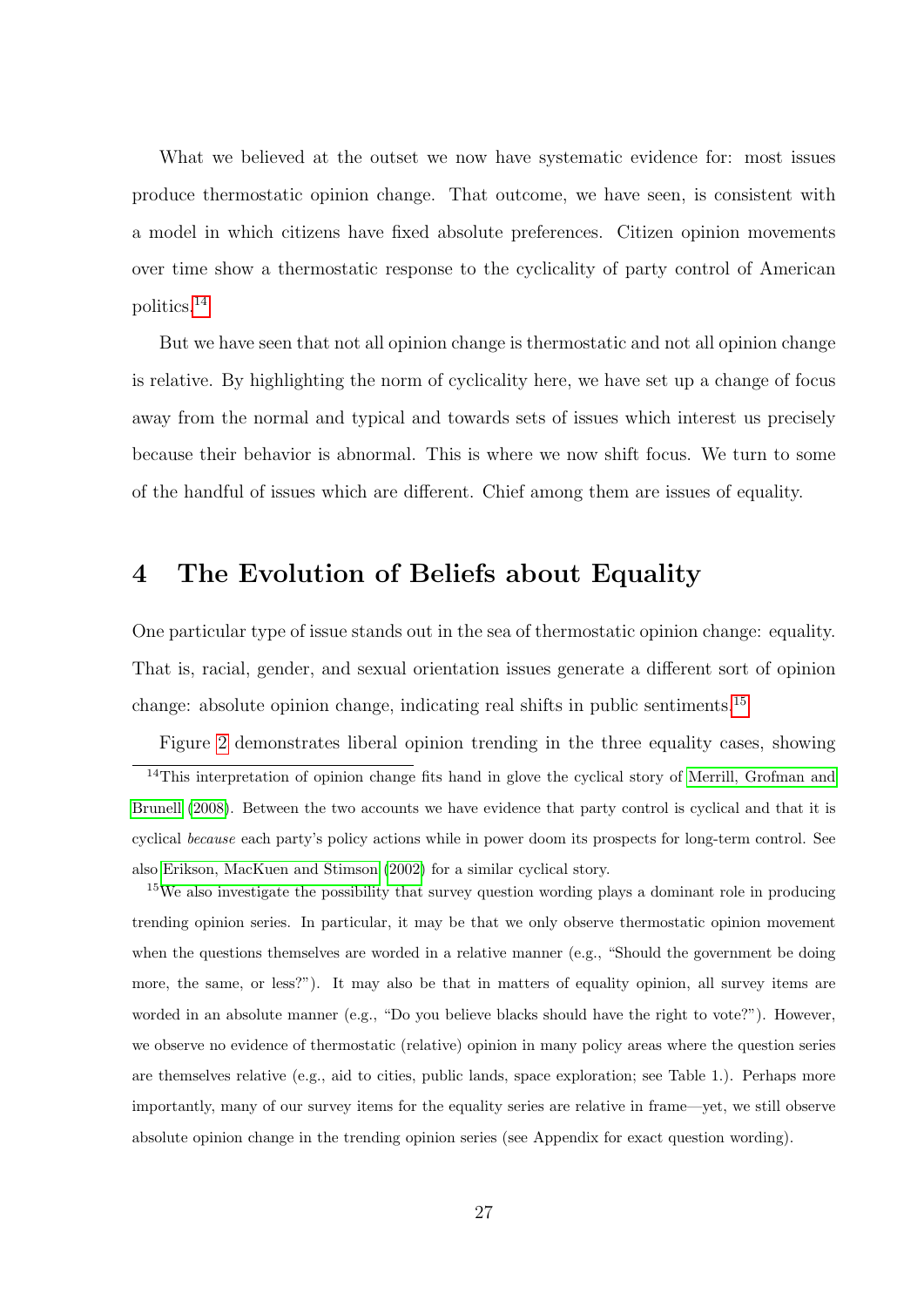What we believed at the outset we now have systematic evidence for: most issues produce thermostatic opinion change. That outcome, we have seen, is consistent with a model in which citizens have fixed absolute preferences. Citizen opinion movements over time show a thermostatic response to the cyclicality of party control of American politics.[14]

But we have seen that not all opinion change is thermostatic and not all opinion change is relative. By highlighting the norm of cyclicality here, we have set up a change of focus away from the normal and typical and towards sets of issues which interest us precisely because their behavior is abnormal. This is where we now shift focus. We turn to some of the handful of issues which are different. Chief among them are issues of equality.

## 4 The Evolution of Beliefs about Equality

One particular type of issue stands out in the sea of thermostatic opinion change: equality. That is, racial, gender, and sexual orientation issues generate a different sort of opinion change: absolute opinion change, indicating real shifts in public sentiments.[15]

Figure 2 demonstrates liberal opinion trending in the three equality cases, showing

[14] This interpretation of opinion change fits hand in glove the cyclical story of Merrill, Grofman and Brunell (2008). Between the two accounts we have evidence that party control is cyclical and that it is cyclical *because* each party's policy actions while in power doom its prospects for long-term control. See also Erikson, MacKuen and Stimson (2002) for a similar cyclical story.

[15] We also investigate the possibility that survey question wording plays a dominant role in producing trending opinion series. In particular, it may be that we only observe thermostatic opinion movement when the questions themselves are worded in a relative manner (e.g., "Should the government be doing more, the same, or less?"). It may also be that in matters of equality opinion, all survey items are worded in an absolute manner (e.g., "Do you believe blacks should have the right to vote?"). However, we observe no evidence of thermostatic (relative) opinion in many policy areas where the question series are themselves relative (e.g., aid to cities, public lands, space exploration; see Table 1.). Perhaps more importantly, many of our survey items for the equality series are relative in frame—yet, we still observe absolute opinion change in the trending opinion series (see Appendix for exact question wording).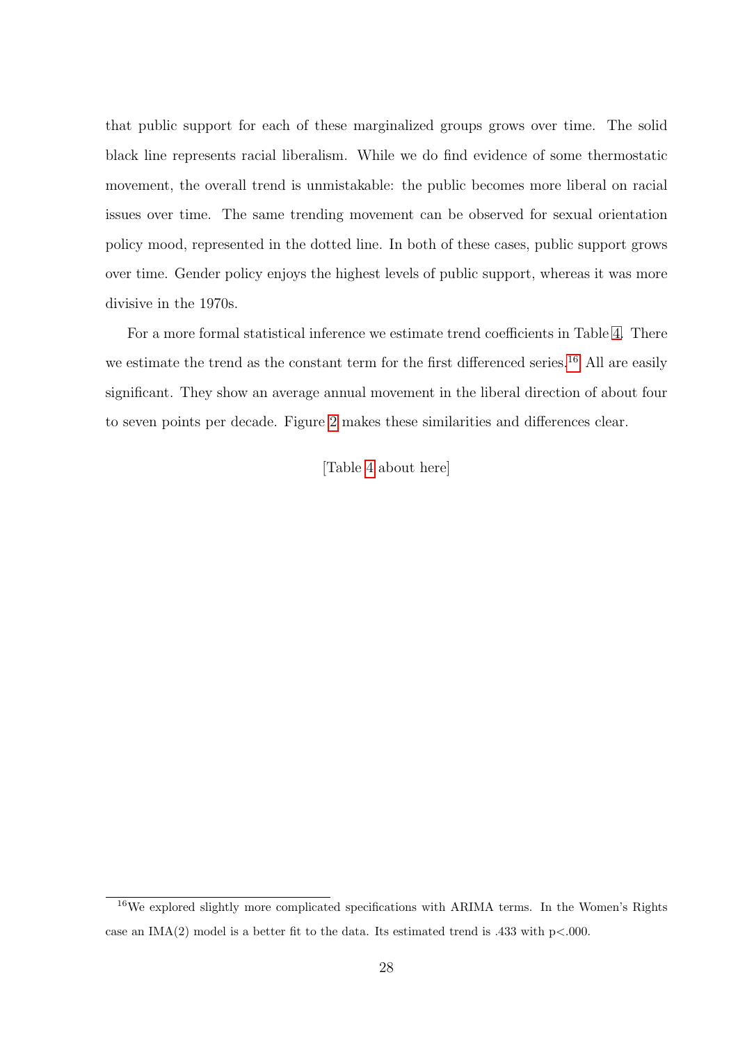that public support for each of these marginalized groups grows over time. The solid black line represents racial liberalism. While we do find evidence of some thermostatic movement, the overall trend is unmistakable: the public becomes more liberal on racial issues over time. The same trending movement can be observed for sexual orientation policy mood, represented in the dotted line. In both of these cases, public support grows over time. Gender policy enjoys the highest levels of public support, whereas it was more divisive in the 1970s.

For a more formal statistical inference we estimate trend coefficients in Table 4. There we estimate the trend as the constant term for the first differenced series.[16] All are easily significant. They show an average annual movement in the liberal direction of about four to seven points per decade. Figure 2 makes these similarities and differences clear.

[Table 4 about here]

---

[16] We explored slightly more complicated specifications with ARIMA terms. In the Women's Rights case an IMA(2) model is a better fit to the data. Its estimated trend is .433 with $p<.000$.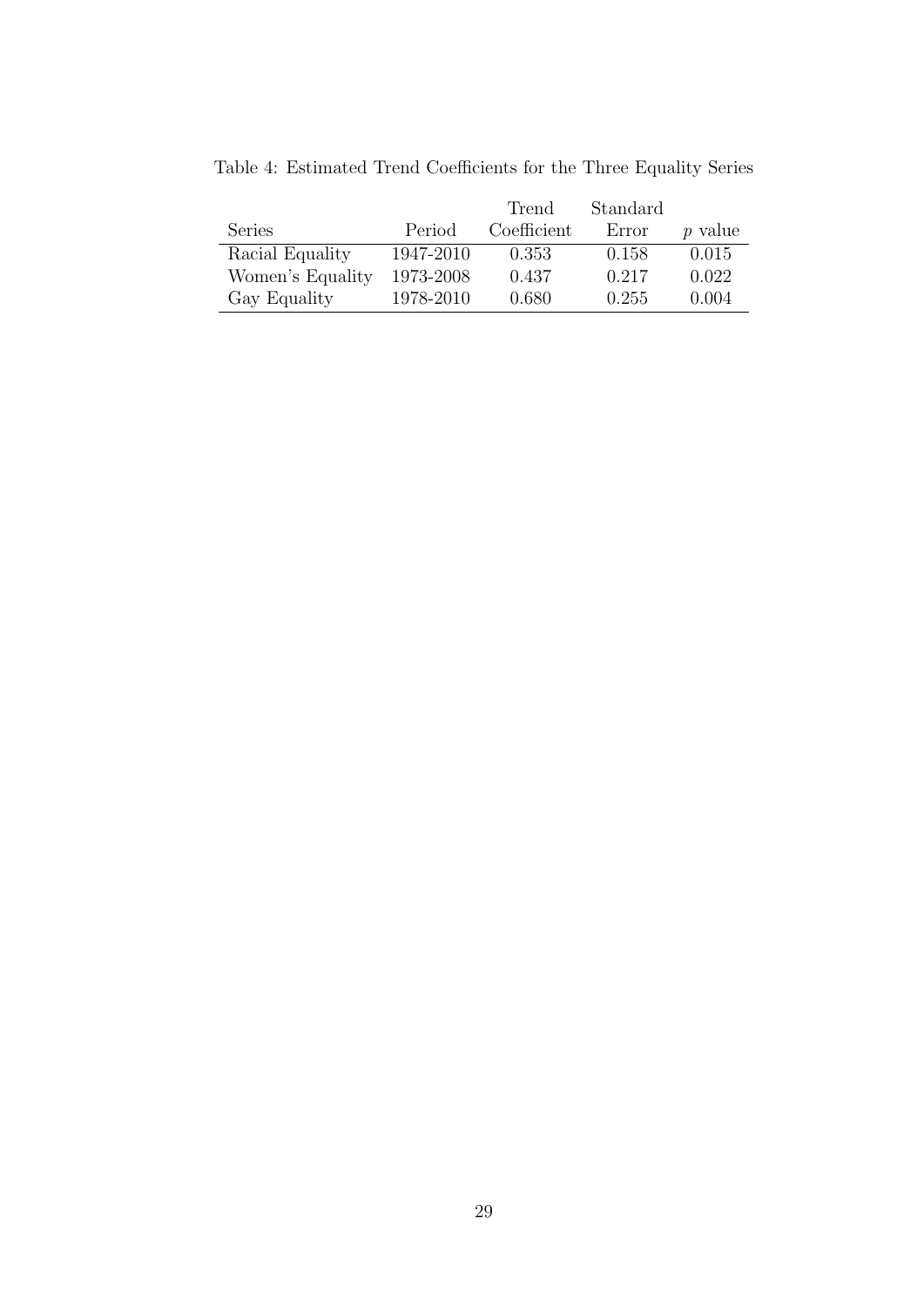Table 4: Estimated Trend Coefficients for the Three Equality Series

| Series | Period | Trend Coefficient | Standard Error | $p$ value |
|---|---|---|---|---|
| Racial Equality | 1947-2010 | 0.353 | 0.158 | 0.015 |
| Women's Equality | 1973-2008 | 0.437 | 0.217 | 0.022 |
| Gay Equality | 1978-2010 | 0.680 | 0.255 | 0.004 |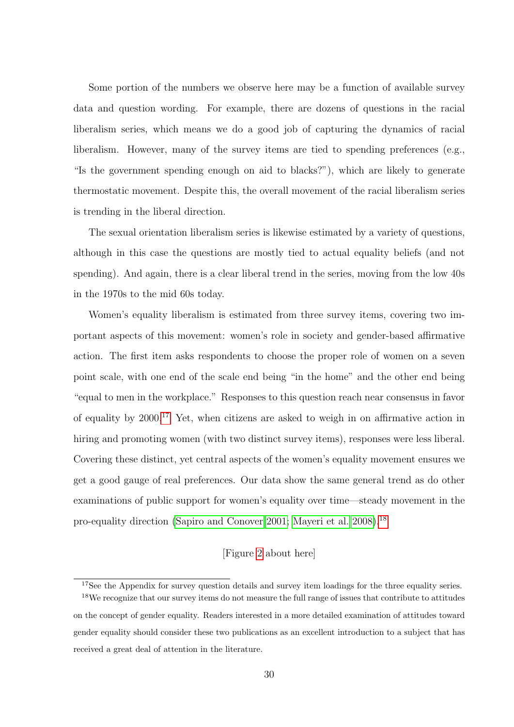Some portion of the numbers we observe here may be a function of available survey data and question wording. For example, there are dozens of questions in the racial liberalism series, which means we do a good job of capturing the dynamics of racial liberalism. However, many of the survey items are tied to spending preferences (e.g., "Is the government spending enough on aid to blacks?"), which are likely to generate thermostatic movement. Despite this, the overall movement of the racial liberalism series is trending in the liberal direction.

The sexual orientation liberalism series is likewise estimated by a variety of questions, although in this case the questions are mostly tied to actual equality beliefs (and not spending). And again, there is a clear liberal trend in the series, moving from the low 40s in the 1970s to the mid 60s today.

Women's equality liberalism is estimated from three survey items, covering two important aspects of this movement: women's role in society and gender-based affirmative action. The first item asks respondents to choose the proper role of women on a seven point scale, with one end of the scale end being "in the home" and the other end being "equal to men in the workplace." Responses to this question reach near consensus in favor of equality by 2000.[17] Yet, when citizens are asked to weigh in on affirmative action in hiring and promoting women (with two distinct survey items), responses were less liberal. Covering these distinct, yet central aspects of the women's equality movement ensures we get a good gauge of real preferences. Our data show the same general trend as do other examinations of public support for women's equality over time—steady movement in the pro-equality direction (Sapiro and Conover 2001; Mayeri et al. 2008).[18]

[Figure 2 about here]

[17] See the Appendix for survey question details and survey item loadings for the three equality series.

[18] We recognize that our survey items do not measure the full range of issues that contribute to attitudes on the concept of gender equality. Readers interested in a more detailed examination of attitudes toward gender equality should consider these two publications as an excellent introduction to a subject that has received a great deal of attention in the literature.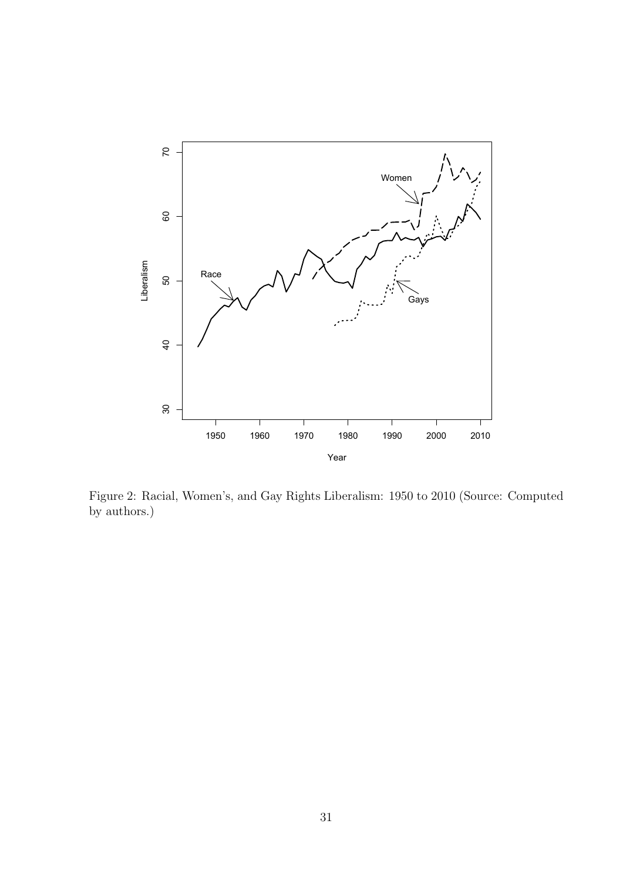Figure 2: Racial, Women's, and Gay Rights Liberalism: 1950 to 2010 (Source: Computed by authors.)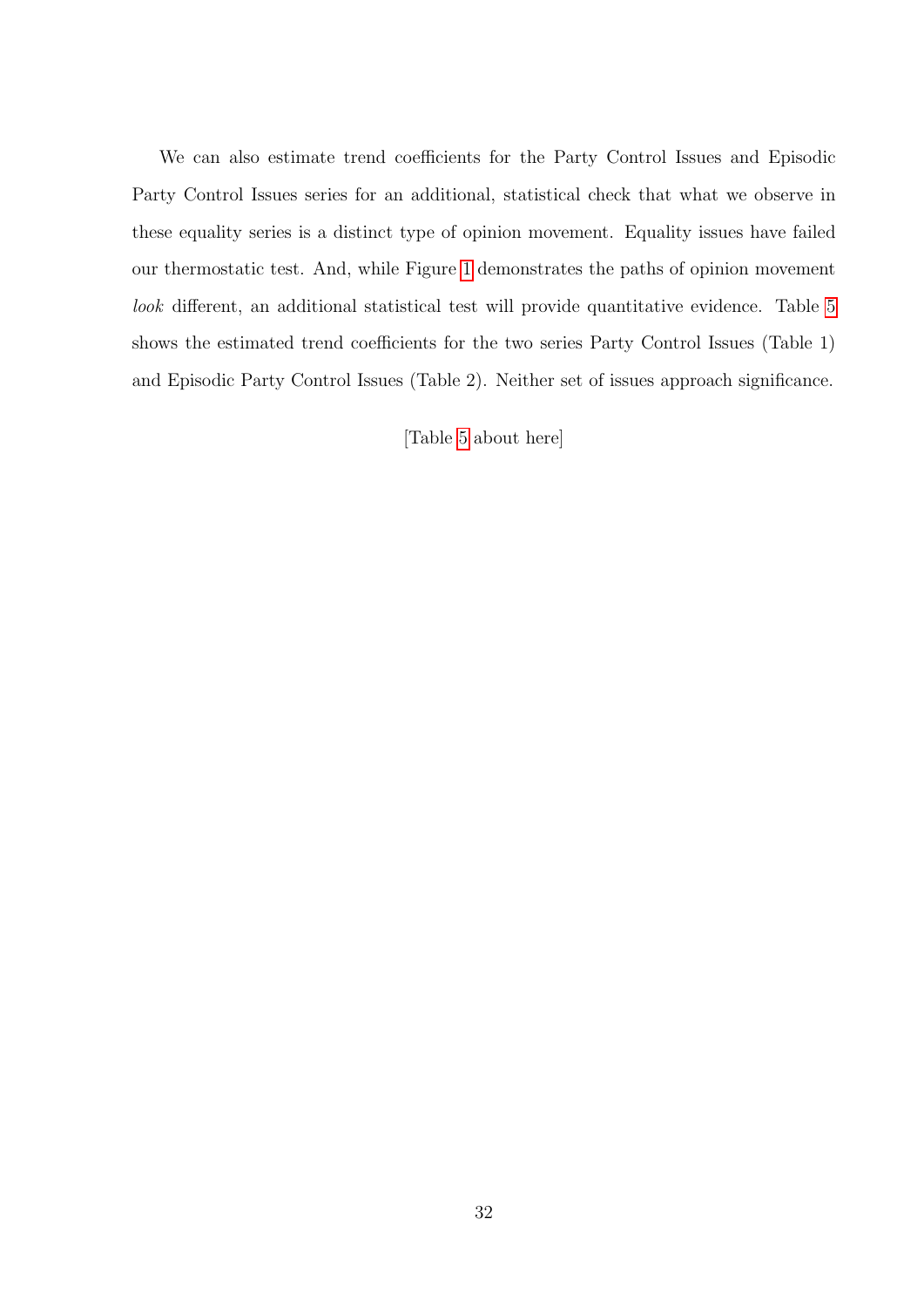We can also estimate trend coefficients for the Party Control Issues and Episodic Party Control Issues series for an additional, statistical check that what we observe in these equality series is a distinct type of opinion movement. Equality issues have failed our thermostatic test. And, while Figure 1 demonstrates the paths of opinion movement *look* different, an additional statistical test will provide quantitative evidence. Table 5 shows the estimated trend coefficients for the two series Party Control Issues (Table 1) and Episodic Party Control Issues (Table 2). Neither set of issues approach significance.

[Table 5 about here]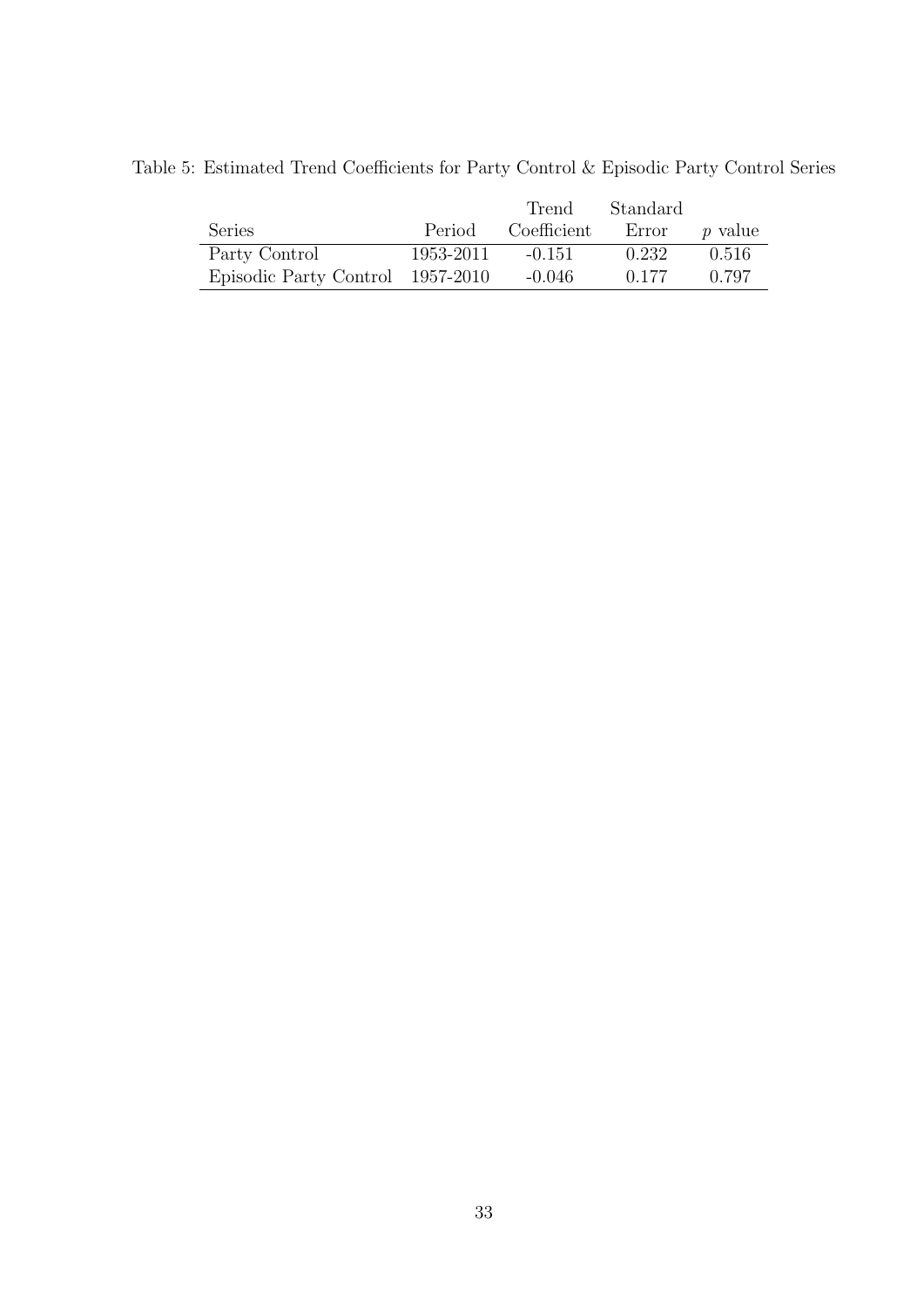Table 5: Estimated Trend Coefficients for Party Control & Episodic Party Control Series

| Series | Period | Trend Coefficient | Standard Error | $p$ value |
|---|---|---|---|---|
| Party Control | 1953-2011 | -0.151 | 0.232 | 0.516 |
| Episodic Party Control | 1957-2010 | -0.046 | 0.177 | 0.797 |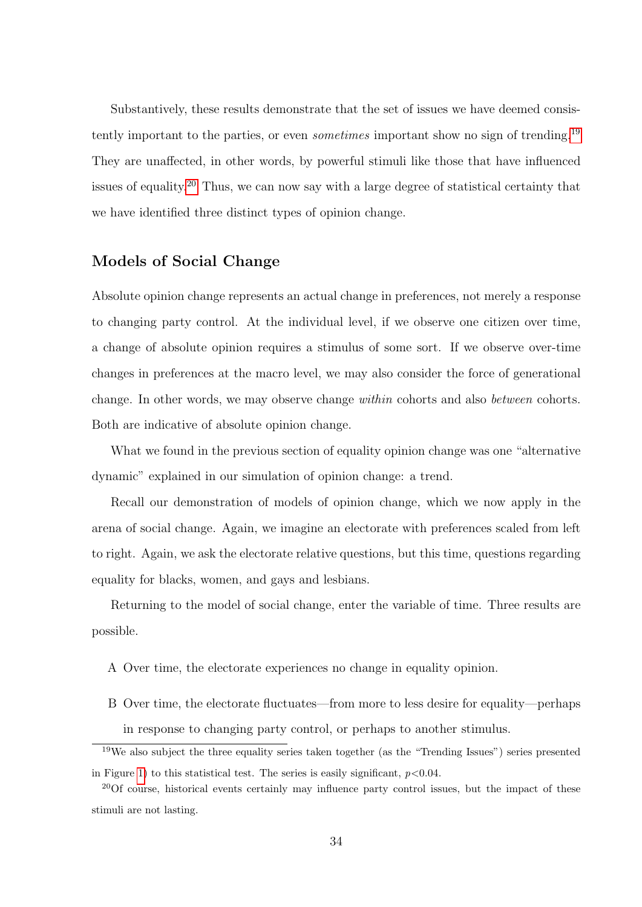Substantively, these results demonstrate that the set of issues we have deemed consistently important to the parties, or even *sometimes* important show no sign of trending.[19] They are unaffected, in other words, by powerful stimuli like those that have influenced issues of equality.[20] Thus, we can now say with a large degree of statistical certainty that we have identified three distinct types of opinion change.

## Models of Social Change

Absolute opinion change represents an actual change in preferences, not merely a response to changing party control. At the individual level, if we observe one citizen over time, a change of absolute opinion requires a stimulus of some sort. If we observe over-time changes in preferences at the macro level, we may also consider the force of generational change. In other words, we may observe change *within* cohorts and also *between* cohorts. Both are indicative of absolute opinion change.

What we found in the previous section of equality opinion change was one "alternative dynamic" explained in our simulation of opinion change: a trend.

Recall our demonstration of models of opinion change, which we now apply in the arena of social change. Again, we imagine an electorate with preferences scaled from left to right. Again, we ask the electorate relative questions, but this time, questions regarding equality for blacks, women, and gays and lesbians.

Returning to the model of social change, enter the variable of time. Three results are possible.

A Over time, the electorate experiences no change in equality opinion.

B Over time, the electorate fluctuates—from more to less desire for equality—perhaps in response to changing party control, or perhaps to another stimulus.

[19] We also subject the three equality series taken together (as the "Trending Issues") series presented in Figure 1) to this statistical test. The series is easily significant, $p<0.04$.

[20] Of course, historical events certainly may influence party control issues, but the impact of these stimuli are not lasting.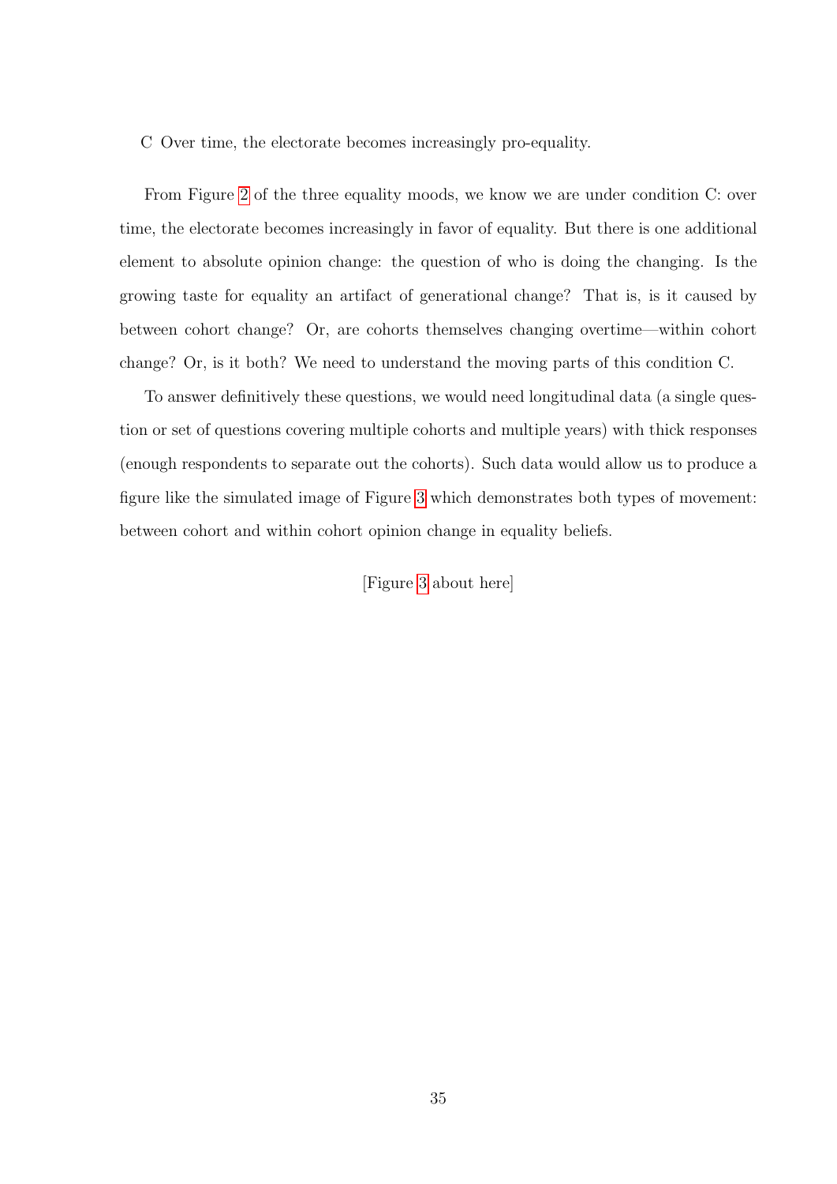C Over time, the electorate becomes increasingly pro-equality.

From Figure 2 of the three equality moods, we know we are under condition C: over time, the electorate becomes increasingly in favor of equality. But there is one additional element to absolute opinion change: the question of who is doing the changing. Is the growing taste for equality an artifact of generational change? That is, is it caused by between cohort change? Or, are cohorts themselves changing overtime—within cohort change? Or, is it both? We need to understand the moving parts of this condition C.

To answer definitively these questions, we would need longitudinal data (a single question or set of questions covering multiple cohorts and multiple years) with thick responses (enough respondents to separate out the cohorts). Such data would allow us to produce a figure like the simulated image of Figure 3 which demonstrates both types of movement: between cohort and within cohort opinion change in equality beliefs.

[Figure 3 about here]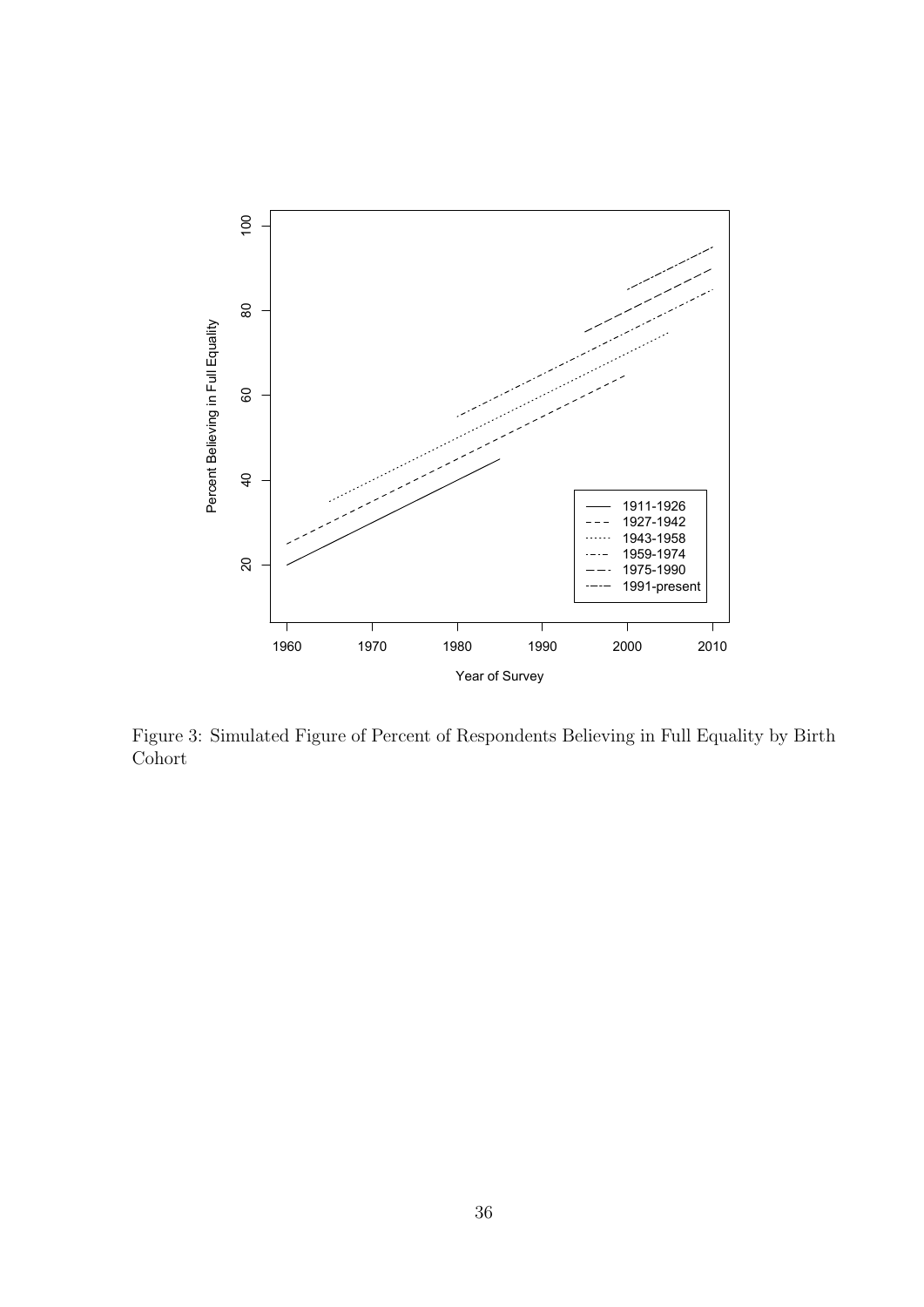Figure 3: Simulated Figure of Percent of Respondents Believing in Full Equality by Birth Cohort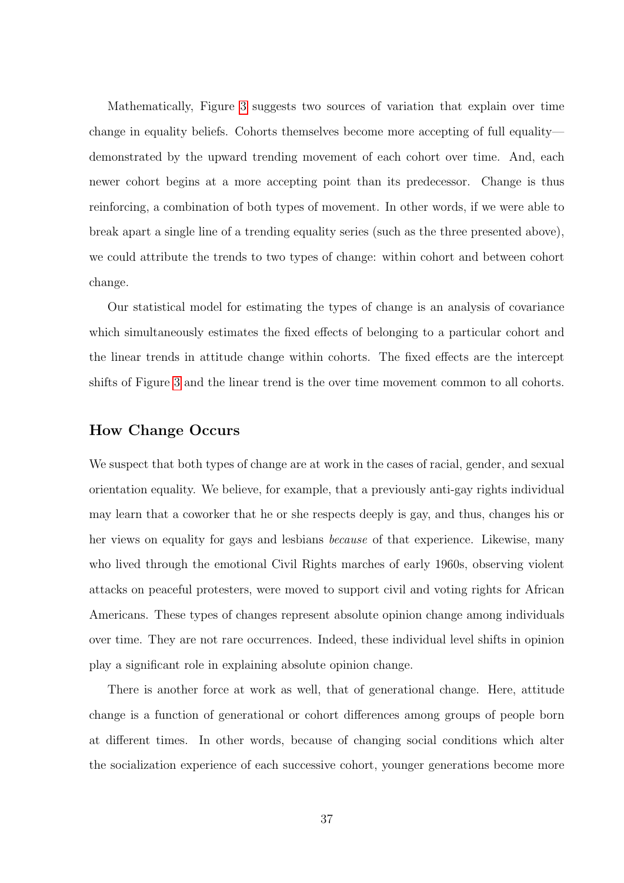Mathematically, Figure 3 suggests two sources of variation that explain over time change in equality beliefs. Cohorts themselves become more accepting of full equality—demonstrated by the upward trending movement of each cohort over time. And, each newer cohort begins at a more accepting point than its predecessor. Change is thus reinforcing, a combination of both types of movement. In other words, if we were able to break apart a single line of a trending equality series (such as the three presented above), we could attribute the trends to two types of change: within cohort and between cohort change.

Our statistical model for estimating the types of change is an analysis of covariance which simultaneously estimates the fixed effects of belonging to a particular cohort and the linear trends in attitude change within cohorts. The fixed effects are the intercept shifts of Figure 3 and the linear trend is the over time movement common to all cohorts.

## How Change Occurs

We suspect that both types of change are at work in the cases of racial, gender, and sexual orientation equality. We believe, for example, that a previously anti-gay rights individual may learn that a coworker that he or she respects deeply is gay, and thus, changes his or her views on equality for gays and lesbians *because* of that experience. Likewise, many who lived through the emotional Civil Rights marches of early 1960s, observing violent attacks on peaceful protesters, were moved to support civil and voting rights for African Americans. These types of changes represent absolute opinion change among individuals over time. They are not rare occurrences. Indeed, these individual level shifts in opinion play a significant role in explaining absolute opinion change.

There is another force at work as well, that of generational change. Here, attitude change is a function of generational or cohort differences among groups of people born at different times. In other words, because of changing social conditions which alter the socialization experience of each successive cohort, younger generations become more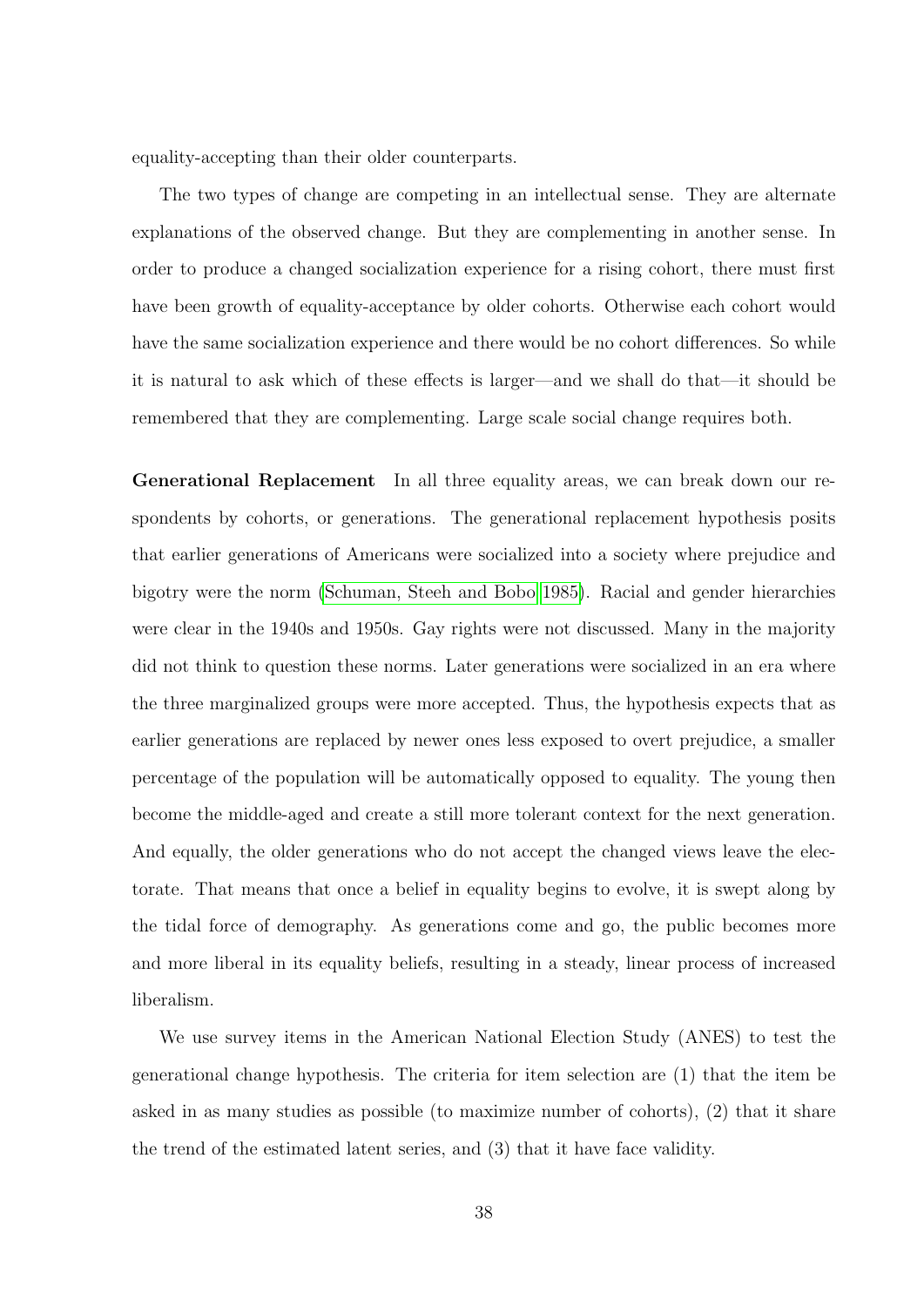equality-accepting than their older counterparts.

The two types of change are competing in an intellectual sense. They are alternate explanations of the observed change. But they are complementing in another sense. In order to produce a changed socialization experience for a rising cohort, there must first have been growth of equality-acceptance by older cohorts. Otherwise each cohort would have the same socialization experience and there would be no cohort differences. So while it is natural to ask which of these effects is larger—and we shall do that—it should be remembered that they are complementing. Large scale social change requires both.

**Generational Replacement** In all three equality areas, we can break down our respondents by cohorts, or generations. The generational replacement hypothesis posits that earlier generations of Americans were socialized into a society where prejudice and bigotry were the norm (Schuman, Steeh and Bobo 1985). Racial and gender hierarchies were clear in the 1940s and 1950s. Gay rights were not discussed. Many in the majority did not think to question these norms. Later generations were socialized in an era where the three marginalized groups were more accepted. Thus, the hypothesis expects that as earlier generations are replaced by newer ones less exposed to overt prejudice, a smaller percentage of the population will be automatically opposed to equality. The young then become the middle-aged and create a still more tolerant context for the next generation. And equally, the older generations who do not accept the changed views leave the electorate. That means that once a belief in equality begins to evolve, it is swept along by the tidal force of demography. As generations come and go, the public becomes more and more liberal in its equality beliefs, resulting in a steady, linear process of increased liberalism.

We use survey items in the American National Election Study (ANES) to test the generational change hypothesis. The criteria for item selection are (1) that the item be asked in as many studies as possible (to maximize number of cohorts), (2) that it share the trend of the estimated latent series, and (3) that it have face validity.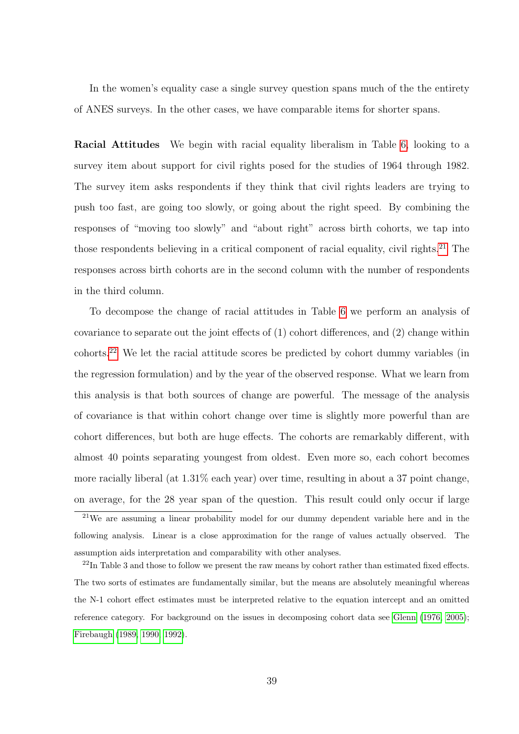In the women's equality case a single survey question spans much of the the entirety of ANES surveys. In the other cases, we have comparable items for shorter spans.

**Racial Attitudes** We begin with racial equality liberalism in Table 6, looking to a survey item about support for civil rights posed for the studies of 1964 through 1982. The survey item asks respondents if they think that civil rights leaders are trying to push too fast, are going too slowly, or going about the right speed. By combining the responses of "moving too slowly" and "about right" across birth cohorts, we tap into those respondents believing in a critical component of racial equality, civil rights.[21] The responses across birth cohorts are in the second column with the number of respondents in the third column.

To decompose the change of racial attitudes in Table 6 we perform an analysis of covariance to separate out the joint effects of (1) cohort differences, and (2) change within cohorts.[22] We let the racial attitude scores be predicted by cohort dummy variables (in the regression formulation) and by the year of the observed response. What we learn from this analysis is that both sources of change are powerful. The message of the analysis of covariance is that within cohort change over time is slightly more powerful than are cohort differences, but both are huge effects. The cohorts are remarkably different, with almost 40 points separating youngest from oldest. Even more so, each cohort becomes more racially liberal (at 1.31% each year) over time, resulting in about a 37 point change, on average, for the 28 year span of the question. This result could only occur if large

[21] We are assuming a linear probability model for our dummy dependent variable here and in the following analysis. Linear is a close approximation for the range of values actually observed. The assumption aids interpretation and comparability with other analyses.

[22] In Table 3 and those to follow we present the raw means by cohort rather than estimated fixed effects. The two sorts of estimates are fundamentally similar, but the means are absolutely meaningful whereas the N-1 cohort effect estimates must be interpreted relative to the equation intercept and an omitted reference category. For background on the issues in decomposing cohort data see Glenn (1976, 2005); Firebaugh (1989, 1990, 1992).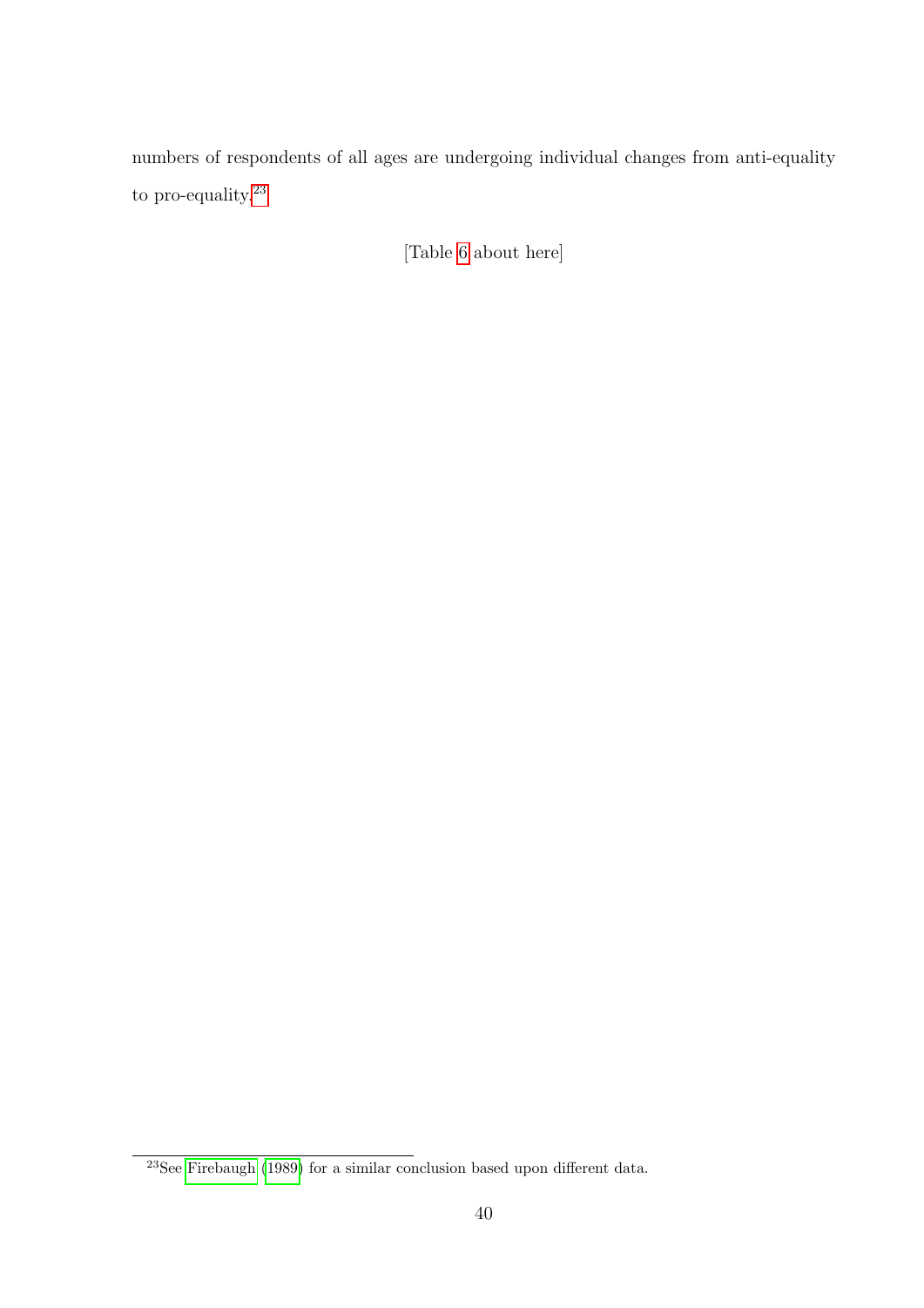numbers of respondents of all ages are undergoing individual changes from anti-equality to pro-equality.[23]

[Table 6 about here]

[23] See Firebaugh (1989) for a similar conclusion based upon different data.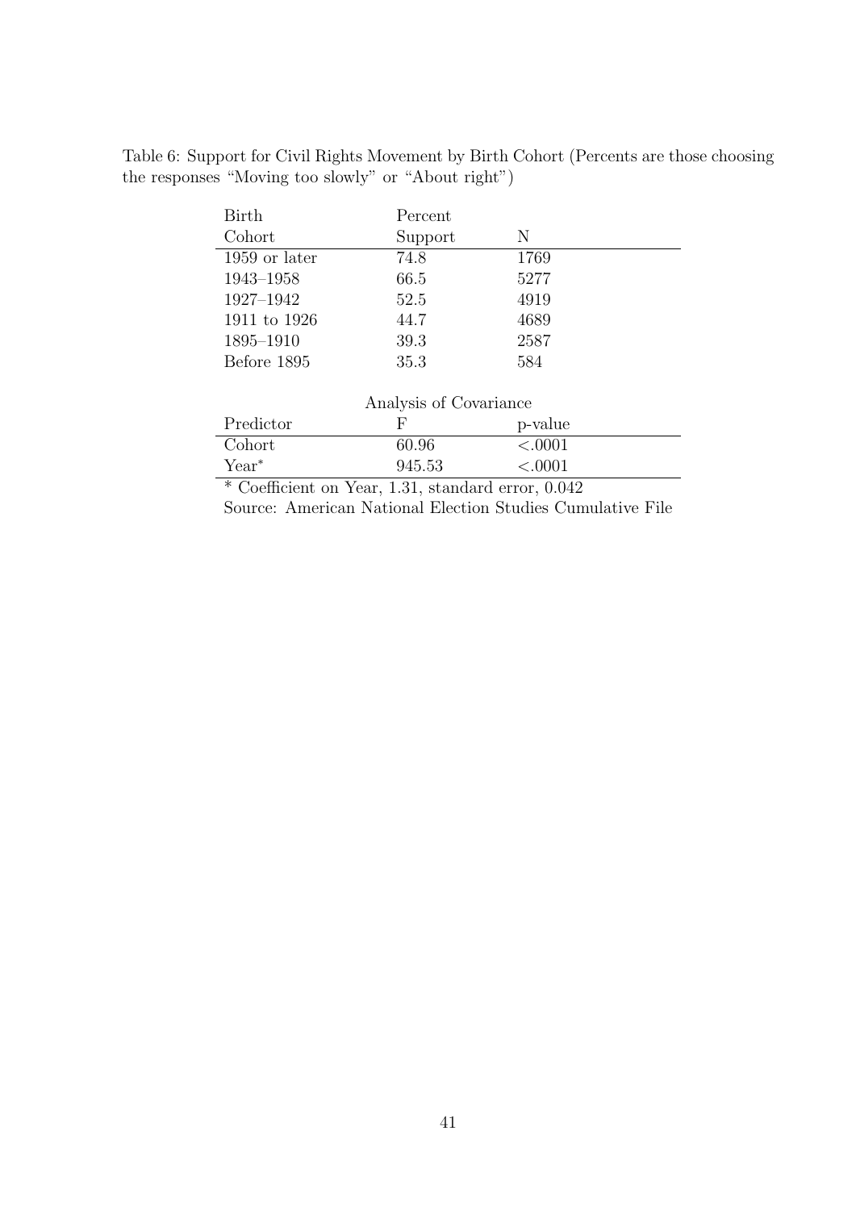Table 6: Support for Civil Rights Movement by Birth Cohort (Percents are those choosing the responses "Moving too slowly" or "About right")

| Birth Cohort | Percent Support | N |
|---|---|---|
| 1959 or later | 74.8 | 1769 |
| 1943–1958 | 66.5 | 5277 |
| 1927–1942 | 52.5 | 4919 |
| 1911 to 1926 | 44.7 | 4689 |
| 1895–1910 | 39.3 | 2587 |
| Before 1895 | 35.3 | 584 |

Analysis of Covariance

| Predictor | F | p-value |
|---|---|---|
| Cohort | 60.96 | <.0001 |
| Year* | 945.53 | <.0001 |

* Coefficient on Year, 1.31, standard error, 0.042

Source: American National Election Studies Cumulative File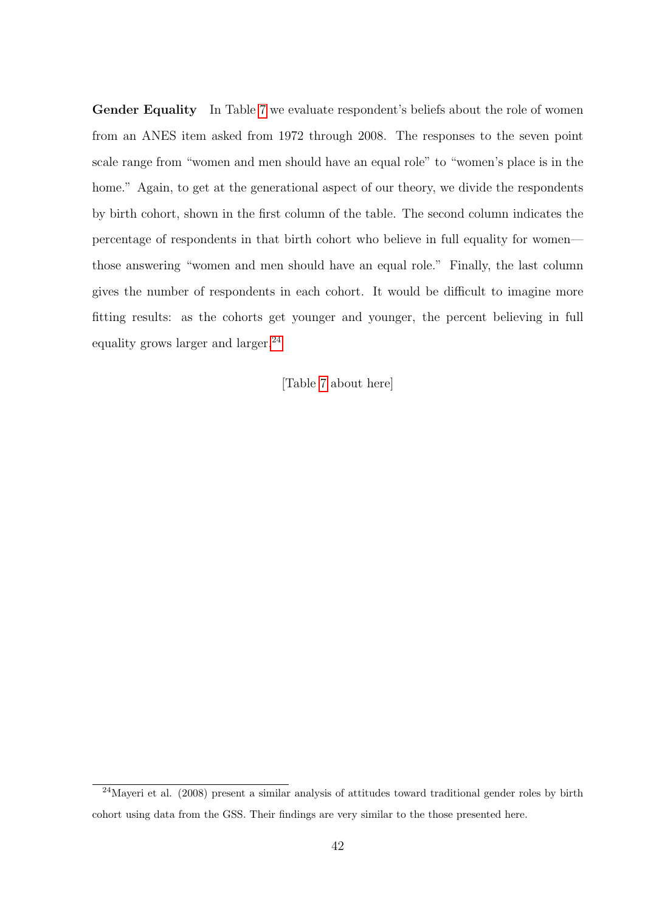**Gender Equality** In Table 7 we evaluate respondent's beliefs about the role of women from an ANES item asked from 1972 through 2008. The responses to the seven point scale range from "women and men should have an equal role" to "women's place is in the home." Again, to get at the generational aspect of our theory, we divide the respondents by birth cohort, shown in the first column of the table. The second column indicates the percentage of respondents in that birth cohort who believe in full equality for women—those answering "women and men should have an equal role." Finally, the last column gives the number of respondents in each cohort. It would be difficult to imagine more fitting results: as the cohorts get younger and younger, the percent believing in full equality grows larger and larger.[24]

[Table 7 about here]

[24] Mayeri et al. (2008) present a similar analysis of attitudes toward traditional gender roles by birth cohort using data from the GSS. Their findings are very similar to the those presented here.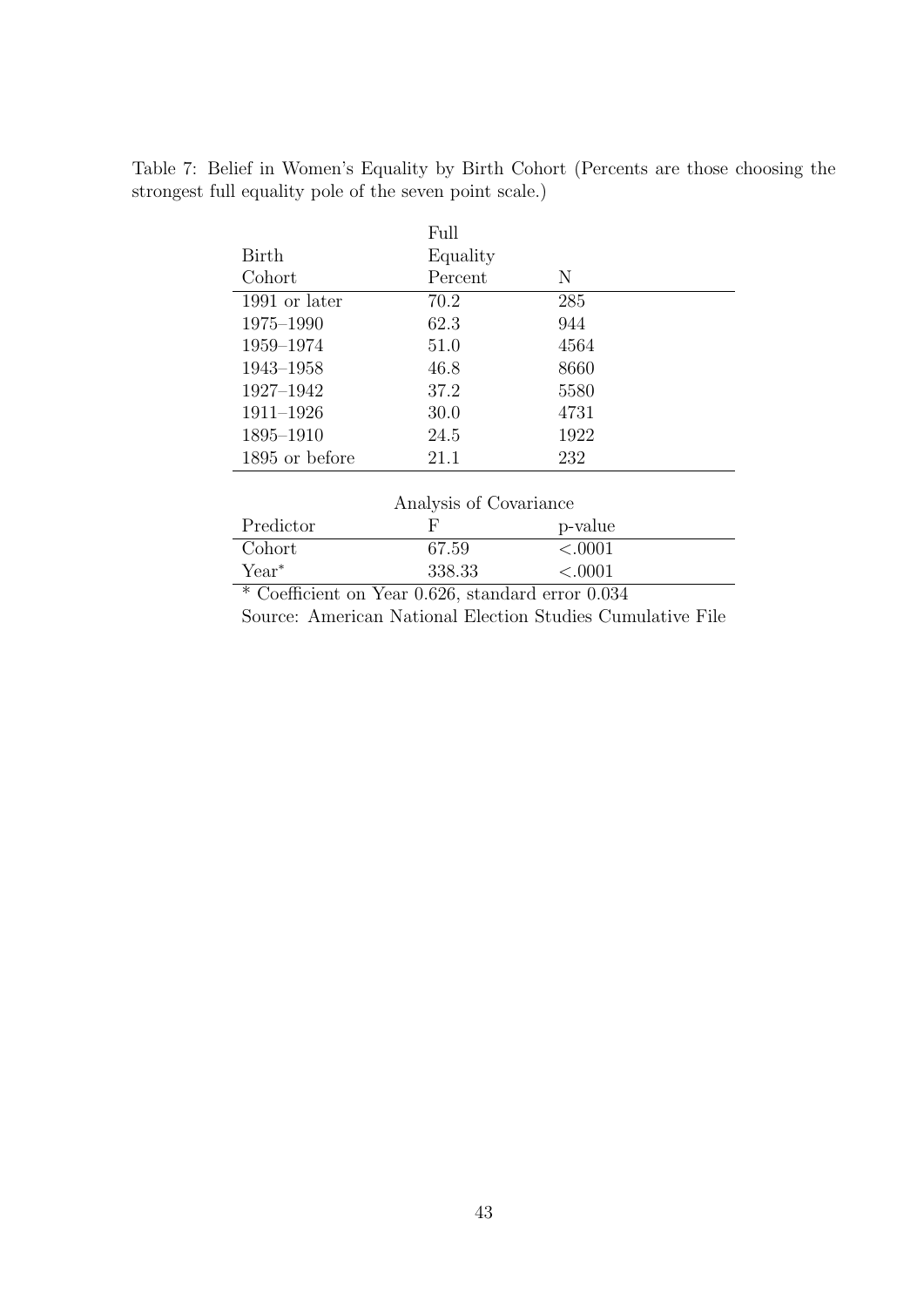Table 7: Belief in Women's Equality by Birth Cohort (Percents are those choosing the strongest full equality pole of the seven point scale.)

| Birth Cohort | Full Equality Percent | N |
|---|---|---|
| 1991 or later | 70.2 | 285 |
| 1975–1990 | 62.3 | 944 |
| 1959–1974 | 51.0 | 4564 |
| 1943–1958 | 46.8 | 8660 |
| 1927–1942 | 37.2 | 5580 |
| 1911–1926 | 30.0 | 4731 |
| 1895–1910 | 24.5 | 1922 |
| 1895 or before | 21.1 | 232 |

Analysis of Covariance

| Predictor | F | p-value |
|---|---|---|
| Cohort | 67.59 | <.0001 |
| Year* | 338.33 | <.0001 |

\* Coefficient on Year 0.626, standard error 0.034

Source: American National Election Studies Cumulative File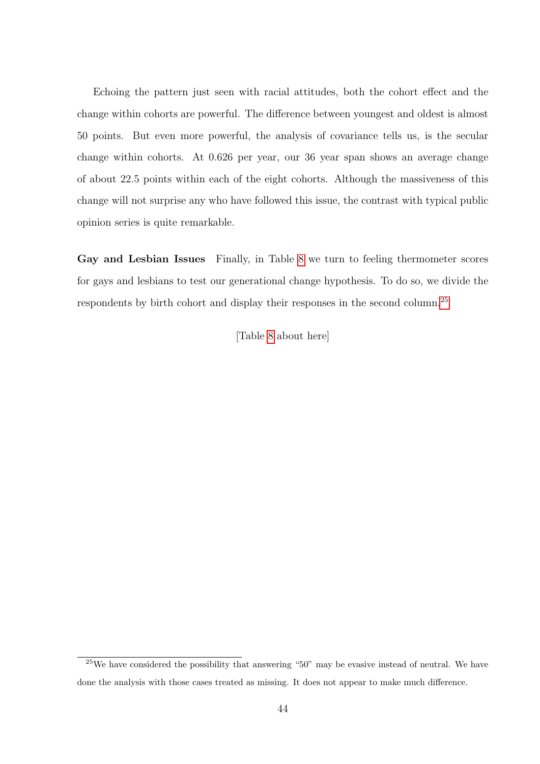Echoing the pattern just seen with racial attitudes, both the cohort effect and the change within cohorts are powerful. The difference between youngest and oldest is almost 50 points. But even more powerful, the analysis of covariance tells us, is the secular change within cohorts. At 0.626 per year, our 36 year span shows an average change of about 22.5 points within each of the eight cohorts. Although the massiveness of this change will not surprise any who have followed this issue, the contrast with typical public opinion series is quite remarkable.

**Gay and Lesbian Issues** Finally, in Table 8 we turn to feeling thermometer scores for gays and lesbians to test our generational change hypothesis. To do so, we divide the respondents by birth cohort and display their responses in the second column.[25]

[Table 8 about here]

[25] We have considered the possibility that answering "50" may be evasive instead of neutral. We have done the analysis with those cases treated as missing. It does not appear to make much difference.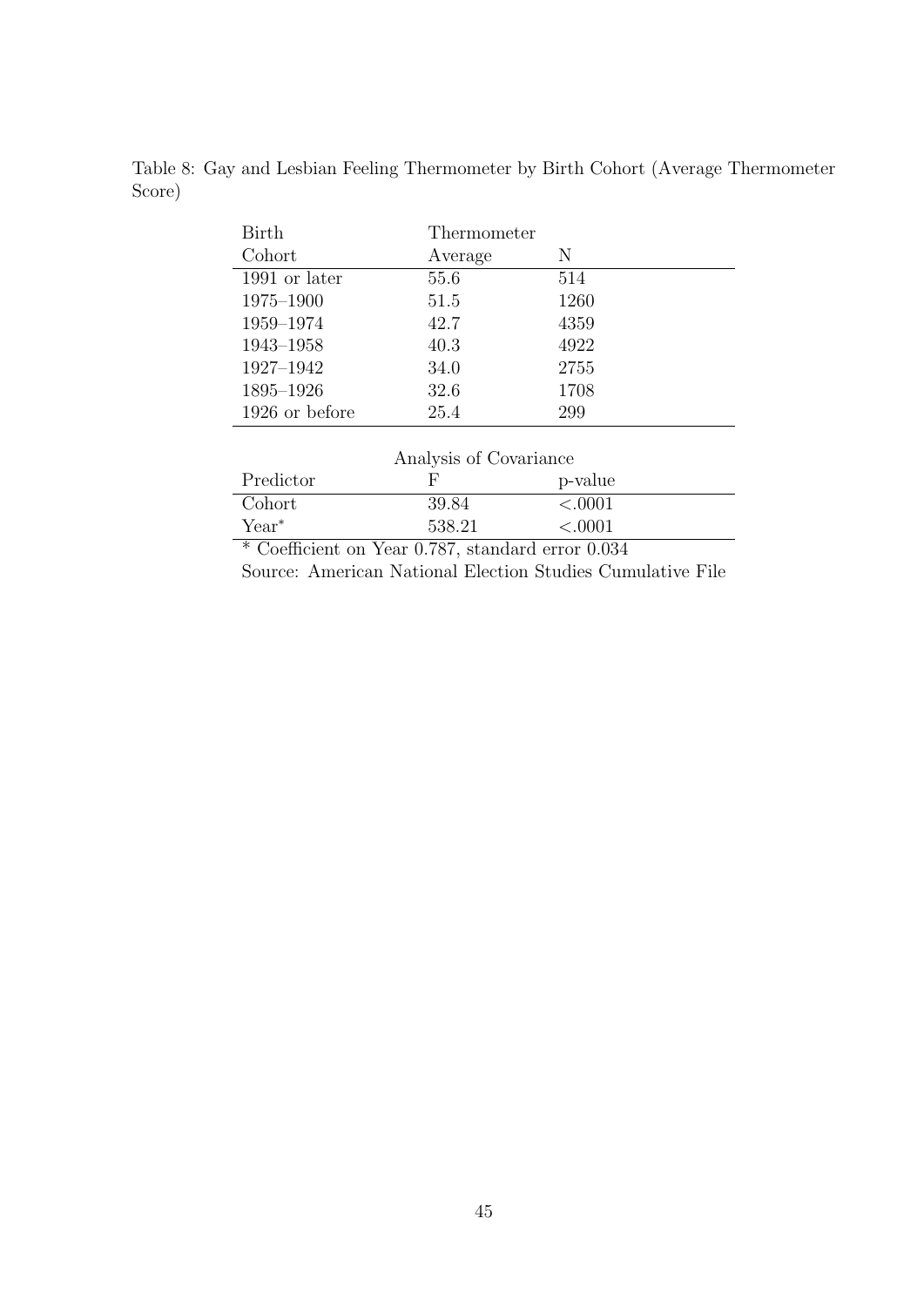Table 8: Gay and Lesbian Feeling Thermometer by Birth Cohort (Average Thermometer Score)

| Birth Cohort | Thermometer Average | N |
|---|---|---|
| 1991 or later | 55.6 | 514 |
| 1975–1900 | 51.5 | 1260 |
| 1959–1974 | 42.7 | 4359 |
| 1943–1958 | 40.3 | 4922 |
| 1927–1942 | 34.0 | 2755 |
| 1895–1926 | 32.6 | 1708 |
| 1926 or before | 25.4 | 299 |

| Analysis of Covariance | | |
|---|---|---|
| Predictor | F | p-value |
| Cohort | 39.84 | <.0001 |
| Year* | 538.21 | <.0001 |

* Coefficient on Year 0.787, standard error 0.034

Source: American National Election Studies Cumulative File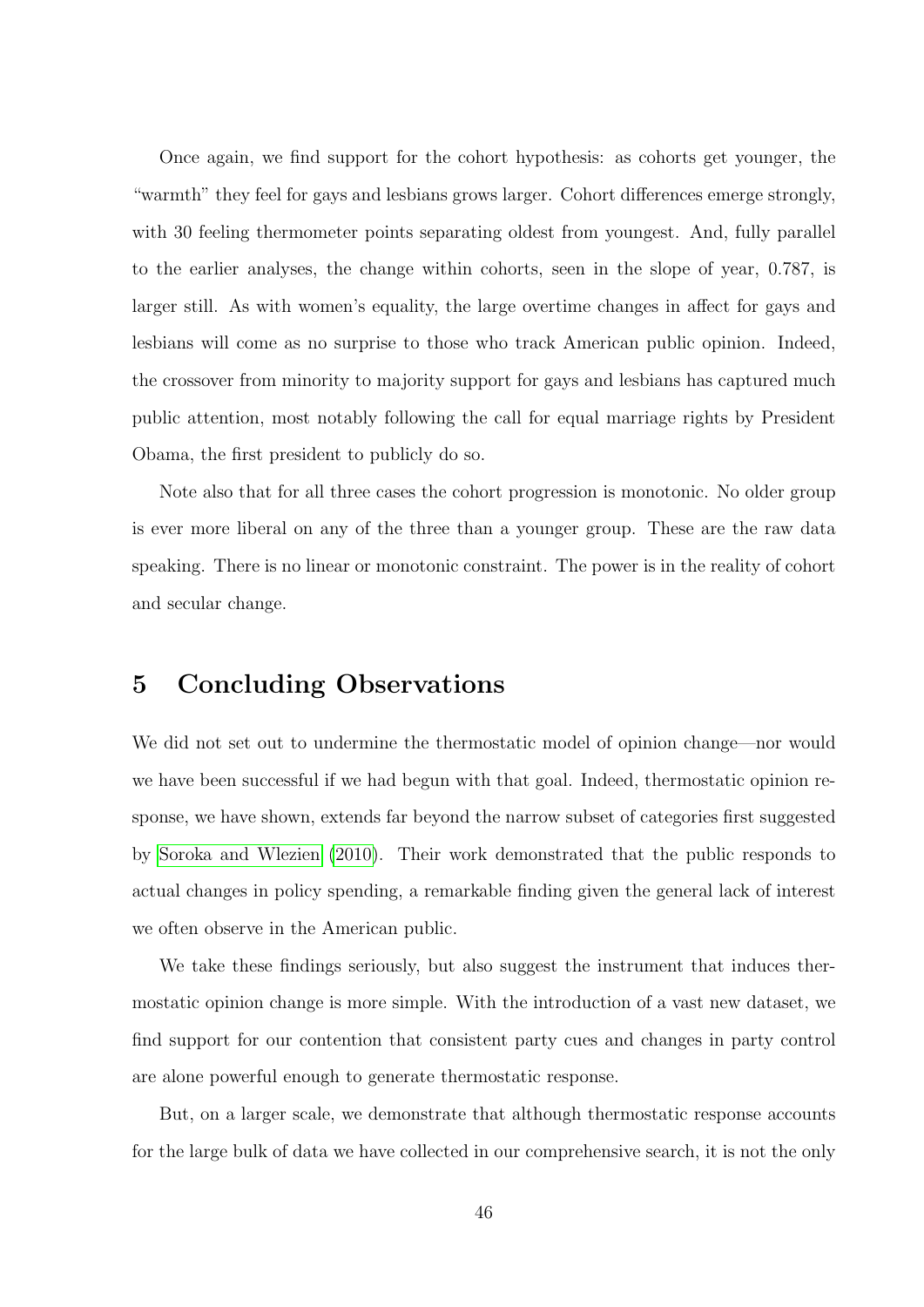Once again, we find support for the cohort hypothesis: as cohorts get younger, the "warmth" they feel for gays and lesbians grows larger. Cohort differences emerge strongly, with 30 feeling thermometer points separating oldest from youngest. And, fully parallel to the earlier analyses, the change within cohorts, seen in the slope of year, 0.787, is larger still. As with women's equality, the large overtime changes in affect for gays and lesbians will come as no surprise to those who track American public opinion. Indeed, the crossover from minority to majority support for gays and lesbians has captured much public attention, most notably following the call for equal marriage rights by President Obama, the first president to publicly do so.

Note also that for all three cases the cohort progression is monotonic. No older group is ever more liberal on any of the three than a younger group. These are the raw data speaking. There is no linear or monotonic constraint. The power is in the reality of cohort and secular change.

## 5 Concluding Observations

We did not set out to undermine the thermostatic model of opinion change—nor would we have been successful if we had begun with that goal. Indeed, thermostatic opinion response, we have shown, extends far beyond the narrow subset of categories first suggested by Soroka and Wlezien (2010). Their work demonstrated that the public responds to actual changes in policy spending, a remarkable finding given the general lack of interest we often observe in the American public.

We take these findings seriously, but also suggest the instrument that induces thermostatic opinion change is more simple. With the introduction of a vast new dataset, we find support for our contention that consistent party cues and changes in party control are alone powerful enough to generate thermostatic response.

But, on a larger scale, we demonstrate that although thermostatic response accounts for the large bulk of data we have collected in our comprehensive search, it is not the only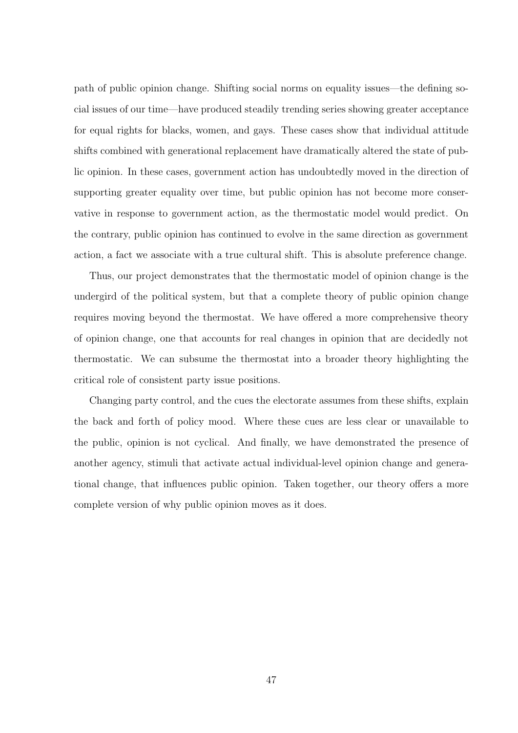path of public opinion change. Shifting social norms on equality issues—the defining social issues of our time—have produced steadily trending series showing greater acceptance for equal rights for blacks, women, and gays. These cases show that individual attitude shifts combined with generational replacement have dramatically altered the state of public opinion. In these cases, government action has undoubtedly moved in the direction of supporting greater equality over time, but public opinion has not become more conservative in response to government action, as the thermostatic model would predict. On the contrary, public opinion has continued to evolve in the same direction as government action, a fact we associate with a true cultural shift. This is absolute preference change.

Thus, our project demonstrates that the thermostatic model of opinion change is the undergird of the political system, but that a complete theory of public opinion change requires moving beyond the thermostat. We have offered a more comprehensive theory of opinion change, one that accounts for real changes in opinion that are decidedly not thermostatic. We can subsume the thermostat into a broader theory highlighting the critical role of consistent party issue positions.

Changing party control, and the cues the electorate assumes from these shifts, explain the back and forth of policy mood. Where these cues are less clear or unavailable to the public, opinion is not cyclical. And finally, we have demonstrated the presence of another agency, stimuli that activate actual individual-level opinion change and generational change, that influences public opinion. Taken together, our theory offers a more complete version of why public opinion moves as it does.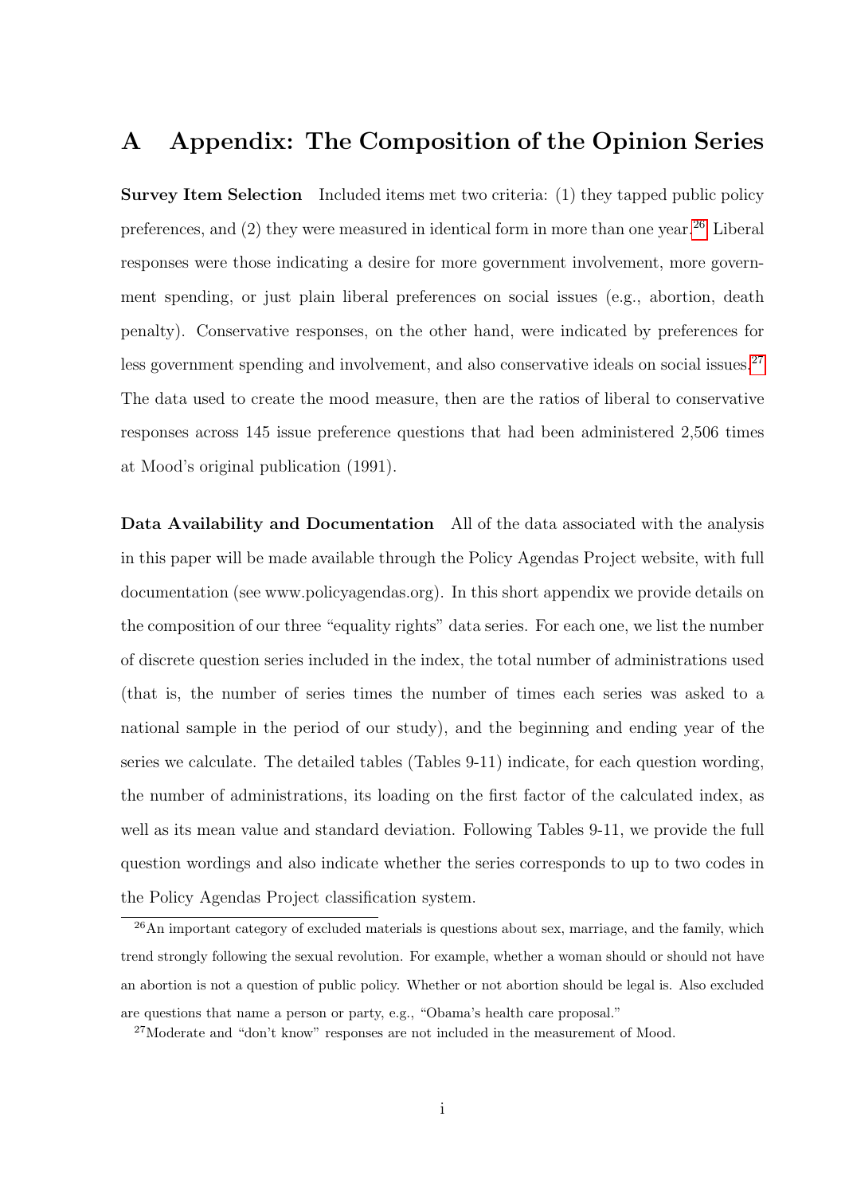# A Appendix: The Composition of the Opinion Series

**Survey Item Selection** Included items met two criteria: (1) they tapped public policy preferences, and (2) they were measured in identical form in more than one year.[26] Liberal responses were those indicating a desire for more government involvement, more government spending, or just plain liberal preferences on social issues (e.g., abortion, death penalty). Conservative responses, on the other hand, were indicated by preferences for less government spending and involvement, and also conservative ideals on social issues.[27] The data used to create the mood measure, then are the ratios of liberal to conservative responses across 145 issue preference questions that had been administered 2,506 times at Mood's original publication (1991).

**Data Availability and Documentation** All of the data associated with the analysis in this paper will be made available through the Policy Agendas Project website, with full documentation (see www.policyagendas.org). In this short appendix we provide details on the composition of our three "equality rights" data series. For each one, we list the number of discrete question series included in the index, the total number of administrations used (that is, the number of series times the number of times each series was asked to a national sample in the period of our study), and the beginning and ending year of the series we calculate. The detailed tables (Tables 9-11) indicate, for each question wording, the number of administrations, its loading on the first factor of the calculated index, as well as its mean value and standard deviation. Following Tables 9-11, we provide the full question wordings and also indicate whether the series corresponds to up to two codes in the Policy Agendas Project classification system.

[26] An important category of excluded materials is questions about sex, marriage, and the family, which trend strongly following the sexual revolution. For example, whether a woman should or should not have an abortion is not a question of public policy. Whether or not abortion should be legal is. Also excluded are questions that name a person or party, e.g., "Obama's health care proposal."

[27] Moderate and "don't know" responses are not included in the measurement of Mood.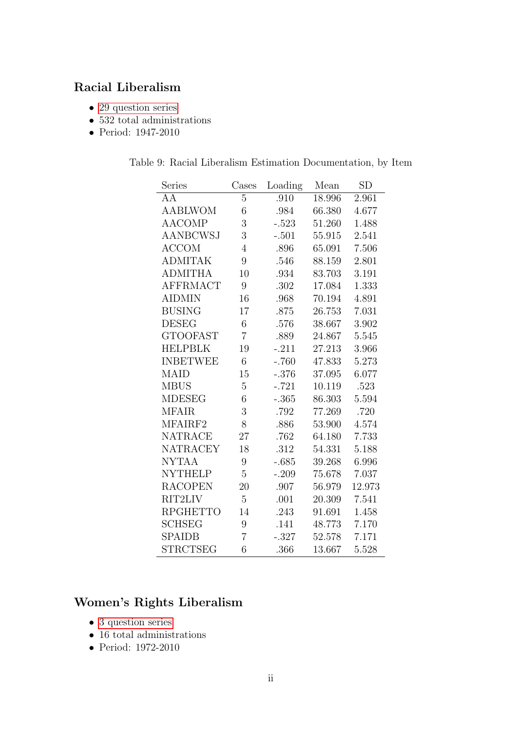## Racial Liberalism

- 29 question series
- 532 total administrations
- Period: 1947-2010

Table 9: Racial Liberalism Estimation Documentation, by Item

| Series | Cases | Loading | Mean | SD |
|---|---|---|---|---|
| AA | 5 | .910 | 18.996 | 2.961 |
| AABLWOM | 6 | .984 | 66.380 | 4.677 |
| AACOMP | 3 | -.523 | 51.260 | 1.488 |
| AANBCWSJ | 3 | -.501 | 55.915 | 2.541 |
| ACCOM | 4 | .896 | 65.091 | 7.506 |
| ADMITAK | 9 | .546 | 88.159 | 2.801 |
| ADMITHA | 10 | .934 | 83.703 | 3.191 |
| AFFRMACT | 9 | .302 | 17.084 | 1.333 |
| AIDMIN | 16 | .968 | 70.194 | 4.891 |
| BUSING | 17 | .875 | 26.753 | 7.031 |
| DESEG | 6 | .576 | 38.667 | 3.902 |
| GTOOFAST | 7 | .889 | 24.867 | 5.545 |
| HELPBLK | 19 | -.211 | 27.213 | 3.966 |
| INBETWEE | 6 | -.760 | 47.833 | 5.273 |
| MAID | 15 | -.376 | 37.095 | 6.077 |
| MBUS | 5 | -.721 | 10.119 | .523 |
| MDESEG | 6 | -.365 | 86.303 | 5.594 |
| MFAIR | 3 | .792 | 77.269 | .720 |
| MFAIRF2 | 8 | .886 | 53.900 | 4.574 |
| NATRACE | 27 | .762 | 64.180 | 7.733 |
| NATRACEY | 18 | .312 | 54.331 | 5.188 |
| NYTAA | 9 | -.685 | 39.268 | 6.996 |
| NYTHELP | 5 | -.209 | 75.678 | 7.037 |
| RACOPEN | 20 | .907 | 56.979 | 12.973 |
| RIT2LIV | 5 | .001 | 20.309 | 7.541 |
| RPGHETTO | 14 | .243 | 91.691 | 1.458 |
| SCHSEG | 9 | .141 | 48.773 | 7.170 |
| SPAIDB | 7 | -.327 | 52.578 | 7.171 |
| STRCTSEG | 6 | .366 | 13.667 | 5.528 |

## Women's Rights Liberalism

- 3 question series
- 16 total administrations
- Period: 1972-2010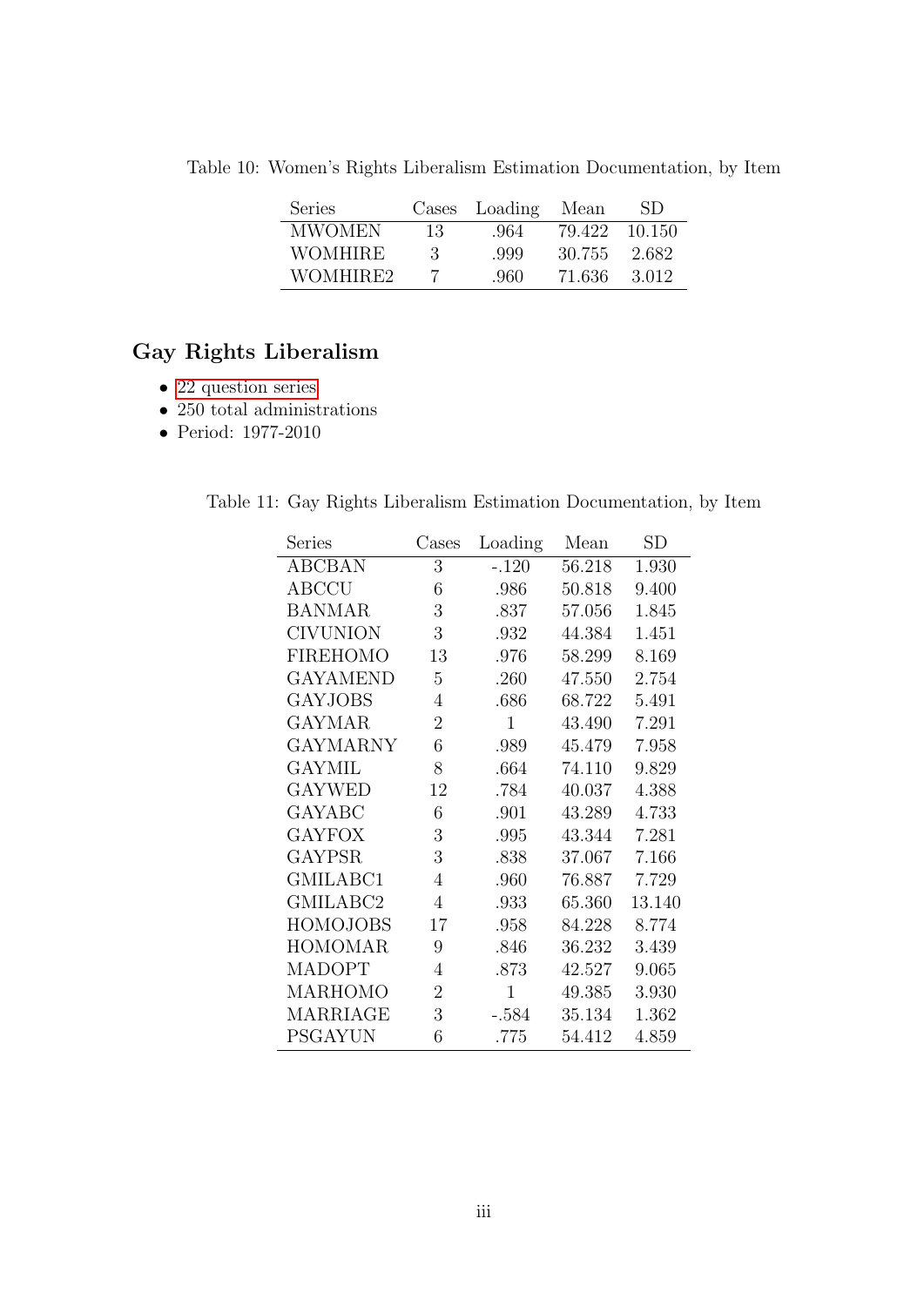Table 10: Women's Rights Liberalism Estimation Documentation, by Item

| Series | Cases | Loading | Mean | SD |
|---|---|---|---|---|
| MWOMEN | 13 | .964 | 79.422 | 10.150 |
| WOMHIRE | 3 | .999 | 30.755 | 2.682 |
| WOMHIRE2 | 7 | .960 | 71.636 | 3.012 |

## Gay Rights Liberalism

- 22 question series
- 250 total administrations
- Period: 1977-2010

Table 11: Gay Rights Liberalism Estimation Documentation, by Item

| Series | Cases | Loading | Mean | SD |
|---|---|---|---|---|
| ABCBAN | 3 | -.120 | 56.218 | 1.930 |
| ABCCU | 6 | .986 | 50.818 | 9.400 |
| BANMAR | 3 | .837 | 57.056 | 1.845 |
| CIVUNION | 3 | .932 | 44.384 | 1.451 |
| FIREHOMO | 13 | .976 | 58.299 | 8.169 |
| GAYAMEND | 5 | .260 | 47.550 | 2.754 |
| GAYJOBS | 4 | .686 | 68.722 | 5.491 |
| GAYMAR | 2 | 1 | 43.490 | 7.291 |
| GAYMARNY | 6 | .989 | 45.479 | 7.958 |
| GAYMIL | 8 | .664 | 74.110 | 9.829 |
| GAYWED | 12 | .784 | 40.037 | 4.388 |
| GAYABC | 6 | .901 | 43.289 | 4.733 |
| GAYFOX | 3 | .995 | 43.344 | 7.281 |
| GAYPSR | 3 | .838 | 37.067 | 7.166 |
| GMILABC1 | 4 | .960 | 76.887 | 7.729 |
| GMILABC2 | 4 | .933 | 65.360 | 13.140 |
| HOMOJOBS | 17 | .958 | 84.228 | 8.774 |
| HOMOMAR | 9 | .846 | 36.232 | 3.439 |
| MADOPT | 4 | .873 | 42.527 | 9.065 |
| MARHOMO | 2 | 1 | 49.385 | 3.930 |
| MARRIAGE | 3 | -.584 | 35.134 | 1.362 |
| PSGAYUN | 6 | .775 | 54.412 | 4.859 |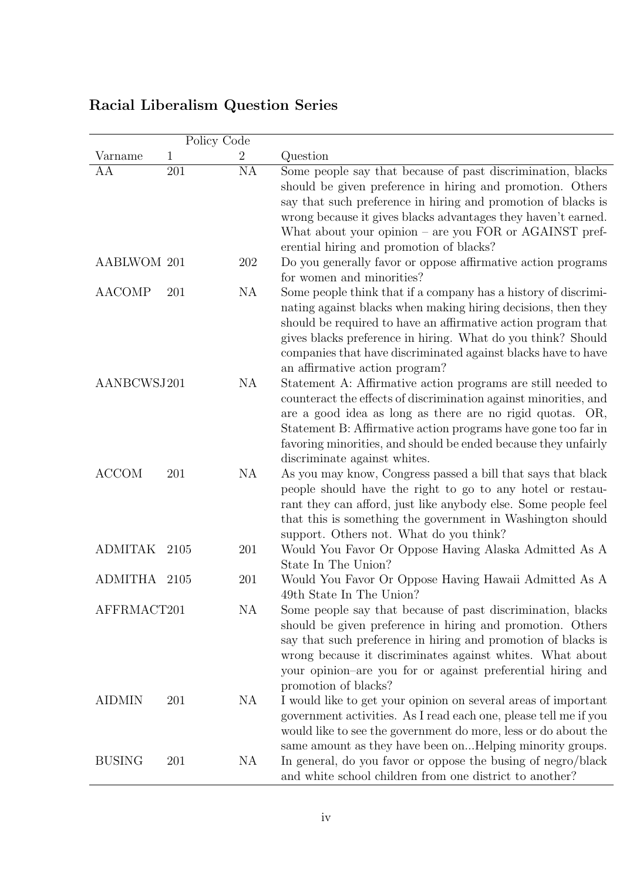## Racial Liberalism Question Series

| | Policy Code | | |
|---|---|---|---|
| Varname | 1 | 2 | Question |
| AA | 201 | NA | Some people say that because of past discrimination, blacks should be given preference in hiring and promotion. Others say that such preference in hiring and promotion of blacks is wrong because it gives blacks advantages they haven't earned. What about your opinion – are you FOR or AGAINST preferential hiring and promotion of blacks? |
| AABLWOM | 201 | 202 | Do you generally favor or oppose affirmative action programs for women and minorities? |
| AACOMP | 201 | NA | Some people think that if a company has a history of discriminating against blacks when making hiring decisions, then they should be required to have an affirmative action program that gives blacks preference in hiring. What do you think? Should companies that have discriminated against blacks have to have an affirmative action program? |
| AANBCWSJ | 201 | NA | Statement A: Affirmative action programs are still needed to counteract the effects of discrimination against minorities, and are a good idea as long as there are no rigid quotas. OR, Statement B: Affirmative action programs have gone too far in favoring minorities, and should be ended because they unfairly discriminate against whites. |
| ACCOM | 201 | NA | As you may know, Congress passed a bill that says that black people should have the right to go to any hotel or restaurant they can afford, just like anybody else. Some people feel that this is something the government in Washington should support. Others not. What do you think? |
| ADMITAK | 2105 | 201 | Would You Favor Or Oppose Having Alaska Admitted As A State In The Union? |
| ADMITHA | 2105 | 201 | Would You Favor Or Oppose Having Hawaii Admitted As A 49th State In The Union? |
| AFFRMACT | 201 | NA | Some people say that because of past discrimination, blacks should be given preference in hiring and promotion. Others say that such preference in hiring and promotion of blacks is wrong because it discriminates against whites. What about your opinion–are you for or against preferential hiring and promotion of blacks? |
| AIDMIN | 201 | NA | I would like to get your opinion on several areas of important government activities. As I read each one, please tell me if you would like to see the government do more, less or do about the same amount as they have been on...Helping minority groups. |
| BUSING | 201 | NA | In general, do you favor or oppose the busing of negro/black and white school children from one district to another? |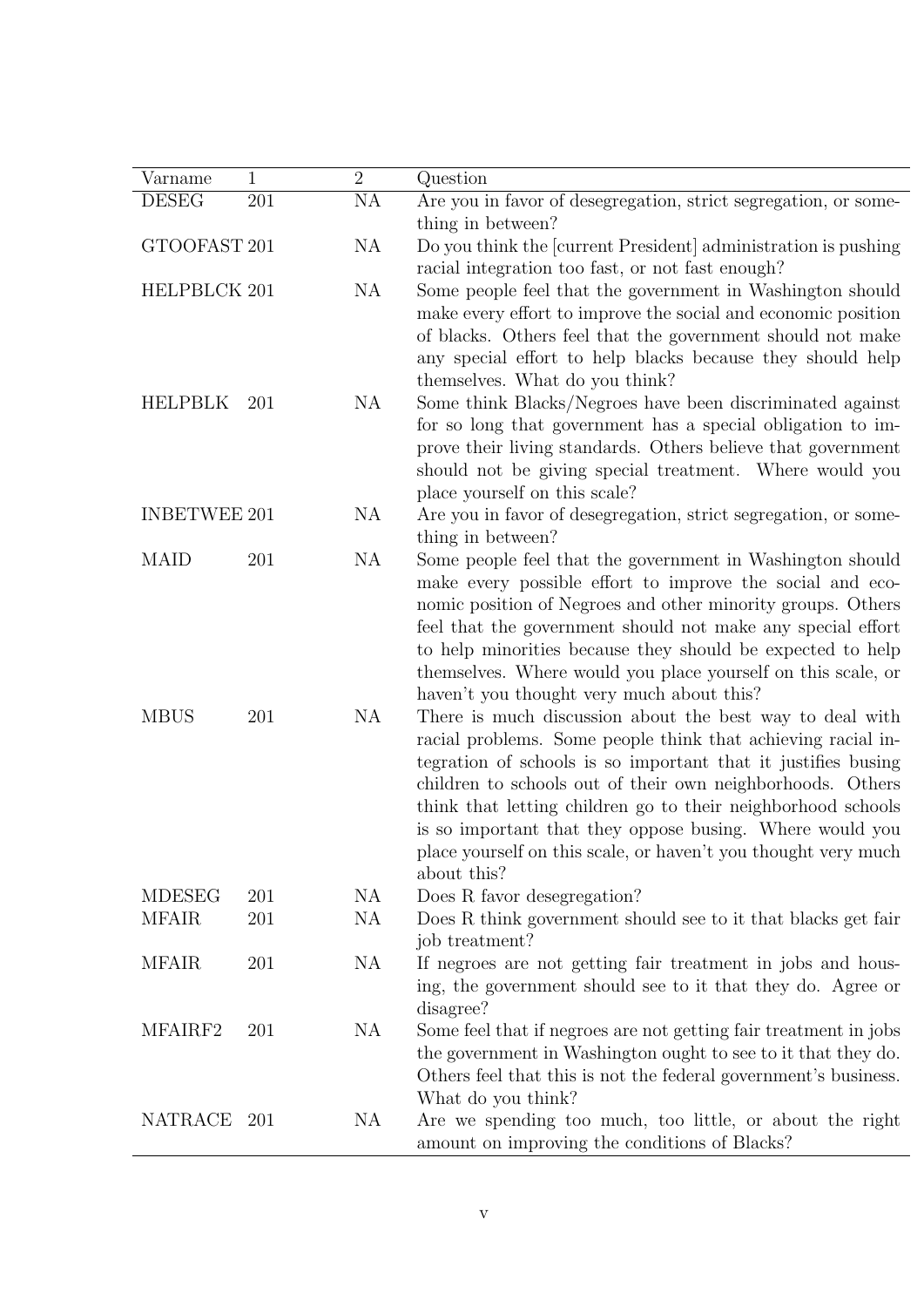| Varname | 1 | 2 | Question |
|---|---|---|---|
| DESEG | 201 | NA | Are you in favor of desegregation, strict segregation, or something in between? |
| GTOOFAST | 201 | NA | Do you think the [current President] administration is pushing racial integration too fast, or not fast enough? |
| HELPBLCK | 201 | NA | Some people feel that the government in Washington should make every effort to improve the social and economic position of blacks. Others feel that the government should not make any special effort to help blacks because they should help themselves. What do you think? |
| HELPBLK | 201 | NA | Some think Blacks/Negroes have been discriminated against for so long that government has a special obligation to improve their living standards. Others believe that government should not be giving special treatment. Where would you place yourself on this scale? |
| INBETWEE | 201 | NA | Are you in favor of desegregation, strict segregation, or something in between? |
| MAID | 201 | NA | Some people feel that the government in Washington should make every possible effort to improve the social and economic position of Negroes and other minority groups. Others feel that the government should not make any special effort to help minorities because they should be expected to help themselves. Where would you place yourself on this scale, or haven't you thought very much about this? |
| MBUS | 201 | NA | There is much discussion about the best way to deal with racial problems. Some people think that achieving racial integration of schools is so important that it justifies busing children to schools out of their own neighborhoods. Others think that letting children go to their neighborhood schools is so important that they oppose busing. Where would you place yourself on this scale, or haven't you thought very much about this? |
| MDESEG | 201 | NA | Does R favor desegregation? |
| MFAIR | 201 | NA | Does R think government should see to it that blacks get fair job treatment? |
| MFAIR | 201 | NA | If negroes are not getting fair treatment in jobs and housing, the government should see to it that they do. Agree or disagree? |
| MFAIRF2 | 201 | NA | Some feel that if negroes are not getting fair treatment in jobs the government in Washington ought to see to it that they do. Others feel that this is not the federal government's business. What do you think? |
| NATRACE | 201 | NA | Are we spending too much, too little, or about the right amount on improving the conditions of Blacks? |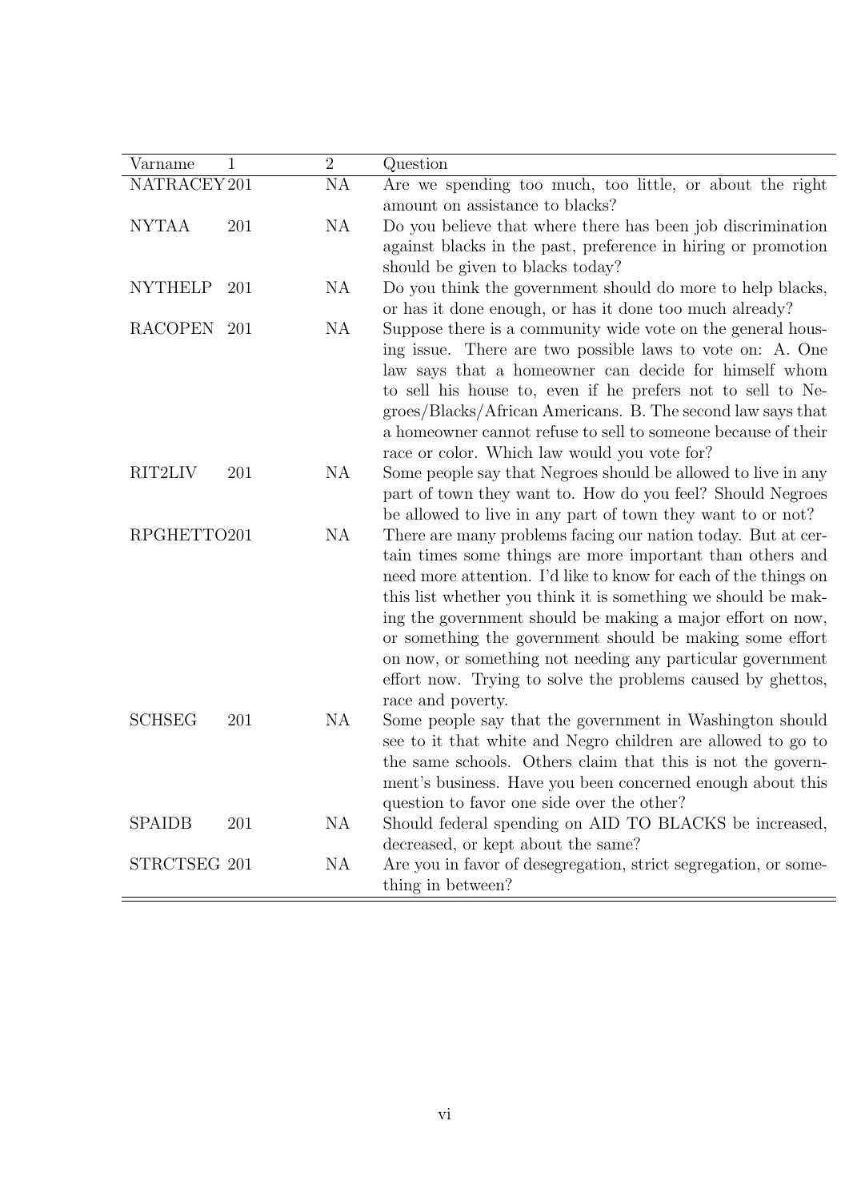| Varname | 1 | 2 | Question |
|---|---|---|---|
| NATRACEY | 201 | NA | Are we spending too much, too little, or about the right amount on assistance to blacks? |
| NYTAA | 201 | NA | Do you believe that where there has been job discrimination against blacks in the past, preference in hiring or promotion should be given to blacks today? |
| NYTHELP | 201 | NA | Do you think the government should do more to help blacks, or has it done enough, or has it done too much already? |
| RACOPEN | 201 | NA | Suppose there is a community wide vote on the general housing issue. There are two possible laws to vote on: A. One law says that a homeowner can decide for himself whom to sell his house to, even if he prefers not to sell to Negroes/Blacks/African Americans. B. The second law says that a homeowner cannot refuse to sell to someone because of their race or color. Which law would you vote for? |
| RIT2LIV | 201 | NA | Some people say that Negroes should be allowed to live in any part of town they want to. How do you feel? Should Negroes be allowed to live in any part of town they want to or not? |
| RPGHETTO | 201 | NA | There are many problems facing our nation today. But at certain times some things are more important than others and need more attention. I'd like to know for each of the things on this list whether you think it is something we should be making the government should be making a major effort on now, or something the government should be making some effort on now, or something not needing any particular government effort now. Trying to solve the problems caused by ghettos, race and poverty. |
| SCHSEG | 201 | NA | Some people say that the government in Washington should see to it that white and Negro children are allowed to go to the same schools. Others claim that this is not the government's business. Have you been concerned enough about this question to favor one side over the other? |
| SPAIDB | 201 | NA | Should federal spending on AID TO BLACKS be increased, decreased, or kept about the same? |
| STRCTSEG | 201 | NA | Are you in favor of desegregation, strict segregation, or something in between? |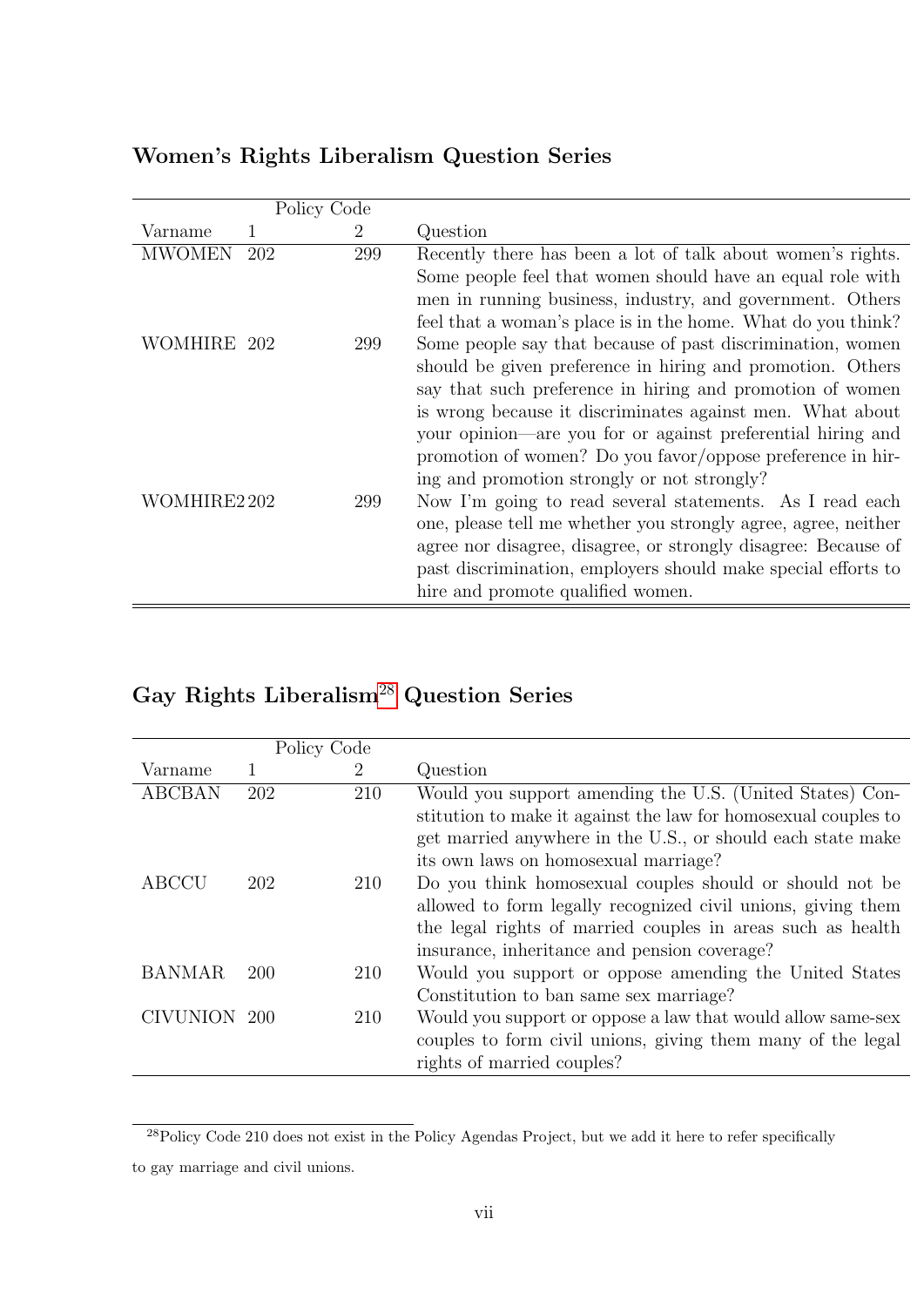### Women's Rights Liberalism Question Series

| | Policy Code | | |
|---|---|---|---|
| Varname | 1 | 2 | Question |
| MWOMEN | 202 | 299 | Recently there has been a lot of talk about women's rights. Some people feel that women should have an equal role with men in running business, industry, and government. Others feel that a woman's place is in the home. What do you think? |
| WOMHIRE | 202 | 299 | Some people say that because of past discrimination, women should be given preference in hiring and promotion. Others say that such preference in hiring and promotion of women is wrong because it discriminates against men. What about your opinion—are you for or against preferential hiring and promotion of women? Do you favor/oppose preference in hiring and promotion strongly or not strongly? |
| WOMHIRE2 | 202 | 299 | Now I'm going to read several statements. As I read each one, please tell me whether you strongly agree, agree, neither agree nor disagree, disagree, or strongly disagree: Because of past discrimination, employers should make special efforts to hire and promote qualified women. |

### Gay Rights Liberalism[28] Question Series

| | Policy Code | | |
|---|---|---|---|
| Varname | 1 | 2 | Question |
| ABCBAN | 202 | 210 | Would you support amending the U.S. (United States) Constitution to make it against the law for homosexual couples to get married anywhere in the U.S., or should each state make its own laws on homosexual marriage? |
| ABCCU | 202 | 210 | Do you think homosexual couples should or should not be allowed to form legally recognized civil unions, giving them the legal rights of married couples in areas such as health insurance, inheritance and pension coverage? |
| BANMAR | 200 | 210 | Would you support or oppose amending the United States Constitution to ban same sex marriage? |
| CIVUNION | 200 | 210 | Would you support or oppose a law that would allow same-sex couples to form civil unions, giving them many of the legal rights of married couples? |

[28] Policy Code 210 does not exist in the Policy Agendas Project, but we add it here to refer specifically to gay marriage and civil unions.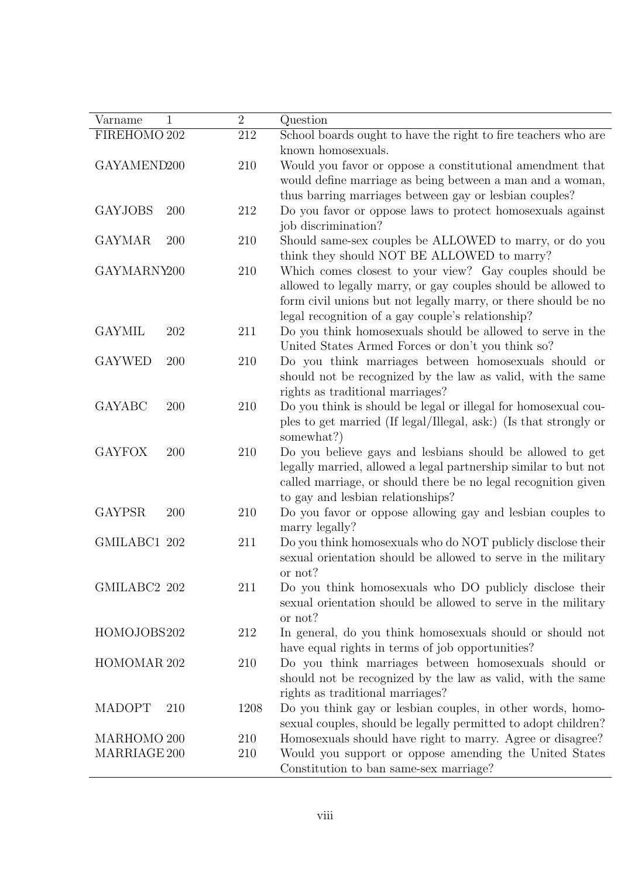| Varname | 1 | 2 | Question |
|---|---|---|---|
| FIREHOMO | 202 | 212 | School boards ought to have the right to fire teachers who are known homosexuals. |
| GAYAMEND | 200 | 210 | Would you favor or oppose a constitutional amendment that would define marriage as being between a man and a woman, thus barring marriages between gay or lesbian couples? |
| GAYJOBS | 200 | 212 | Do you favor or oppose laws to protect homosexuals against job discrimination? |
| GAYMAR | 200 | 210 | Should same-sex couples be ALLOWED to marry, or do you think they should NOT BE ALLOWED to marry? |
| GAYMARNY | 200 | 210 | Which comes closest to your view? Gay couples should be allowed to legally marry, or gay couples should be allowed to form civil unions but not legally marry, or there should be no legal recognition of a gay couple's relationship? |
| GAYMIL | 202 | 211 | Do you think homosexuals should be allowed to serve in the United States Armed Forces or don't you think so? |
| GAYWED | 200 | 210 | Do you think marriages between homosexuals should or should not be recognized by the law as valid, with the same rights as traditional marriages? |
| GAYABC | 200 | 210 | Do you think is should be legal or illegal for homosexual couples to get married (If legal/Illegal, ask:) (Is that strongly or somewhat?) |
| GAYFOX | 200 | 210 | Do you believe gays and lesbians should be allowed to get legally married, allowed a legal partnership similar to but not called marriage, or should there be no legal recognition given to gay and lesbian relationships? |
| GAYPSR | 200 | 210 | Do you favor or oppose allowing gay and lesbian couples to marry legally? |
| GMILABC1 | 202 | 211 | Do you think homosexuals who do NOT publicly disclose their sexual orientation should be allowed to serve in the military or not? |
| GMILABC2 | 202 | 211 | Do you think homosexuals who DO publicly disclose their sexual orientation should be allowed to serve in the military or not? |
| HOMOJOBS | 202 | 212 | In general, do you think homosexuals should or should not have equal rights in terms of job opportunities? |
| HOMOMAR | 202 | 210 | Do you think marriages between homosexuals should or should not be recognized by the law as valid, with the same rights as traditional marriages? |
| MADOPT | 210 | 1208 | Do you think gay or lesbian couples, in other words, homosexual couples, should be legally permitted to adopt children? |
| MARHOMO | 200 | 210 | Homosexuals should have right to marry. Agree or disagree? |
| MARRIAGE | 200 | 210 | Would you support or oppose amending the United States Constitution to ban same-sex marriage? |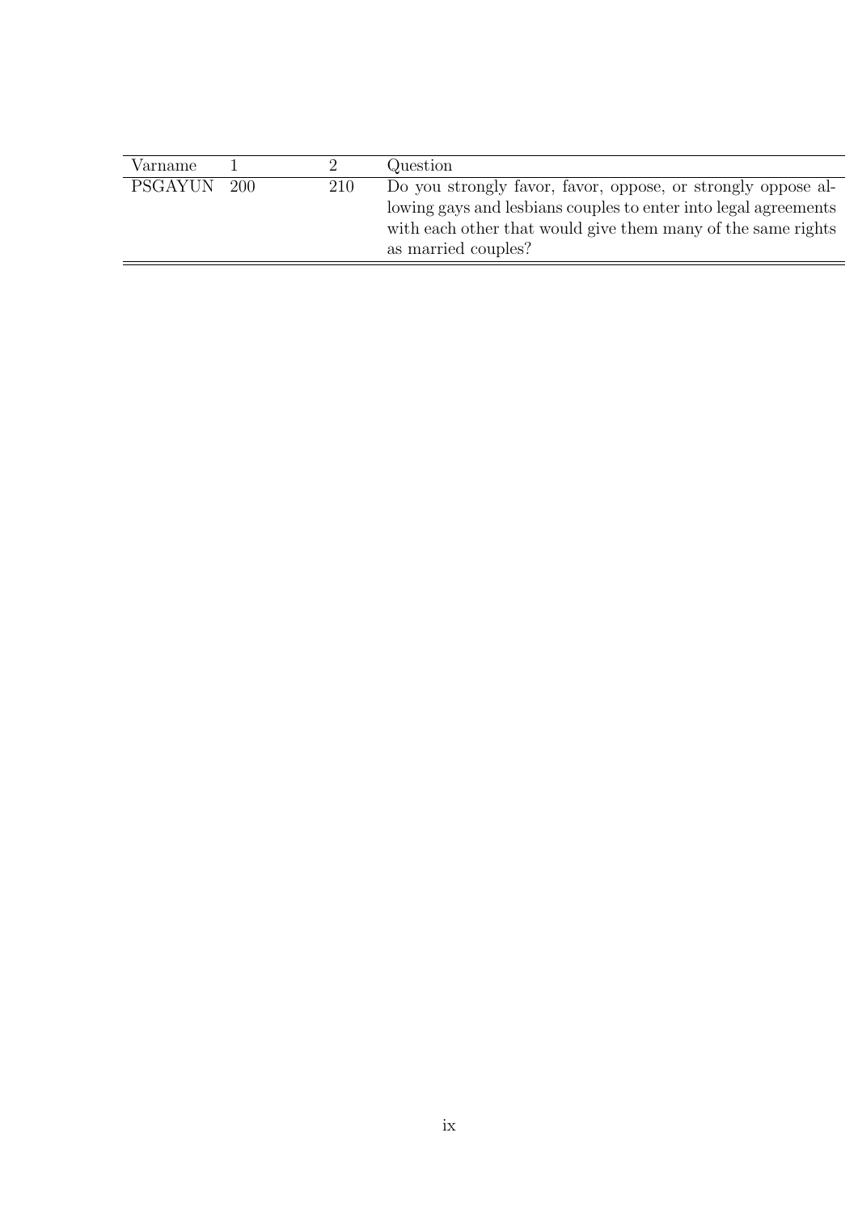| Varname | 1 | 2 | Question |
|---|---|---|---|
| PSGAYUN | 200 | 210 | Do you strongly favor, favor, oppose, or strongly oppose allowing gays and lesbians couples to enter into legal agreements with each other that would give them many of the same rights as married couples? |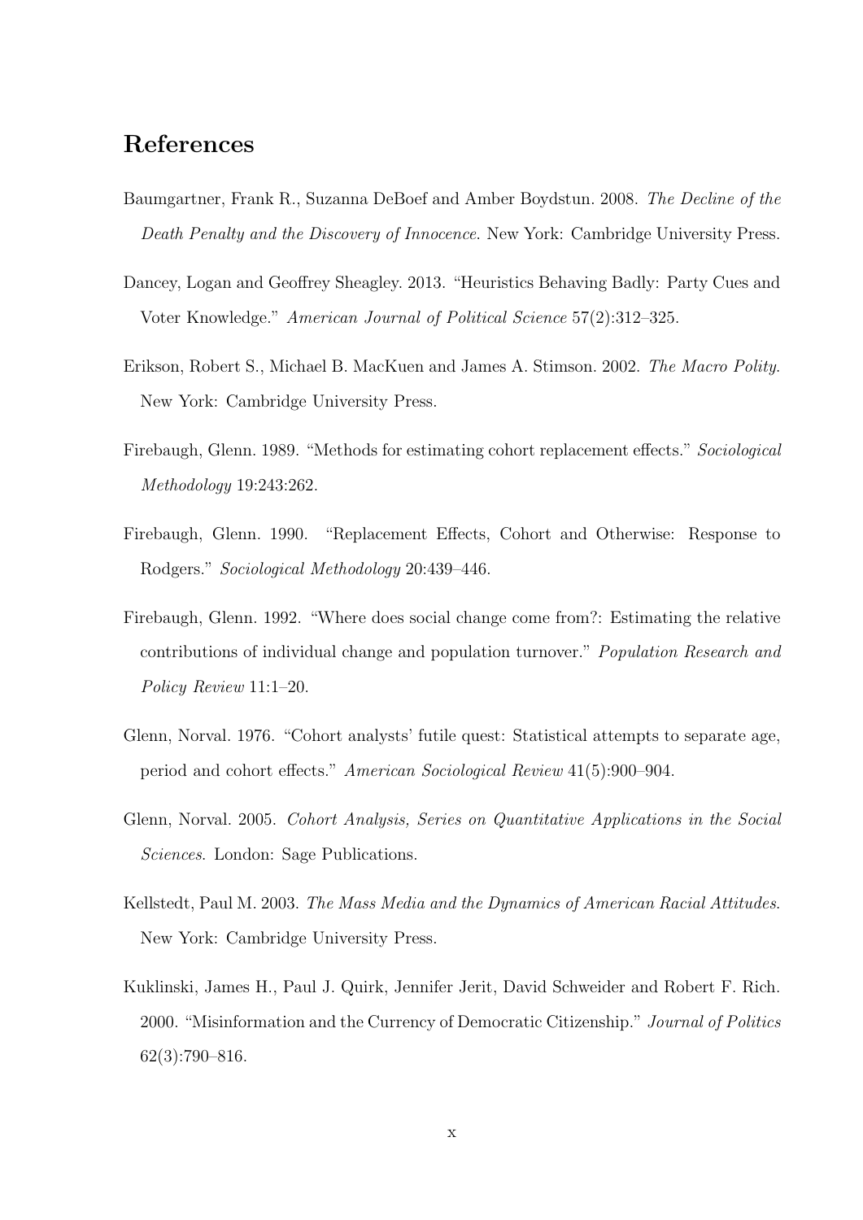# References

Baumgartner, Frank R., Suzanna DeBoef and Amber Boydstun. 2008. *The Decline of the Death Penalty and the Discovery of Innocence*. New York: Cambridge University Press.

Dancey, Logan and Geoffrey Sheagley. 2013. "Heuristics Behaving Badly: Party Cues and Voter Knowledge." *American Journal of Political Science* 57(2):312–325.

Erikson, Robert S., Michael B. MacKuen and James A. Stimson. 2002. *The Macro Polity*. New York: Cambridge University Press.

Firebaugh, Glenn. 1989. "Methods for estimating cohort replacement effects." *Sociological Methodology* 19:243:262.

Firebaugh, Glenn. 1990. "Replacement Effects, Cohort and Otherwise: Response to Rodgers." *Sociological Methodology* 20:439–446.

Firebaugh, Glenn. 1992. "Where does social change come from?: Estimating the relative contributions of individual change and population turnover." *Population Research and Policy Review* 11:1–20.

Glenn, Norval. 1976. "Cohort analysts' futile quest: Statistical attempts to separate age, period and cohort effects." *American Sociological Review* 41(5):900–904.

Glenn, Norval. 2005. *Cohort Analysis, Series on Quantitative Applications in the Social Sciences*. London: Sage Publications.

Kellstedt, Paul M. 2003. *The Mass Media and the Dynamics of American Racial Attitudes*. New York: Cambridge University Press.

Kuklinski, James H., Paul J. Quirk, Jennifer Jerit, David Schweider and Robert F. Rich. 2000. "Misinformation and the Currency of Democratic Citizenship." *Journal of Politics* 62(3):790–816.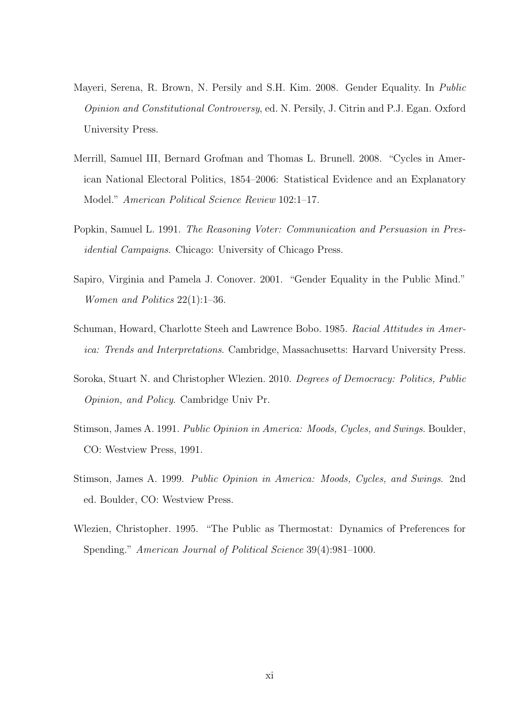Mayeri, Serena, R. Brown, N. Persily and S.H. Kim. 2008. Gender Equality. In *Public Opinion and Constitutional Controversy*, ed. N. Persily, J. Citrin and P.J. Egan. Oxford University Press.

Merrill, Samuel III, Bernard Grofman and Thomas L. Brunell. 2008. "Cycles in American National Electoral Politics, 1854–2006: Statistical Evidence and an Explanatory Model." *American Political Science Review* 102:1–17.

Popkin, Samuel L. 1991. *The Reasoning Voter: Communication and Persuasion in Presidential Campaigns*. Chicago: University of Chicago Press.

Sapiro, Virginia and Pamela J. Conover. 2001. "Gender Equality in the Public Mind." *Women and Politics* 22(1):1–36.

Schuman, Howard, Charlotte Steeh and Lawrence Bobo. 1985. *Racial Attitudes in America: Trends and Interpretations*. Cambridge, Massachusetts: Harvard University Press.

Soroka, Stuart N. and Christopher Wlezien. 2010. *Degrees of Democracy: Politics, Public Opinion, and Policy*. Cambridge Univ Pr.

Stimson, James A. 1991. *Public Opinion in America: Moods, Cycles, and Swings*. Boulder, CO: Westview Press, 1991.

Stimson, James A. 1999. *Public Opinion in America: Moods, Cycles, and Swings*. 2nd ed. Boulder, CO: Westview Press.

Wlezien, Christopher. 1995. "The Public as Thermostat: Dynamics of Preferences for Spending." *American Journal of Political Science* 39(4):981–1000.